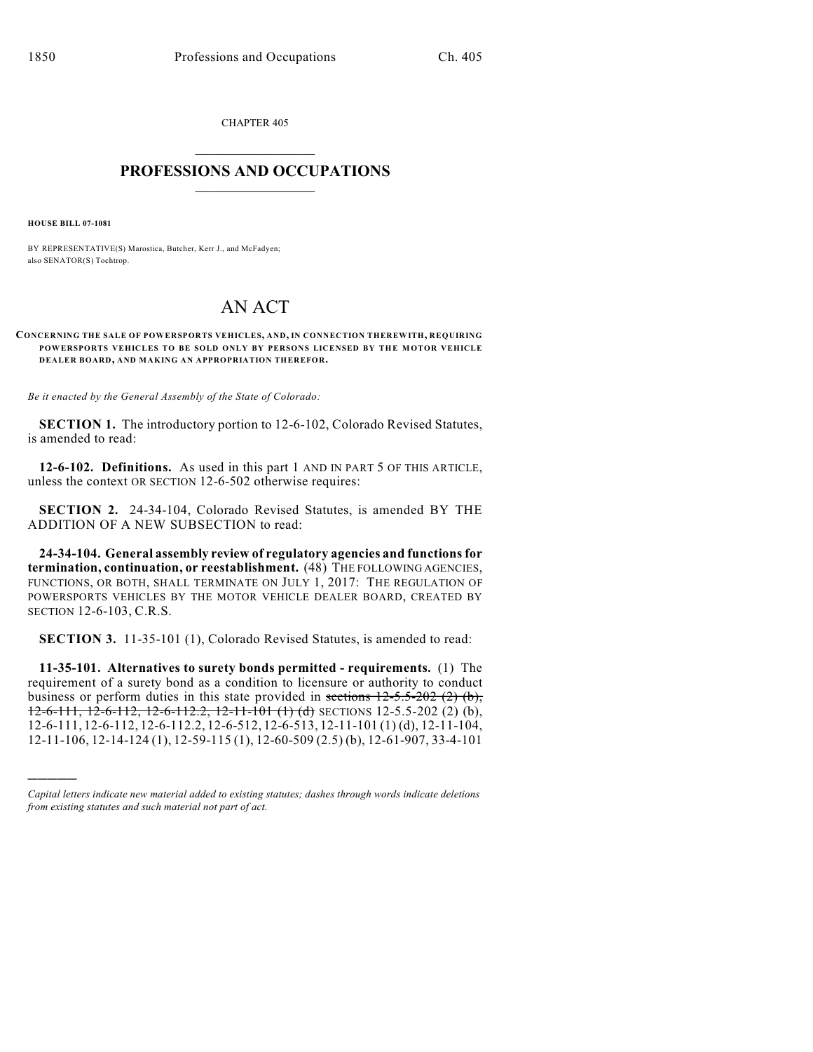CHAPTER 405

# PROFESSIONS AND OCCUPATIONS

**HOUSE BILL 07-1081**

BY REPRESENTATIVE(S) Marostica, Butcher, Kerr J., and McFadyen;
also SENATOR(S) Tochtrop.

# AN ACT

**CONCERNING THE SALE OF POWERSPORTS VEHICLES, AND, IN CONNECTION THEREWITH, REQUIRING POWERSPORTS VEHICLES TO BE SOLD ONLY BY PERSONS LICENSED BY THE MOTOR VEHICLE DEALER BOARD, AND MAKING AN APPROPRIATION THEREFOR.**

*Be it enacted by the General Assembly of the State of Colorado:*

**SECTION 1.** The introductory portion to 12-6-102, Colorado Revised Statutes, is amended to read:

**12-6-102. Definitions.** As used in this part 1 AND IN PART 5 OF THIS ARTICLE, unless the context OR SECTION 12-6-502 otherwise requires:

**SECTION 2.** 24-34-104, Colorado Revised Statutes, is amended BY THE ADDITION OF A NEW SUBSECTION to read:

**24-34-104. General assembly review of regulatory agencies and functions for termination, continuation, or reestablishment.** (48) THE FOLLOWING AGENCIES, FUNCTIONS, OR BOTH, SHALL TERMINATE ON JULY 1, 2017: THE REGULATION OF POWERSPORTS VEHICLES BY THE MOTOR VEHICLE DEALER BOARD, CREATED BY SECTION 12-6-103, C.R.S.

**SECTION 3.** 11-35-101 (1), Colorado Revised Statutes, is amended to read:

**11-35-101. Alternatives to surety bonds permitted - requirements.** (1) The requirement of a surety bond as a condition to licensure or authority to conduct business or perform duties in this state provided in ~~sections 12-5.5-202 (2) (b), 12-6-111, 12-6-112, 12-6-112.2, 12-11-101 (1) (d)~~ SECTIONS 12-5.5-202 (2) (b), 12-6-111, 12-6-112, 12-6-112.2, 12-6-512, 12-6-513, 12-11-101 (1) (d), 12-11-104, 12-11-106, 12-14-124 (1), 12-59-115 (1), 12-60-509 (2.5) (b), 12-61-907, 33-4-101

*Capital letters indicate new material added to existing statutes; dashes through words indicate deletions from existing statutes and such material not part of act.*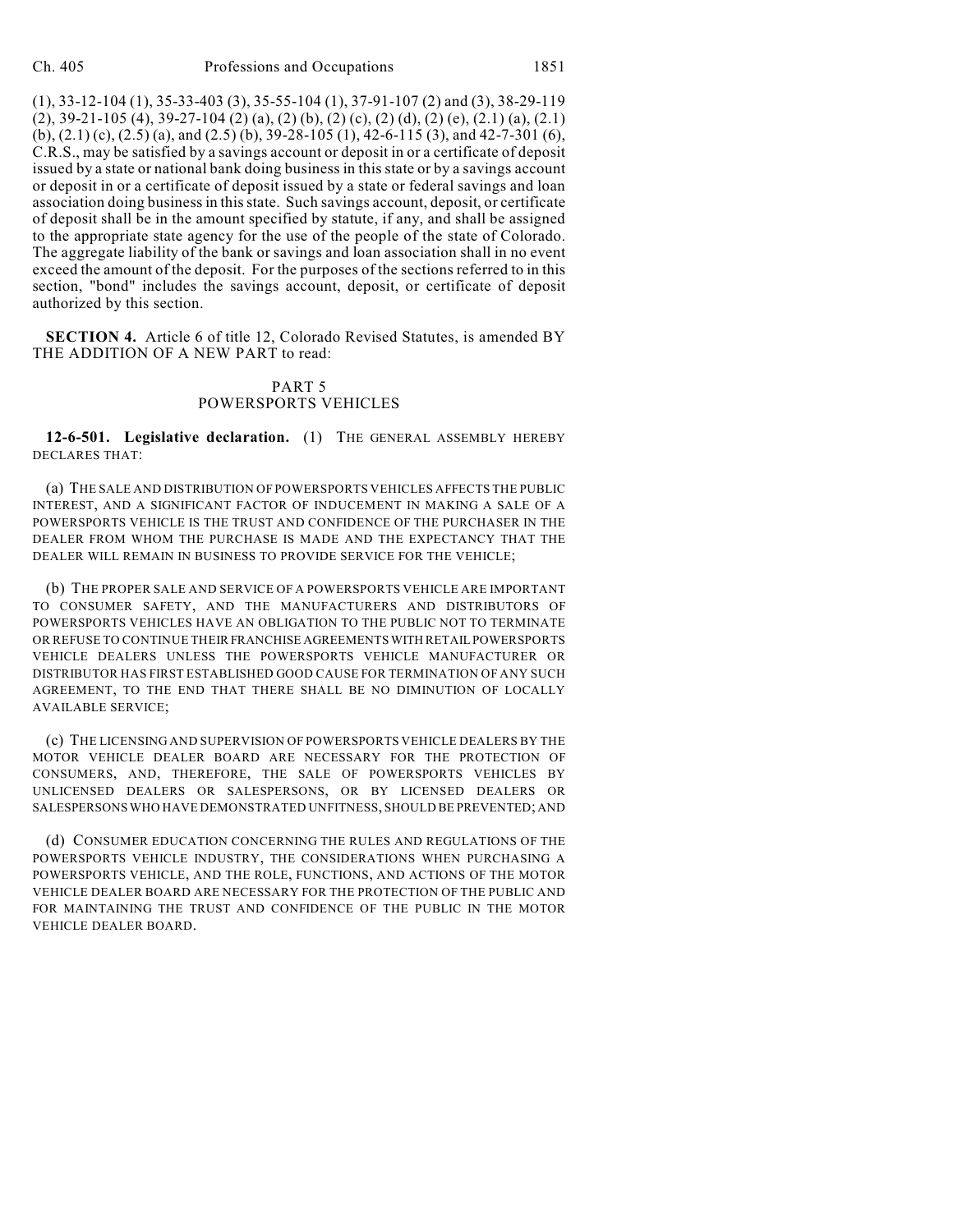(1), 33-12-104 (1), 35-33-403 (3), 35-55-104 (1), 37-91-107 (2) and (3), 38-29-119 (2), 39-21-105 (4), 39-27-104 (2) (a), (2) (b), (2) (c), (2) (d), (2) (e), (2.1) (a), (2.1) (b), (2.1) (c), (2.5) (a), and (2.5) (b), 39-28-105 (1), 42-6-115 (3), and 42-7-301 (6), C.R.S., may be satisfied by a savings account or deposit in or a certificate of deposit issued by a state or national bank doing business in this state or by a savings account or deposit in or a certificate of deposit issued by a state or federal savings and loan association doing business in this state. Such savings account, deposit, or certificate of deposit shall be in the amount specified by statute, if any, and shall be assigned to the appropriate state agency for the use of the people of the state of Colorado. The aggregate liability of the bank or savings and loan association shall in no event exceed the amount of the deposit. For the purposes of the sections referred to in this section, "bond" includes the savings account, deposit, or certificate of deposit authorized by this section.

**SECTION 4.** Article 6 of title 12, Colorado Revised Statutes, is amended BY THE ADDITION OF A NEW PART to read:

PART 5
POWERSPORTS VEHICLES

**12-6-501. Legislative declaration.** (1) THE GENERAL ASSEMBLY HEREBY DECLARES THAT:

(a) THE SALE AND DISTRIBUTION OF POWERSPORTS VEHICLES AFFECTS THE PUBLIC INTEREST, AND A SIGNIFICANT FACTOR OF INDUCEMENT IN MAKING A SALE OF A POWERSPORTS VEHICLE IS THE TRUST AND CONFIDENCE OF THE PURCHASER IN THE DEALER FROM WHOM THE PURCHASE IS MADE AND THE EXPECTANCY THAT THE DEALER WILL REMAIN IN BUSINESS TO PROVIDE SERVICE FOR THE VEHICLE;

(b) THE PROPER SALE AND SERVICE OF A POWERSPORTS VEHICLE ARE IMPORTANT TO CONSUMER SAFETY, AND THE MANUFACTURERS AND DISTRIBUTORS OF POWERSPORTS VEHICLES HAVE AN OBLIGATION TO THE PUBLIC NOT TO TERMINATE OR REFUSE TO CONTINUE THEIR FRANCHISE AGREEMENTS WITH RETAIL POWERSPORTS VEHICLE DEALERS UNLESS THE POWERSPORTS VEHICLE MANUFACTURER OR DISTRIBUTOR HAS FIRST ESTABLISHED GOOD CAUSE FOR TERMINATION OF ANY SUCH AGREEMENT, TO THE END THAT THERE SHALL BE NO DIMINUTION OF LOCALLY AVAILABLE SERVICE;

(c) THE LICENSING AND SUPERVISION OF POWERSPORTS VEHICLE DEALERS BY THE MOTOR VEHICLE DEALER BOARD ARE NECESSARY FOR THE PROTECTION OF CONSUMERS, AND, THEREFORE, THE SALE OF POWERSPORTS VEHICLES BY UNLICENSED DEALERS OR SALESPERSONS, OR BY LICENSED DEALERS OR SALESPERSONS WHO HAVE DEMONSTRATED UNFITNESS, SHOULD BE PREVENTED; AND

(d) CONSUMER EDUCATION CONCERNING THE RULES AND REGULATIONS OF THE POWERSPORTS VEHICLE INDUSTRY, THE CONSIDERATIONS WHEN PURCHASING A POWERSPORTS VEHICLE, AND THE ROLE, FUNCTIONS, AND ACTIONS OF THE MOTOR VEHICLE DEALER BOARD ARE NECESSARY FOR THE PROTECTION OF THE PUBLIC AND FOR MAINTAINING THE TRUST AND CONFIDENCE OF THE PUBLIC IN THE MOTOR VEHICLE DEALER BOARD.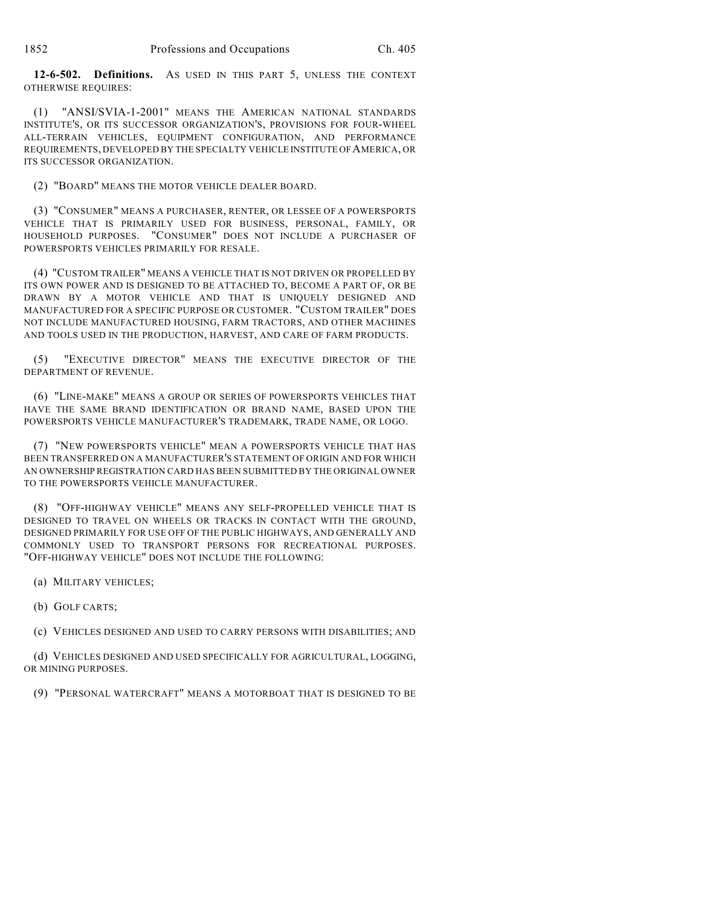**12-6-502. Definitions.** AS USED IN THIS PART 5, UNLESS THE CONTEXT OTHERWISE REQUIRES:

(1) "ANSI/SVIA-1-2001" MEANS THE AMERICAN NATIONAL STANDARDS INSTITUTE'S, OR ITS SUCCESSOR ORGANIZATION'S, PROVISIONS FOR FOUR-WHEEL ALL-TERRAIN VEHICLES, EQUIPMENT CONFIGURATION, AND PERFORMANCE REQUIREMENTS, DEVELOPED BY THE SPECIALTY VEHICLE INSTITUTE OF AMERICA, OR ITS SUCCESSOR ORGANIZATION.

(2) "BOARD" MEANS THE MOTOR VEHICLE DEALER BOARD.

(3) "CONSUMER" MEANS A PURCHASER, RENTER, OR LESSEE OF A POWERSPORTS VEHICLE THAT IS PRIMARILY USED FOR BUSINESS, PERSONAL, FAMILY, OR HOUSEHOLD PURPOSES. "CONSUMER" DOES NOT INCLUDE A PURCHASER OF POWERSPORTS VEHICLES PRIMARILY FOR RESALE.

(4) "CUSTOM TRAILER" MEANS A VEHICLE THAT IS NOT DRIVEN OR PROPELLED BY ITS OWN POWER AND IS DESIGNED TO BE ATTACHED TO, BECOME A PART OF, OR BE DRAWN BY A MOTOR VEHICLE AND THAT IS UNIQUELY DESIGNED AND MANUFACTURED FOR A SPECIFIC PURPOSE OR CUSTOMER. "CUSTOM TRAILER" DOES NOT INCLUDE MANUFACTURED HOUSING, FARM TRACTORS, AND OTHER MACHINES AND TOOLS USED IN THE PRODUCTION, HARVEST, AND CARE OF FARM PRODUCTS.

(5) "EXECUTIVE DIRECTOR" MEANS THE EXECUTIVE DIRECTOR OF THE DEPARTMENT OF REVENUE.

(6) "LINE-MAKE" MEANS A GROUP OR SERIES OF POWERSPORTS VEHICLES THAT HAVE THE SAME BRAND IDENTIFICATION OR BRAND NAME, BASED UPON THE POWERSPORTS VEHICLE MANUFACTURER'S TRADEMARK, TRADE NAME, OR LOGO.

(7) "NEW POWERSPORTS VEHICLE" MEAN A POWERSPORTS VEHICLE THAT HAS BEEN TRANSFERRED ON A MANUFACTURER'S STATEMENT OF ORIGIN AND FOR WHICH AN OWNERSHIP REGISTRATION CARD HAS BEEN SUBMITTED BY THE ORIGINAL OWNER TO THE POWERSPORTS VEHICLE MANUFACTURER.

(8) "OFF-HIGHWAY VEHICLE" MEANS ANY SELF-PROPELLED VEHICLE THAT IS DESIGNED TO TRAVEL ON WHEELS OR TRACKS IN CONTACT WITH THE GROUND, DESIGNED PRIMARILY FOR USE OFF OF THE PUBLIC HIGHWAYS, AND GENERALLY AND COMMONLY USED TO TRANSPORT PERSONS FOR RECREATIONAL PURPOSES. "OFF-HIGHWAY VEHICLE" DOES NOT INCLUDE THE FOLLOWING:

(a) MILITARY VEHICLES;

(b) GOLF CARTS;

(c) VEHICLES DESIGNED AND USED TO CARRY PERSONS WITH DISABILITIES; AND

(d) VEHICLES DESIGNED AND USED SPECIFICALLY FOR AGRICULTURAL, LOGGING, OR MINING PURPOSES.

(9) "PERSONAL WATERCRAFT" MEANS A MOTORBOAT THAT IS DESIGNED TO BE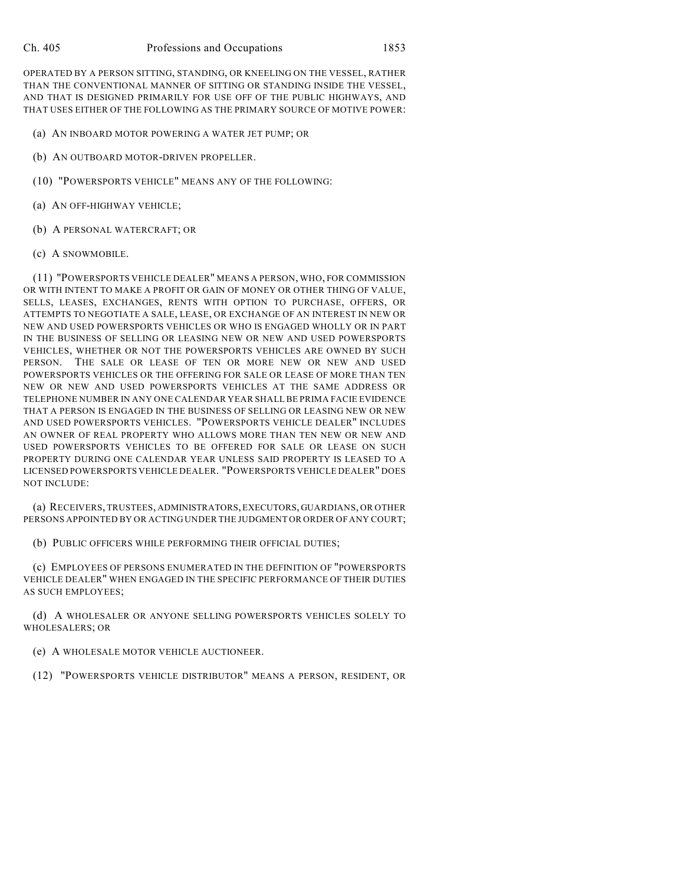OPERATED BY A PERSON SITTING, STANDING, OR KNEELING ON THE VESSEL, RATHER THAN THE CONVENTIONAL MANNER OF SITTING OR STANDING INSIDE THE VESSEL, AND THAT IS DESIGNED PRIMARILY FOR USE OFF OF THE PUBLIC HIGHWAYS, AND THAT USES EITHER OF THE FOLLOWING AS THE PRIMARY SOURCE OF MOTIVE POWER:

(a) AN INBOARD MOTOR POWERING A WATER JET PUMP; OR

(b) AN OUTBOARD MOTOR-DRIVEN PROPELLER.

(10) "POWERSPORTS VEHICLE" MEANS ANY OF THE FOLLOWING:

(a) AN OFF-HIGHWAY VEHICLE;

(b) A PERSONAL WATERCRAFT; OR

(c) A SNOWMOBILE.

(11) "POWERSPORTS VEHICLE DEALER" MEANS A PERSON, WHO, FOR COMMISSION OR WITH INTENT TO MAKE A PROFIT OR GAIN OF MONEY OR OTHER THING OF VALUE, SELLS, LEASES, EXCHANGES, RENTS WITH OPTION TO PURCHASE, OFFERS, OR ATTEMPTS TO NEGOTIATE A SALE, LEASE, OR EXCHANGE OF AN INTEREST IN NEW OR NEW AND USED POWERSPORTS VEHICLES OR WHO IS ENGAGED WHOLLY OR IN PART IN THE BUSINESS OF SELLING OR LEASING NEW OR NEW AND USED POWERSPORTS VEHICLES, WHETHER OR NOT THE POWERSPORTS VEHICLES ARE OWNED BY SUCH PERSON. THE SALE OR LEASE OF TEN OR MORE NEW OR NEW AND USED POWERSPORTS VEHICLES OR THE OFFERING FOR SALE OR LEASE OF MORE THAN TEN NEW OR NEW AND USED POWERSPORTS VEHICLES AT THE SAME ADDRESS OR TELEPHONE NUMBER IN ANY ONE CALENDAR YEAR SHALL BE PRIMA FACIE EVIDENCE THAT A PERSON IS ENGAGED IN THE BUSINESS OF SELLING OR LEASING NEW OR NEW AND USED POWERSPORTS VEHICLES. "POWERSPORTS VEHICLE DEALER" INCLUDES AN OWNER OF REAL PROPERTY WHO ALLOWS MORE THAN TEN NEW OR NEW AND USED POWERSPORTS VEHICLES TO BE OFFERED FOR SALE OR LEASE ON SUCH PROPERTY DURING ONE CALENDAR YEAR UNLESS SAID PROPERTY IS LEASED TO A LICENSED POWERSPORTS VEHICLE DEALER. "POWERSPORTS VEHICLE DEALER" DOES NOT INCLUDE:

(a) RECEIVERS, TRUSTEES, ADMINISTRATORS, EXECUTORS, GUARDIANS, OR OTHER PERSONS APPOINTED BY OR ACTING UNDER THE JUDGMENT OR ORDER OF ANY COURT;

(b) PUBLIC OFFICERS WHILE PERFORMING THEIR OFFICIAL DUTIES;

(c) EMPLOYEES OF PERSONS ENUMERATED IN THE DEFINITION OF "POWERSPORTS VEHICLE DEALER" WHEN ENGAGED IN THE SPECIFIC PERFORMANCE OF THEIR DUTIES AS SUCH EMPLOYEES;

(d) A WHOLESALER OR ANYONE SELLING POWERSPORTS VEHICLES SOLELY TO WHOLESALERS; OR

(e) A WHOLESALE MOTOR VEHICLE AUCTIONEER.

(12) "POWERSPORTS VEHICLE DISTRIBUTOR" MEANS A PERSON, RESIDENT, OR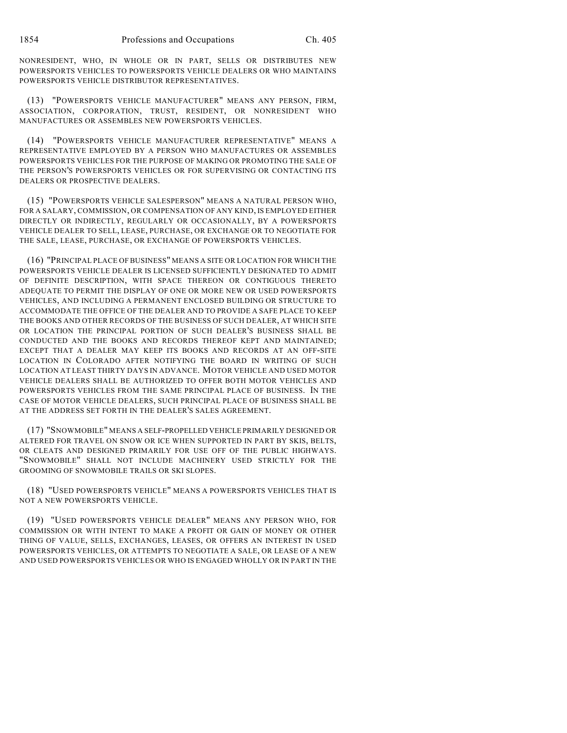NONRESIDENT, WHO, IN WHOLE OR IN PART, SELLS OR DISTRIBUTES NEW POWERSPORTS VEHICLES TO POWERSPORTS VEHICLE DEALERS OR WHO MAINTAINS POWERSPORTS VEHICLE DISTRIBUTOR REPRESENTATIVES.

(13) "POWERSPORTS VEHICLE MANUFACTURER" MEANS ANY PERSON, FIRM, ASSOCIATION, CORPORATION, TRUST, RESIDENT, OR NONRESIDENT WHO MANUFACTURES OR ASSEMBLES NEW POWERSPORTS VEHICLES.

(14) "POWERSPORTS VEHICLE MANUFACTURER REPRESENTATIVE" MEANS A REPRESENTATIVE EMPLOYED BY A PERSON WHO MANUFACTURES OR ASSEMBLES POWERSPORTS VEHICLES FOR THE PURPOSE OF MAKING OR PROMOTING THE SALE OF THE PERSON'S POWERSPORTS VEHICLES OR FOR SUPERVISING OR CONTACTING ITS DEALERS OR PROSPECTIVE DEALERS.

(15) "POWERSPORTS VEHICLE SALESPERSON" MEANS A NATURAL PERSON WHO, FOR A SALARY, COMMISSION, OR COMPENSATION OF ANY KIND, IS EMPLOYED EITHER DIRECTLY OR INDIRECTLY, REGULARLY OR OCCASIONALLY, BY A POWERSPORTS VEHICLE DEALER TO SELL, LEASE, PURCHASE, OR EXCHANGE OR TO NEGOTIATE FOR THE SALE, LEASE, PURCHASE, OR EXCHANGE OF POWERSPORTS VEHICLES.

(16) "PRINCIPAL PLACE OF BUSINESS" MEANS A SITE OR LOCATION FOR WHICH THE POWERSPORTS VEHICLE DEALER IS LICENSED SUFFICIENTLY DESIGNATED TO ADMIT OF DEFINITE DESCRIPTION, WITH SPACE THEREON OR CONTIGUOUS THERETO ADEQUATE TO PERMIT THE DISPLAY OF ONE OR MORE NEW OR USED POWERSPORTS VEHICLES, AND INCLUDING A PERMANENT ENCLOSED BUILDING OR STRUCTURE TO ACCOMMODATE THE OFFICE OF THE DEALER AND TO PROVIDE A SAFE PLACE TO KEEP THE BOOKS AND OTHER RECORDS OF THE BUSINESS OF SUCH DEALER, AT WHICH SITE OR LOCATION THE PRINCIPAL PORTION OF SUCH DEALER'S BUSINESS SHALL BE CONDUCTED AND THE BOOKS AND RECORDS THEREOF KEPT AND MAINTAINED; EXCEPT THAT A DEALER MAY KEEP ITS BOOKS AND RECORDS AT AN OFF-SITE LOCATION IN COLORADO AFTER NOTIFYING THE BOARD IN WRITING OF SUCH LOCATION AT LEAST THIRTY DAYS IN ADVANCE. MOTOR VEHICLE AND USED MOTOR VEHICLE DEALERS SHALL BE AUTHORIZED TO OFFER BOTH MOTOR VEHICLES AND POWERSPORTS VEHICLES FROM THE SAME PRINCIPAL PLACE OF BUSINESS. IN THE CASE OF MOTOR VEHICLE DEALERS, SUCH PRINCIPAL PLACE OF BUSINESS SHALL BE AT THE ADDRESS SET FORTH IN THE DEALER'S SALES AGREEMENT.

(17) "SNOWMOBILE" MEANS A SELF-PROPELLED VEHICLE PRIMARILY DESIGNED OR ALTERED FOR TRAVEL ON SNOW OR ICE WHEN SUPPORTED IN PART BY SKIS, BELTS, OR CLEATS AND DESIGNED PRIMARILY FOR USE OFF OF THE PUBLIC HIGHWAYS. "SNOWMOBILE" SHALL NOT INCLUDE MACHINERY USED STRICTLY FOR THE GROOMING OF SNOWMOBILE TRAILS OR SKI SLOPES.

(18) "USED POWERSPORTS VEHICLE" MEANS A POWERSPORTS VEHICLES THAT IS NOT A NEW POWERSPORTS VEHICLE.

(19) "USED POWERSPORTS VEHICLE DEALER" MEANS ANY PERSON WHO, FOR COMMISSION OR WITH INTENT TO MAKE A PROFIT OR GAIN OF MONEY OR OTHER THING OF VALUE, SELLS, EXCHANGES, LEASES, OR OFFERS AN INTEREST IN USED POWERSPORTS VEHICLES, OR ATTEMPTS TO NEGOTIATE A SALE, OR LEASE OF A NEW AND USED POWERSPORTS VEHICLES OR WHO IS ENGAGED WHOLLY OR IN PART IN THE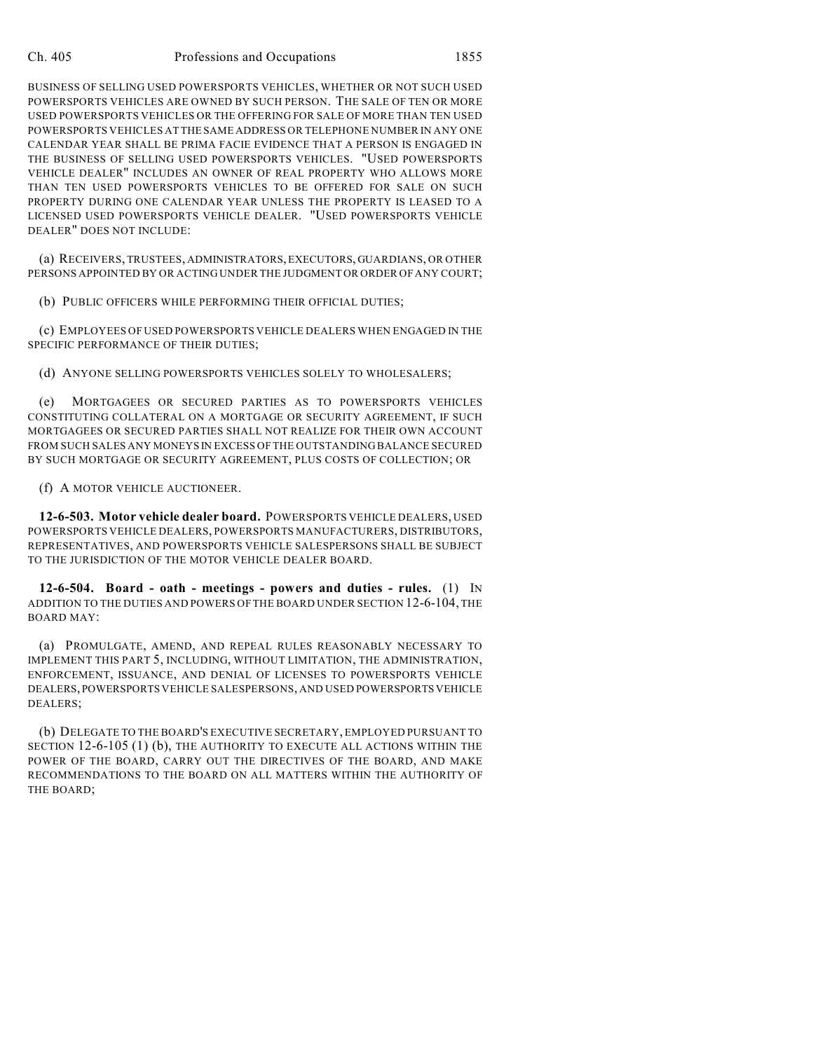BUSINESS OF SELLING USED POWERSPORTS VEHICLES, WHETHER OR NOT SUCH USED POWERSPORTS VEHICLES ARE OWNED BY SUCH PERSON. THE SALE OF TEN OR MORE USED POWERSPORTS VEHICLES OR THE OFFERING FOR SALE OF MORE THAN TEN USED POWERSPORTS VEHICLES AT THE SAME ADDRESS OR TELEPHONE NUMBER IN ANY ONE CALENDAR YEAR SHALL BE PRIMA FACIE EVIDENCE THAT A PERSON IS ENGAGED IN THE BUSINESS OF SELLING USED POWERSPORTS VEHICLES. "USED POWERSPORTS VEHICLE DEALER" INCLUDES AN OWNER OF REAL PROPERTY WHO ALLOWS MORE THAN TEN USED POWERSPORTS VEHICLES TO BE OFFERED FOR SALE ON SUCH PROPERTY DURING ONE CALENDAR YEAR UNLESS THE PROPERTY IS LEASED TO A LICENSED USED POWERSPORTS VEHICLE DEALER. "USED POWERSPORTS VEHICLE DEALER" DOES NOT INCLUDE:

(a) RECEIVERS, TRUSTEES, ADMINISTRATORS, EXECUTORS, GUARDIANS, OR OTHER PERSONS APPOINTED BY OR ACTING UNDER THE JUDGMENT OR ORDER OF ANY COURT;

(b) PUBLIC OFFICERS WHILE PERFORMING THEIR OFFICIAL DUTIES;

(c) EMPLOYEES OF USED POWERSPORTS VEHICLE DEALERS WHEN ENGAGED IN THE SPECIFIC PERFORMANCE OF THEIR DUTIES;

(d) ANYONE SELLING POWERSPORTS VEHICLES SOLELY TO WHOLESALERS;

(e) MORTGAGEES OR SECURED PARTIES AS TO POWERSPORTS VEHICLES CONSTITUTING COLLATERAL ON A MORTGAGE OR SECURITY AGREEMENT, IF SUCH MORTGAGEES OR SECURED PARTIES SHALL NOT REALIZE FOR THEIR OWN ACCOUNT FROM SUCH SALES ANY MONEYS IN EXCESS OF THE OUTSTANDING BALANCE SECURED BY SUCH MORTGAGE OR SECURITY AGREEMENT, PLUS COSTS OF COLLECTION; OR

(f) A MOTOR VEHICLE AUCTIONEER.

**12-6-503. Motor vehicle dealer board.** POWERSPORTS VEHICLE DEALERS, USED POWERSPORTS VEHICLE DEALERS, POWERSPORTS MANUFACTURERS, DISTRIBUTORS, REPRESENTATIVES, AND POWERSPORTS VEHICLE SALESPERSONS SHALL BE SUBJECT TO THE JURISDICTION OF THE MOTOR VEHICLE DEALER BOARD.

**12-6-504. Board - oath - meetings - powers and duties - rules.** (1) IN ADDITION TO THE DUTIES AND POWERS OF THE BOARD UNDER SECTION 12-6-104, THE BOARD MAY:

(a) PROMULGATE, AMEND, AND REPEAL RULES REASONABLY NECESSARY TO IMPLEMENT THIS PART 5, INCLUDING, WITHOUT LIMITATION, THE ADMINISTRATION, ENFORCEMENT, ISSUANCE, AND DENIAL OF LICENSES TO POWERSPORTS VEHICLE DEALERS, POWERSPORTS VEHICLE SALESPERSONS, AND USED POWERSPORTS VEHICLE DEALERS;

(b) DELEGATE TO THE BOARD'S EXECUTIVE SECRETARY, EMPLOYED PURSUANT TO SECTION 12-6-105 (1) (b), THE AUTHORITY TO EXECUTE ALL ACTIONS WITHIN THE POWER OF THE BOARD, CARRY OUT THE DIRECTIVES OF THE BOARD, AND MAKE RECOMMENDATIONS TO THE BOARD ON ALL MATTERS WITHIN THE AUTHORITY OF THE BOARD;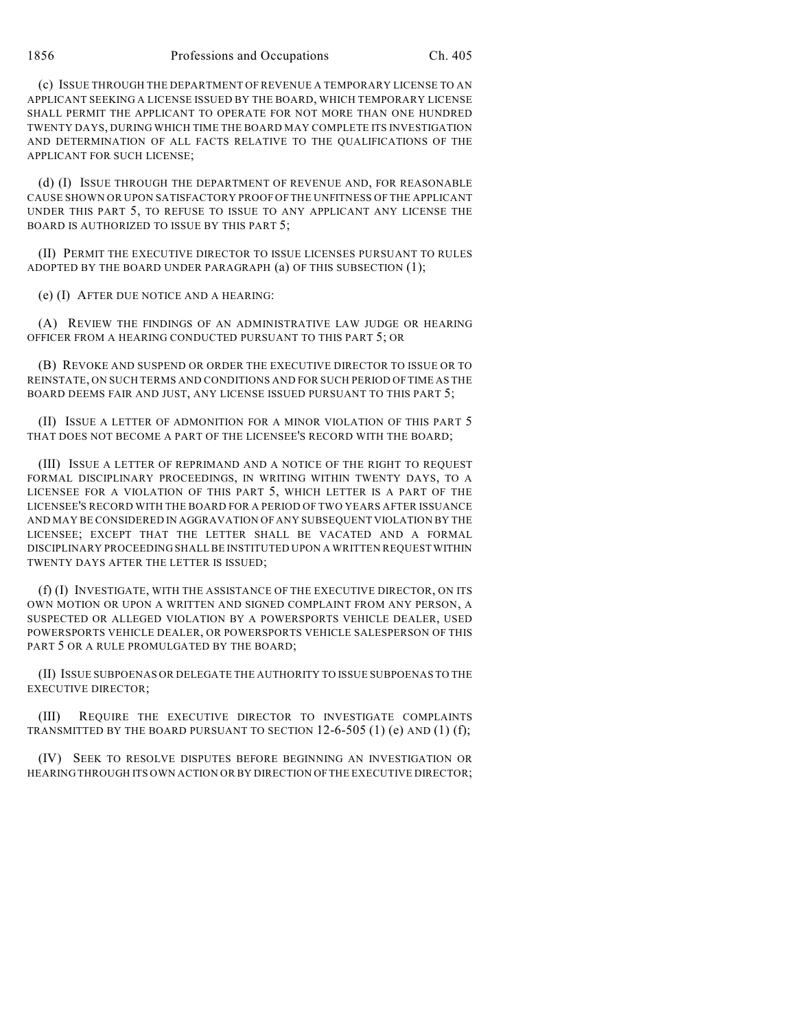(c) ISSUE THROUGH THE DEPARTMENT OF REVENUE A TEMPORARY LICENSE TO AN APPLICANT SEEKING A LICENSE ISSUED BY THE BOARD, WHICH TEMPORARY LICENSE SHALL PERMIT THE APPLICANT TO OPERATE FOR NOT MORE THAN ONE HUNDRED TWENTY DAYS, DURING WHICH TIME THE BOARD MAY COMPLETE ITS INVESTIGATION AND DETERMINATION OF ALL FACTS RELATIVE TO THE QUALIFICATIONS OF THE APPLICANT FOR SUCH LICENSE;

(d) (I) ISSUE THROUGH THE DEPARTMENT OF REVENUE AND, FOR REASONABLE CAUSE SHOWN OR UPON SATISFACTORY PROOF OF THE UNFITNESS OF THE APPLICANT UNDER THIS PART 5, TO REFUSE TO ISSUE TO ANY APPLICANT ANY LICENSE THE BOARD IS AUTHORIZED TO ISSUE BY THIS PART 5;

(II) PERMIT THE EXECUTIVE DIRECTOR TO ISSUE LICENSES PURSUANT TO RULES ADOPTED BY THE BOARD UNDER PARAGRAPH (a) OF THIS SUBSECTION (1);

(e) (I) AFTER DUE NOTICE AND A HEARING:

(A) REVIEW THE FINDINGS OF AN ADMINISTRATIVE LAW JUDGE OR HEARING OFFICER FROM A HEARING CONDUCTED PURSUANT TO THIS PART 5; OR

(B) REVOKE AND SUSPEND OR ORDER THE EXECUTIVE DIRECTOR TO ISSUE OR TO REINSTATE, ON SUCH TERMS AND CONDITIONS AND FOR SUCH PERIOD OF TIME AS THE BOARD DEEMS FAIR AND JUST, ANY LICENSE ISSUED PURSUANT TO THIS PART 5;

(II) ISSUE A LETTER OF ADMONITION FOR A MINOR VIOLATION OF THIS PART 5 THAT DOES NOT BECOME A PART OF THE LICENSEE'S RECORD WITH THE BOARD;

(III) ISSUE A LETTER OF REPRIMAND AND A NOTICE OF THE RIGHT TO REQUEST FORMAL DISCIPLINARY PROCEEDINGS, IN WRITING WITHIN TWENTY DAYS, TO A LICENSEE FOR A VIOLATION OF THIS PART 5, WHICH LETTER IS A PART OF THE LICENSEE'S RECORD WITH THE BOARD FOR A PERIOD OF TWO YEARS AFTER ISSUANCE AND MAY BE CONSIDERED IN AGGRAVATION OF ANY SUBSEQUENT VIOLATION BY THE LICENSEE; EXCEPT THAT THE LETTER SHALL BE VACATED AND A FORMAL DISCIPLINARY PROCEEDING SHALL BE INSTITUTED UPON A WRITTEN REQUEST WITHIN TWENTY DAYS AFTER THE LETTER IS ISSUED;

(f) (I) INVESTIGATE, WITH THE ASSISTANCE OF THE EXECUTIVE DIRECTOR, ON ITS OWN MOTION OR UPON A WRITTEN AND SIGNED COMPLAINT FROM ANY PERSON, A SUSPECTED OR ALLEGED VIOLATION BY A POWERSPORTS VEHICLE DEALER, USED POWERSPORTS VEHICLE DEALER, OR POWERSPORTS VEHICLE SALESPERSON OF THIS PART 5 OR A RULE PROMULGATED BY THE BOARD;

(II) ISSUE SUBPOENAS OR DELEGATE THE AUTHORITY TO ISSUE SUBPOENAS TO THE EXECUTIVE DIRECTOR;

(III) REQUIRE THE EXECUTIVE DIRECTOR TO INVESTIGATE COMPLAINTS TRANSMITTED BY THE BOARD PURSUANT TO SECTION 12-6-505 (1) (e) AND (1) (f);

(IV) SEEK TO RESOLVE DISPUTES BEFORE BEGINNING AN INVESTIGATION OR HEARING THROUGH ITS OWN ACTION OR BY DIRECTION OF THE EXECUTIVE DIRECTOR;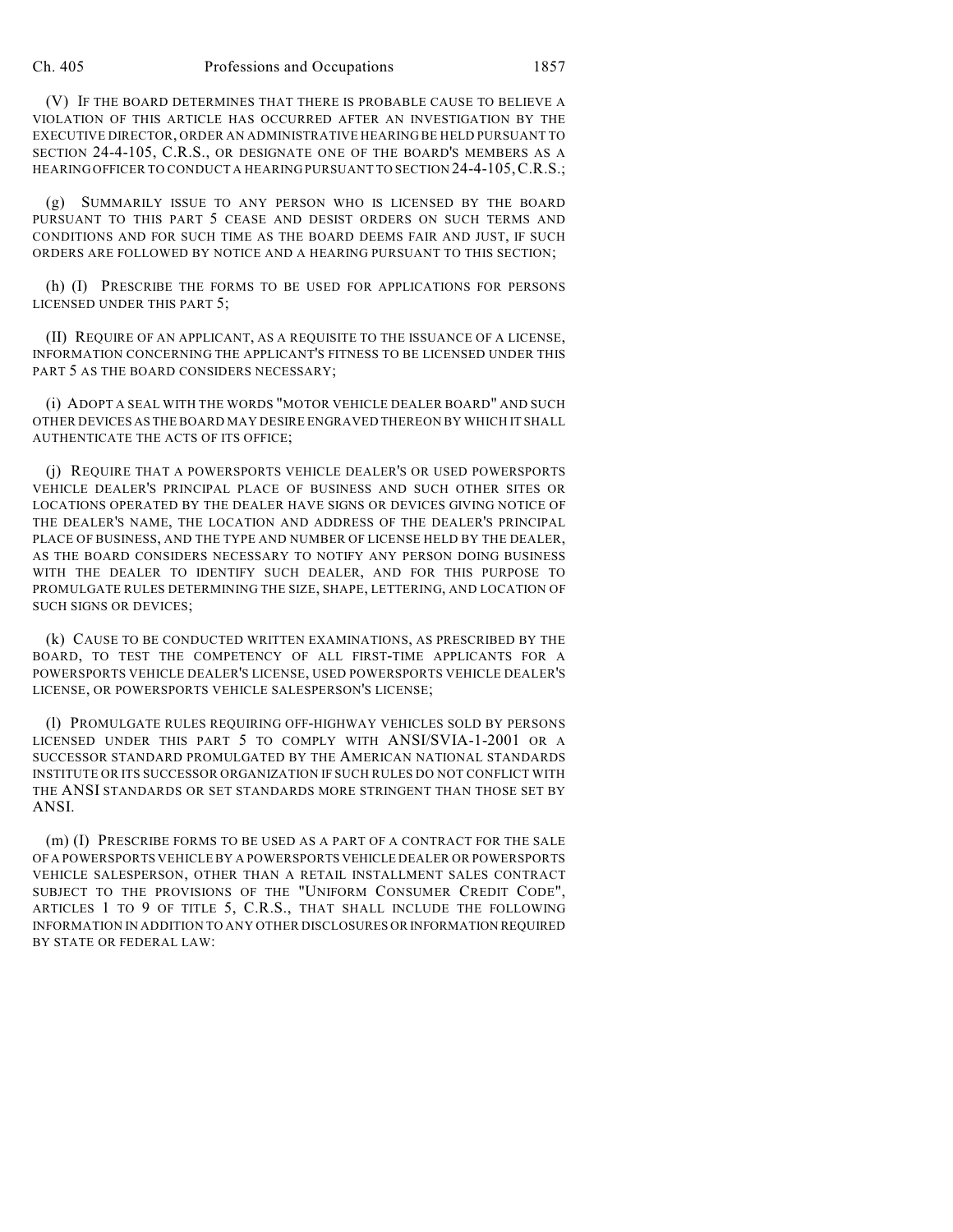(V) IF THE BOARD DETERMINES THAT THERE IS PROBABLE CAUSE TO BELIEVE A VIOLATION OF THIS ARTICLE HAS OCCURRED AFTER AN INVESTIGATION BY THE EXECUTIVE DIRECTOR, ORDER AN ADMINISTRATIVE HEARING BE HELD PURSUANT TO SECTION 24-4-105, C.R.S., OR DESIGNATE ONE OF THE BOARD'S MEMBERS AS A HEARING OFFICER TO CONDUCT A HEARING PURSUANT TO SECTION 24-4-105, C.R.S.;

(g) SUMMARILY ISSUE TO ANY PERSON WHO IS LICENSED BY THE BOARD PURSUANT TO THIS PART 5 CEASE AND DESIST ORDERS ON SUCH TERMS AND CONDITIONS AND FOR SUCH TIME AS THE BOARD DEEMS FAIR AND JUST, IF SUCH ORDERS ARE FOLLOWED BY NOTICE AND A HEARING PURSUANT TO THIS SECTION;

(h) (I) PRESCRIBE THE FORMS TO BE USED FOR APPLICATIONS FOR PERSONS LICENSED UNDER THIS PART 5;

(II) REQUIRE OF AN APPLICANT, AS A REQUISITE TO THE ISSUANCE OF A LICENSE, INFORMATION CONCERNING THE APPLICANT'S FITNESS TO BE LICENSED UNDER THIS PART 5 AS THE BOARD CONSIDERS NECESSARY;

(i) ADOPT A SEAL WITH THE WORDS "MOTOR VEHICLE DEALER BOARD" AND SUCH OTHER DEVICES AS THE BOARD MAY DESIRE ENGRAVED THEREON BY WHICH IT SHALL AUTHENTICATE THE ACTS OF ITS OFFICE;

(j) REQUIRE THAT A POWERSPORTS VEHICLE DEALER'S OR USED POWERSPORTS VEHICLE DEALER'S PRINCIPAL PLACE OF BUSINESS AND SUCH OTHER SITES OR LOCATIONS OPERATED BY THE DEALER HAVE SIGNS OR DEVICES GIVING NOTICE OF THE DEALER'S NAME, THE LOCATION AND ADDRESS OF THE DEALER'S PRINCIPAL PLACE OF BUSINESS, AND THE TYPE AND NUMBER OF LICENSE HELD BY THE DEALER, AS THE BOARD CONSIDERS NECESSARY TO NOTIFY ANY PERSON DOING BUSINESS WITH THE DEALER TO IDENTIFY SUCH DEALER, AND FOR THIS PURPOSE TO PROMULGATE RULES DETERMINING THE SIZE, SHAPE, LETTERING, AND LOCATION OF SUCH SIGNS OR DEVICES;

(k) CAUSE TO BE CONDUCTED WRITTEN EXAMINATIONS, AS PRESCRIBED BY THE BOARD, TO TEST THE COMPETENCY OF ALL FIRST-TIME APPLICANTS FOR A POWERSPORTS VEHICLE DEALER'S LICENSE, USED POWERSPORTS VEHICLE DEALER'S LICENSE, OR POWERSPORTS VEHICLE SALESPERSON'S LICENSE;

(l) PROMULGATE RULES REQUIRING OFF-HIGHWAY VEHICLES SOLD BY PERSONS LICENSED UNDER THIS PART 5 TO COMPLY WITH ANSI/SVIA-1-2001 OR A SUCCESSOR STANDARD PROMULGATED BY THE AMERICAN NATIONAL STANDARDS INSTITUTE OR ITS SUCCESSOR ORGANIZATION IF SUCH RULES DO NOT CONFLICT WITH THE ANSI STANDARDS OR SET STANDARDS MORE STRINGENT THAN THOSE SET BY ANSI.

(m) (I) PRESCRIBE FORMS TO BE USED AS A PART OF A CONTRACT FOR THE SALE OF A POWERSPORTS VEHICLE BY A POWERSPORTS VEHICLE DEALER OR POWERSPORTS VEHICLE SALESPERSON, OTHER THAN A RETAIL INSTALLMENT SALES CONTRACT SUBJECT TO THE PROVISIONS OF THE "UNIFORM CONSUMER CREDIT CODE", ARTICLES 1 TO 9 OF TITLE 5, C.R.S., THAT SHALL INCLUDE THE FOLLOWING INFORMATION IN ADDITION TO ANY OTHER DISCLOSURES OR INFORMATION REQUIRED BY STATE OR FEDERAL LAW: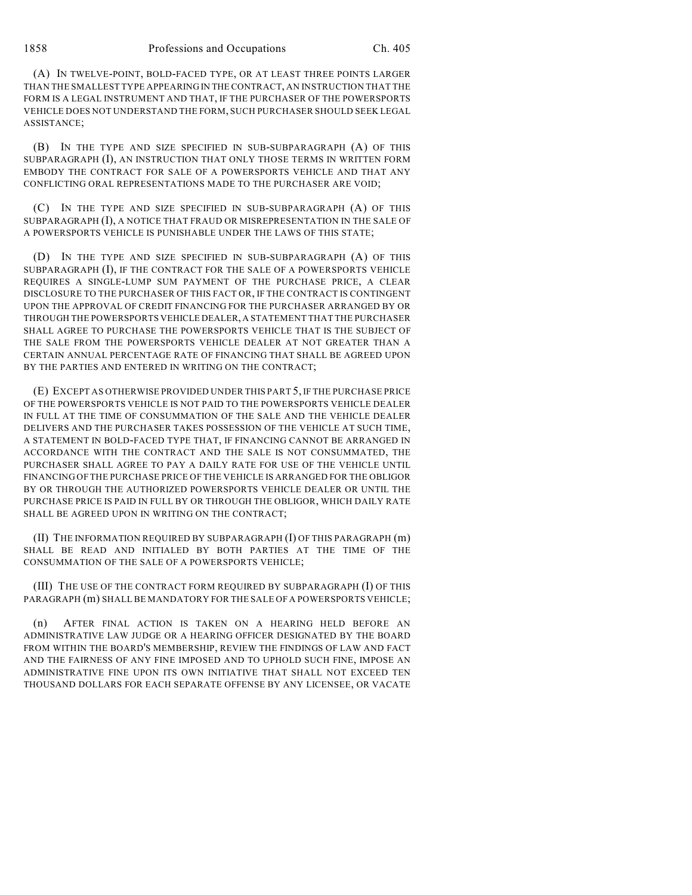(A) IN TWELVE-POINT, BOLD-FACED TYPE, OR AT LEAST THREE POINTS LARGER THAN THE SMALLEST TYPE APPEARING IN THE CONTRACT, AN INSTRUCTION THAT THE FORM IS A LEGAL INSTRUMENT AND THAT, IF THE PURCHASER OF THE POWERSPORTS VEHICLE DOES NOT UNDERSTAND THE FORM, SUCH PURCHASER SHOULD SEEK LEGAL ASSISTANCE;

(B) IN THE TYPE AND SIZE SPECIFIED IN SUB-SUBPARAGRAPH (A) OF THIS SUBPARAGRAPH (I), AN INSTRUCTION THAT ONLY THOSE TERMS IN WRITTEN FORM EMBODY THE CONTRACT FOR SALE OF A POWERSPORTS VEHICLE AND THAT ANY CONFLICTING ORAL REPRESENTATIONS MADE TO THE PURCHASER ARE VOID;

(C) IN THE TYPE AND SIZE SPECIFIED IN SUB-SUBPARAGRAPH (A) OF THIS SUBPARAGRAPH (I), A NOTICE THAT FRAUD OR MISREPRESENTATION IN THE SALE OF A POWERSPORTS VEHICLE IS PUNISHABLE UNDER THE LAWS OF THIS STATE;

(D) IN THE TYPE AND SIZE SPECIFIED IN SUB-SUBPARAGRAPH (A) OF THIS SUBPARAGRAPH (I), IF THE CONTRACT FOR THE SALE OF A POWERSPORTS VEHICLE REQUIRES A SINGLE-LUMP SUM PAYMENT OF THE PURCHASE PRICE, A CLEAR DISCLOSURE TO THE PURCHASER OF THIS FACT OR, IF THE CONTRACT IS CONTINGENT UPON THE APPROVAL OF CREDIT FINANCING FOR THE PURCHASER ARRANGED BY OR THROUGH THE POWERSPORTS VEHICLE DEALER, A STATEMENT THAT THE PURCHASER SHALL AGREE TO PURCHASE THE POWERSPORTS VEHICLE THAT IS THE SUBJECT OF THE SALE FROM THE POWERSPORTS VEHICLE DEALER AT NOT GREATER THAN A CERTAIN ANNUAL PERCENTAGE RATE OF FINANCING THAT SHALL BE AGREED UPON BY THE PARTIES AND ENTERED IN WRITING ON THE CONTRACT;

(E) EXCEPT AS OTHERWISE PROVIDED UNDER THIS PART 5, IF THE PURCHASE PRICE OF THE POWERSPORTS VEHICLE IS NOT PAID TO THE POWERSPORTS VEHICLE DEALER IN FULL AT THE TIME OF CONSUMMATION OF THE SALE AND THE VEHICLE DEALER DELIVERS AND THE PURCHASER TAKES POSSESSION OF THE VEHICLE AT SUCH TIME, A STATEMENT IN BOLD-FACED TYPE THAT, IF FINANCING CANNOT BE ARRANGED IN ACCORDANCE WITH THE CONTRACT AND THE SALE IS NOT CONSUMMATED, THE PURCHASER SHALL AGREE TO PAY A DAILY RATE FOR USE OF THE VEHICLE UNTIL FINANCING OF THE PURCHASE PRICE OF THE VEHICLE IS ARRANGED FOR THE OBLIGOR BY OR THROUGH THE AUTHORIZED POWERSPORTS VEHICLE DEALER OR UNTIL THE PURCHASE PRICE IS PAID IN FULL BY OR THROUGH THE OBLIGOR, WHICH DAILY RATE SHALL BE AGREED UPON IN WRITING ON THE CONTRACT;

(II) THE INFORMATION REQUIRED BY SUBPARAGRAPH (I) OF THIS PARAGRAPH (m) SHALL BE READ AND INITIALED BY BOTH PARTIES AT THE TIME OF THE CONSUMMATION OF THE SALE OF A POWERSPORTS VEHICLE;

(III) THE USE OF THE CONTRACT FORM REQUIRED BY SUBPARAGRAPH (I) OF THIS PARAGRAPH (m) SHALL BE MANDATORY FOR THE SALE OF A POWERSPORTS VEHICLE;

(n) AFTER FINAL ACTION IS TAKEN ON A HEARING HELD BEFORE AN ADMINISTRATIVE LAW JUDGE OR A HEARING OFFICER DESIGNATED BY THE BOARD FROM WITHIN THE BOARD'S MEMBERSHIP, REVIEW THE FINDINGS OF LAW AND FACT AND THE FAIRNESS OF ANY FINE IMPOSED AND TO UPHOLD SUCH FINE, IMPOSE AN ADMINISTRATIVE FINE UPON ITS OWN INITIATIVE THAT SHALL NOT EXCEED TEN THOUSAND DOLLARS FOR EACH SEPARATE OFFENSE BY ANY LICENSEE, OR VACATE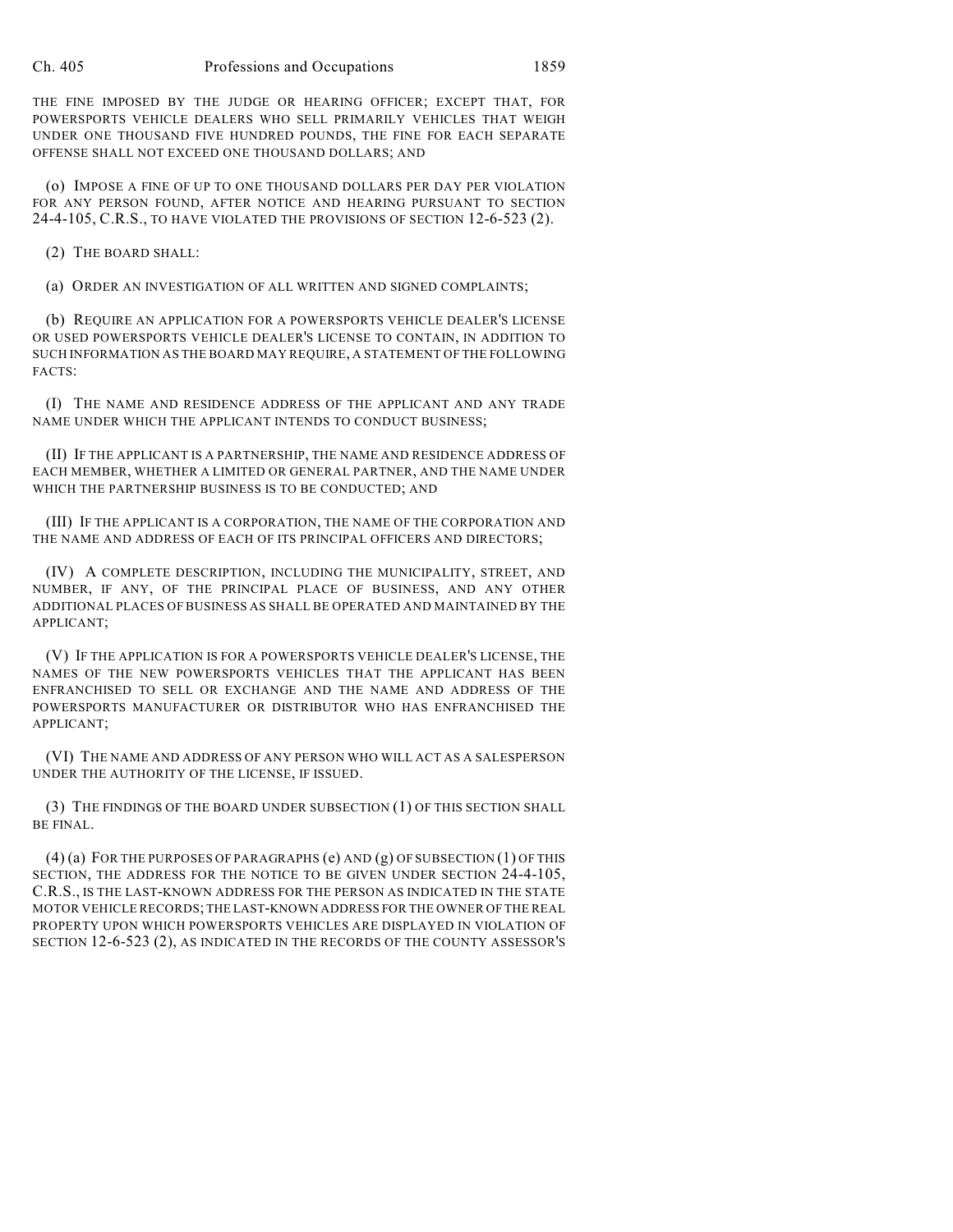THE FINE IMPOSED BY THE JUDGE OR HEARING OFFICER; EXCEPT THAT, FOR POWERSPORTS VEHICLE DEALERS WHO SELL PRIMARILY VEHICLES THAT WEIGH UNDER ONE THOUSAND FIVE HUNDRED POUNDS, THE FINE FOR EACH SEPARATE OFFENSE SHALL NOT EXCEED ONE THOUSAND DOLLARS; AND

(o) IMPOSE A FINE OF UP TO ONE THOUSAND DOLLARS PER DAY PER VIOLATION FOR ANY PERSON FOUND, AFTER NOTICE AND HEARING PURSUANT TO SECTION 24-4-105, C.R.S., TO HAVE VIOLATED THE PROVISIONS OF SECTION 12-6-523 (2).

(2) THE BOARD SHALL:

(a) ORDER AN INVESTIGATION OF ALL WRITTEN AND SIGNED COMPLAINTS;

(b) REQUIRE AN APPLICATION FOR A POWERSPORTS VEHICLE DEALER'S LICENSE OR USED POWERSPORTS VEHICLE DEALER'S LICENSE TO CONTAIN, IN ADDITION TO SUCH INFORMATION AS THE BOARD MAY REQUIRE, A STATEMENT OF THE FOLLOWING FACTS:

(I) THE NAME AND RESIDENCE ADDRESS OF THE APPLICANT AND ANY TRADE NAME UNDER WHICH THE APPLICANT INTENDS TO CONDUCT BUSINESS;

(II) IF THE APPLICANT IS A PARTNERSHIP, THE NAME AND RESIDENCE ADDRESS OF EACH MEMBER, WHETHER A LIMITED OR GENERAL PARTNER, AND THE NAME UNDER WHICH THE PARTNERSHIP BUSINESS IS TO BE CONDUCTED; AND

(III) IF THE APPLICANT IS A CORPORATION, THE NAME OF THE CORPORATION AND THE NAME AND ADDRESS OF EACH OF ITS PRINCIPAL OFFICERS AND DIRECTORS;

(IV) A COMPLETE DESCRIPTION, INCLUDING THE MUNICIPALITY, STREET, AND NUMBER, IF ANY, OF THE PRINCIPAL PLACE OF BUSINESS, AND ANY OTHER ADDITIONAL PLACES OF BUSINESS AS SHALL BE OPERATED AND MAINTAINED BY THE APPLICANT;

(V) IF THE APPLICATION IS FOR A POWERSPORTS VEHICLE DEALER'S LICENSE, THE NAMES OF THE NEW POWERSPORTS VEHICLES THAT THE APPLICANT HAS BEEN ENFRANCHISED TO SELL OR EXCHANGE AND THE NAME AND ADDRESS OF THE POWERSPORTS MANUFACTURER OR DISTRIBUTOR WHO HAS ENFRANCHISED THE APPLICANT;

(VI) THE NAME AND ADDRESS OF ANY PERSON WHO WILL ACT AS A SALESPERSON UNDER THE AUTHORITY OF THE LICENSE, IF ISSUED.

(3) THE FINDINGS OF THE BOARD UNDER SUBSECTION (1) OF THIS SECTION SHALL BE FINAL.

(4) (a) FOR THE PURPOSES OF PARAGRAPHS (e) AND (g) OF SUBSECTION (1) OF THIS SECTION, THE ADDRESS FOR THE NOTICE TO BE GIVEN UNDER SECTION 24-4-105, C.R.S., IS THE LAST-KNOWN ADDRESS FOR THE PERSON AS INDICATED IN THE STATE MOTOR VEHICLE RECORDS; THE LAST-KNOWN ADDRESS FOR THE OWNER OF THE REAL PROPERTY UPON WHICH POWERSPORTS VEHICLES ARE DISPLAYED IN VIOLATION OF SECTION 12-6-523 (2), AS INDICATED IN THE RECORDS OF THE COUNTY ASSESSOR'S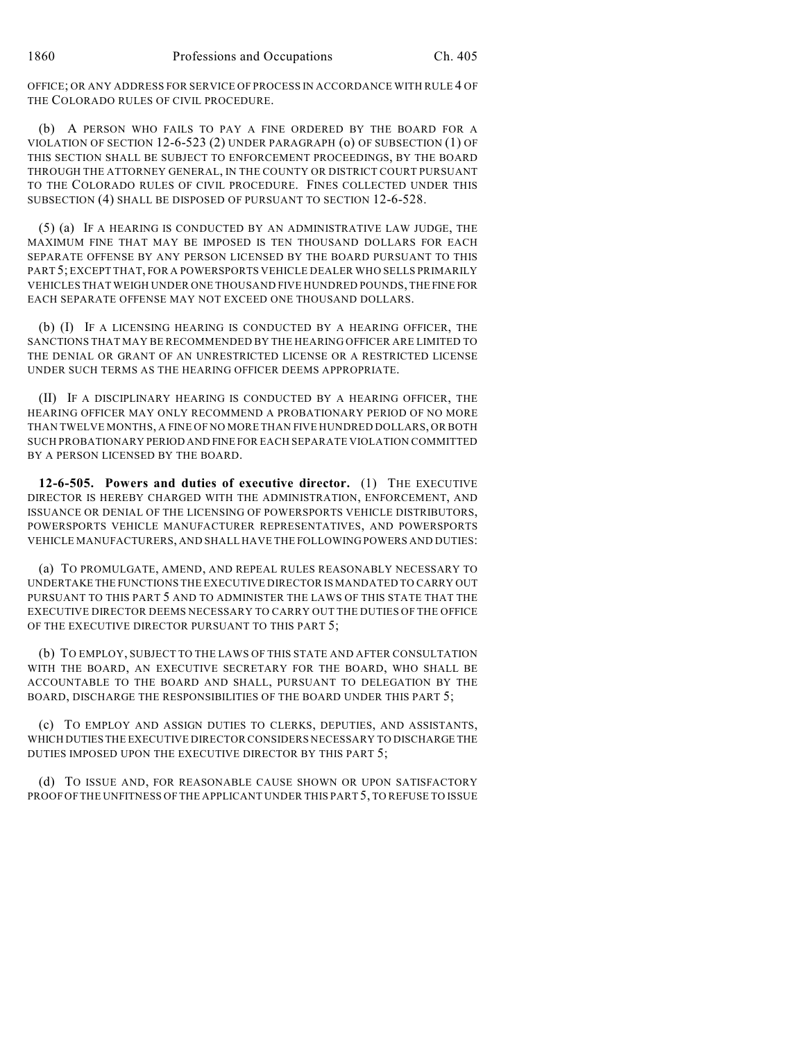OFFICE; OR ANY ADDRESS FOR SERVICE OF PROCESS IN ACCORDANCE WITH RULE 4 OF THE COLORADO RULES OF CIVIL PROCEDURE.

(b) A PERSON WHO FAILS TO PAY A FINE ORDERED BY THE BOARD FOR A VIOLATION OF SECTION 12-6-523 (2) UNDER PARAGRAPH (o) OF SUBSECTION (1) OF THIS SECTION SHALL BE SUBJECT TO ENFORCEMENT PROCEEDINGS, BY THE BOARD THROUGH THE ATTORNEY GENERAL, IN THE COUNTY OR DISTRICT COURT PURSUANT TO THE COLORADO RULES OF CIVIL PROCEDURE. FINES COLLECTED UNDER THIS SUBSECTION (4) SHALL BE DISPOSED OF PURSUANT TO SECTION 12-6-528.

(5) (a) IF A HEARING IS CONDUCTED BY AN ADMINISTRATIVE LAW JUDGE, THE MAXIMUM FINE THAT MAY BE IMPOSED IS TEN THOUSAND DOLLARS FOR EACH SEPARATE OFFENSE BY ANY PERSON LICENSED BY THE BOARD PURSUANT TO THIS PART 5; EXCEPT THAT, FOR A POWERSPORTS VEHICLE DEALER WHO SELLS PRIMARILY VEHICLES THAT WEIGH UNDER ONE THOUSAND FIVE HUNDRED POUNDS, THE FINE FOR EACH SEPARATE OFFENSE MAY NOT EXCEED ONE THOUSAND DOLLARS.

(b) (I) IF A LICENSING HEARING IS CONDUCTED BY A HEARING OFFICER, THE SANCTIONS THAT MAY BE RECOMMENDED BY THE HEARING OFFICER ARE LIMITED TO THE DENIAL OR GRANT OF AN UNRESTRICTED LICENSE OR A RESTRICTED LICENSE UNDER SUCH TERMS AS THE HEARING OFFICER DEEMS APPROPRIATE.

(II) IF A DISCIPLINARY HEARING IS CONDUCTED BY A HEARING OFFICER, THE HEARING OFFICER MAY ONLY RECOMMEND A PROBATIONARY PERIOD OF NO MORE THAN TWELVE MONTHS, A FINE OF NO MORE THAN FIVE HUNDRED DOLLARS, OR BOTH SUCH PROBATIONARY PERIOD AND FINE FOR EACH SEPARATE VIOLATION COMMITTED BY A PERSON LICENSED BY THE BOARD.

**12-6-505. Powers and duties of executive director.** (1) THE EXECUTIVE DIRECTOR IS HEREBY CHARGED WITH THE ADMINISTRATION, ENFORCEMENT, AND ISSUANCE OR DENIAL OF THE LICENSING OF POWERSPORTS VEHICLE DISTRIBUTORS, POWERSPORTS VEHICLE MANUFACTURER REPRESENTATIVES, AND POWERSPORTS VEHICLE MANUFACTURERS, AND SHALL HAVE THE FOLLOWING POWERS AND DUTIES:

(a) TO PROMULGATE, AMEND, AND REPEAL RULES REASONABLY NECESSARY TO UNDERTAKE THE FUNCTIONS THE EXECUTIVE DIRECTOR IS MANDATED TO CARRY OUT PURSUANT TO THIS PART 5 AND TO ADMINISTER THE LAWS OF THIS STATE THAT THE EXECUTIVE DIRECTOR DEEMS NECESSARY TO CARRY OUT THE DUTIES OF THE OFFICE OF THE EXECUTIVE DIRECTOR PURSUANT TO THIS PART 5;

(b) TO EMPLOY, SUBJECT TO THE LAWS OF THIS STATE AND AFTER CONSULTATION WITH THE BOARD, AN EXECUTIVE SECRETARY FOR THE BOARD, WHO SHALL BE ACCOUNTABLE TO THE BOARD AND SHALL, PURSUANT TO DELEGATION BY THE BOARD, DISCHARGE THE RESPONSIBILITIES OF THE BOARD UNDER THIS PART 5;

(c) TO EMPLOY AND ASSIGN DUTIES TO CLERKS, DEPUTIES, AND ASSISTANTS, WHICH DUTIES THE EXECUTIVE DIRECTOR CONSIDERS NECESSARY TO DISCHARGE THE DUTIES IMPOSED UPON THE EXECUTIVE DIRECTOR BY THIS PART 5;

(d) TO ISSUE AND, FOR REASONABLE CAUSE SHOWN OR UPON SATISFACTORY PROOF OF THE UNFITNESS OF THE APPLICANT UNDER THIS PART 5, TO REFUSE TO ISSUE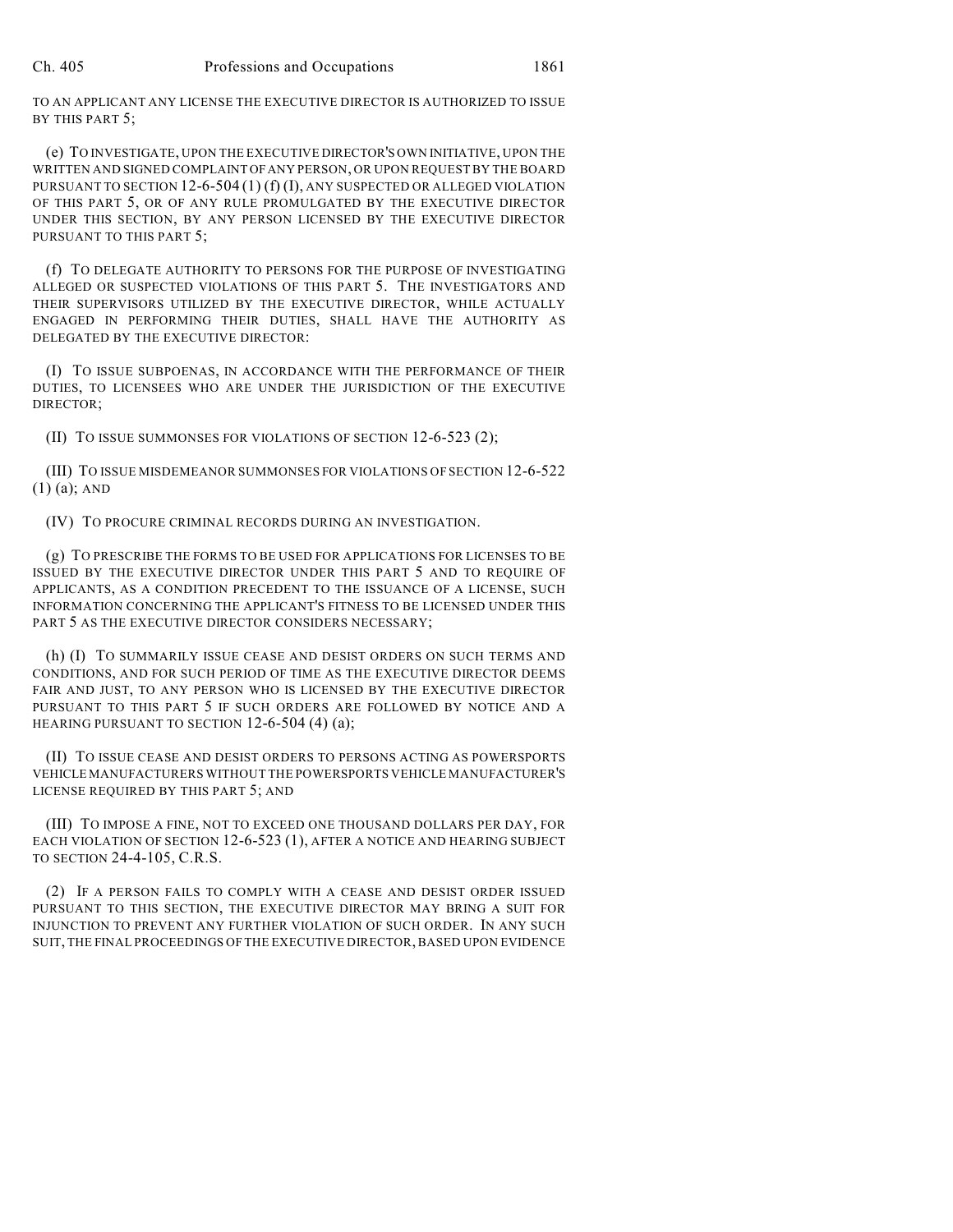TO AN APPLICANT ANY LICENSE THE EXECUTIVE DIRECTOR IS AUTHORIZED TO ISSUE BY THIS PART 5;

(e) TO INVESTIGATE, UPON THE EXECUTIVE DIRECTOR'S OWN INITIATIVE, UPON THE WRITTEN AND SIGNED COMPLAINT OF ANY PERSON, OR UPON REQUEST BY THE BOARD PURSUANT TO SECTION 12-6-504 (1) (f) (I), ANY SUSPECTED OR ALLEGED VIOLATION OF THIS PART 5, OR OF ANY RULE PROMULGATED BY THE EXECUTIVE DIRECTOR UNDER THIS SECTION, BY ANY PERSON LICENSED BY THE EXECUTIVE DIRECTOR PURSUANT TO THIS PART 5;

(f) TO DELEGATE AUTHORITY TO PERSONS FOR THE PURPOSE OF INVESTIGATING ALLEGED OR SUSPECTED VIOLATIONS OF THIS PART 5. THE INVESTIGATORS AND THEIR SUPERVISORS UTILIZED BY THE EXECUTIVE DIRECTOR, WHILE ACTUALLY ENGAGED IN PERFORMING THEIR DUTIES, SHALL HAVE THE AUTHORITY AS DELEGATED BY THE EXECUTIVE DIRECTOR:

(I) TO ISSUE SUBPOENAS, IN ACCORDANCE WITH THE PERFORMANCE OF THEIR DUTIES, TO LICENSEES WHO ARE UNDER THE JURISDICTION OF THE EXECUTIVE DIRECTOR;

(II) TO ISSUE SUMMONSES FOR VIOLATIONS OF SECTION 12-6-523 (2);

(III) TO ISSUE MISDEMEANOR SUMMONSES FOR VIOLATIONS OF SECTION 12-6-522 (1) (a); AND

(IV) TO PROCURE CRIMINAL RECORDS DURING AN INVESTIGATION.

(g) TO PRESCRIBE THE FORMS TO BE USED FOR APPLICATIONS FOR LICENSES TO BE ISSUED BY THE EXECUTIVE DIRECTOR UNDER THIS PART 5 AND TO REQUIRE OF APPLICANTS, AS A CONDITION PRECEDENT TO THE ISSUANCE OF A LICENSE, SUCH INFORMATION CONCERNING THE APPLICANT'S FITNESS TO BE LICENSED UNDER THIS PART 5 AS THE EXECUTIVE DIRECTOR CONSIDERS NECESSARY;

(h) (I) TO SUMMARILY ISSUE CEASE AND DESIST ORDERS ON SUCH TERMS AND CONDITIONS, AND FOR SUCH PERIOD OF TIME AS THE EXECUTIVE DIRECTOR DEEMS FAIR AND JUST, TO ANY PERSON WHO IS LICENSED BY THE EXECUTIVE DIRECTOR PURSUANT TO THIS PART 5 IF SUCH ORDERS ARE FOLLOWED BY NOTICE AND A HEARING PURSUANT TO SECTION 12-6-504 (4) (a);

(II) TO ISSUE CEASE AND DESIST ORDERS TO PERSONS ACTING AS POWERSPORTS VEHICLE MANUFACTURERS WITHOUT THE POWERSPORTS VEHICLE MANUFACTURER'S LICENSE REQUIRED BY THIS PART 5; AND

(III) TO IMPOSE A FINE, NOT TO EXCEED ONE THOUSAND DOLLARS PER DAY, FOR EACH VIOLATION OF SECTION 12-6-523 (1), AFTER A NOTICE AND HEARING SUBJECT TO SECTION 24-4-105, C.R.S.

(2) IF A PERSON FAILS TO COMPLY WITH A CEASE AND DESIST ORDER ISSUED PURSUANT TO THIS SECTION, THE EXECUTIVE DIRECTOR MAY BRING A SUIT FOR INJUNCTION TO PREVENT ANY FURTHER VIOLATION OF SUCH ORDER. IN ANY SUCH SUIT, THE FINAL PROCEEDINGS OF THE EXECUTIVE DIRECTOR, BASED UPON EVIDENCE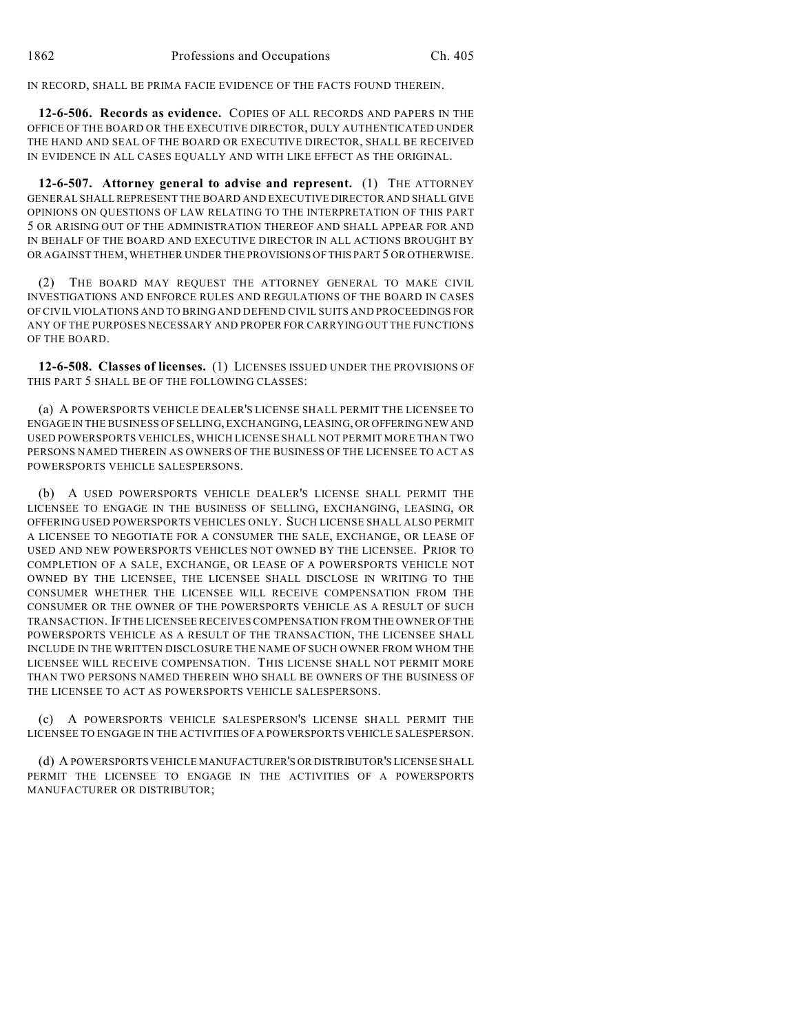IN RECORD, SHALL BE PRIMA FACIE EVIDENCE OF THE FACTS FOUND THEREIN.

**12-6-506. Records as evidence.** COPIES OF ALL RECORDS AND PAPERS IN THE OFFICE OF THE BOARD OR THE EXECUTIVE DIRECTOR, DULY AUTHENTICATED UNDER THE HAND AND SEAL OF THE BOARD OR EXECUTIVE DIRECTOR, SHALL BE RECEIVED IN EVIDENCE IN ALL CASES EQUALLY AND WITH LIKE EFFECT AS THE ORIGINAL.

**12-6-507. Attorney general to advise and represent.** (1) THE ATTORNEY GENERAL SHALL REPRESENT THE BOARD AND EXECUTIVE DIRECTOR AND SHALL GIVE OPINIONS ON QUESTIONS OF LAW RELATING TO THE INTERPRETATION OF THIS PART 5 OR ARISING OUT OF THE ADMINISTRATION THEREOF AND SHALL APPEAR FOR AND IN BEHALF OF THE BOARD AND EXECUTIVE DIRECTOR IN ALL ACTIONS BROUGHT BY OR AGAINST THEM, WHETHER UNDER THE PROVISIONS OF THIS PART 5 OR OTHERWISE.

(2) THE BOARD MAY REQUEST THE ATTORNEY GENERAL TO MAKE CIVIL INVESTIGATIONS AND ENFORCE RULES AND REGULATIONS OF THE BOARD IN CASES OF CIVIL VIOLATIONS AND TO BRING AND DEFEND CIVIL SUITS AND PROCEEDINGS FOR ANY OF THE PURPOSES NECESSARY AND PROPER FOR CARRYING OUT THE FUNCTIONS OF THE BOARD.

**12-6-508. Classes of licenses.** (1) LICENSES ISSUED UNDER THE PROVISIONS OF THIS PART 5 SHALL BE OF THE FOLLOWING CLASSES:

(a) A POWERSPORTS VEHICLE DEALER'S LICENSE SHALL PERMIT THE LICENSEE TO ENGAGE IN THE BUSINESS OF SELLING, EXCHANGING, LEASING, OR OFFERING NEW AND USED POWERSPORTS VEHICLES, WHICH LICENSE SHALL NOT PERMIT MORE THAN TWO PERSONS NAMED THEREIN AS OWNERS OF THE BUSINESS OF THE LICENSEE TO ACT AS POWERSPORTS VEHICLE SALESPERSONS.

(b) A USED POWERSPORTS VEHICLE DEALER'S LICENSE SHALL PERMIT THE LICENSEE TO ENGAGE IN THE BUSINESS OF SELLING, EXCHANGING, LEASING, OR OFFERING USED POWERSPORTS VEHICLES ONLY. SUCH LICENSE SHALL ALSO PERMIT A LICENSEE TO NEGOTIATE FOR A CONSUMER THE SALE, EXCHANGE, OR LEASE OF USED AND NEW POWERSPORTS VEHICLES NOT OWNED BY THE LICENSEE. PRIOR TO COMPLETION OF A SALE, EXCHANGE, OR LEASE OF A POWERSPORTS VEHICLE NOT OWNED BY THE LICENSEE, THE LICENSEE SHALL DISCLOSE IN WRITING TO THE CONSUMER WHETHER THE LICENSEE WILL RECEIVE COMPENSATION FROM THE CONSUMER OR THE OWNER OF THE POWERSPORTS VEHICLE AS A RESULT OF SUCH TRANSACTION. IF THE LICENSEE RECEIVES COMPENSATION FROM THE OWNER OF THE POWERSPORTS VEHICLE AS A RESULT OF THE TRANSACTION, THE LICENSEE SHALL INCLUDE IN THE WRITTEN DISCLOSURE THE NAME OF SUCH OWNER FROM WHOM THE LICENSEE WILL RECEIVE COMPENSATION. THIS LICENSE SHALL NOT PERMIT MORE THAN TWO PERSONS NAMED THEREIN WHO SHALL BE OWNERS OF THE BUSINESS OF THE LICENSEE TO ACT AS POWERSPORTS VEHICLE SALESPERSONS.

(c) A POWERSPORTS VEHICLE SALESPERSON'S LICENSE SHALL PERMIT THE LICENSEE TO ENGAGE IN THE ACTIVITIES OF A POWERSPORTS VEHICLE SALESPERSON.

(d) A POWERSPORTS VEHICLE MANUFACTURER'S OR DISTRIBUTOR'S LICENSE SHALL PERMIT THE LICENSEE TO ENGAGE IN THE ACTIVITIES OF A POWERSPORTS MANUFACTURER OR DISTRIBUTOR;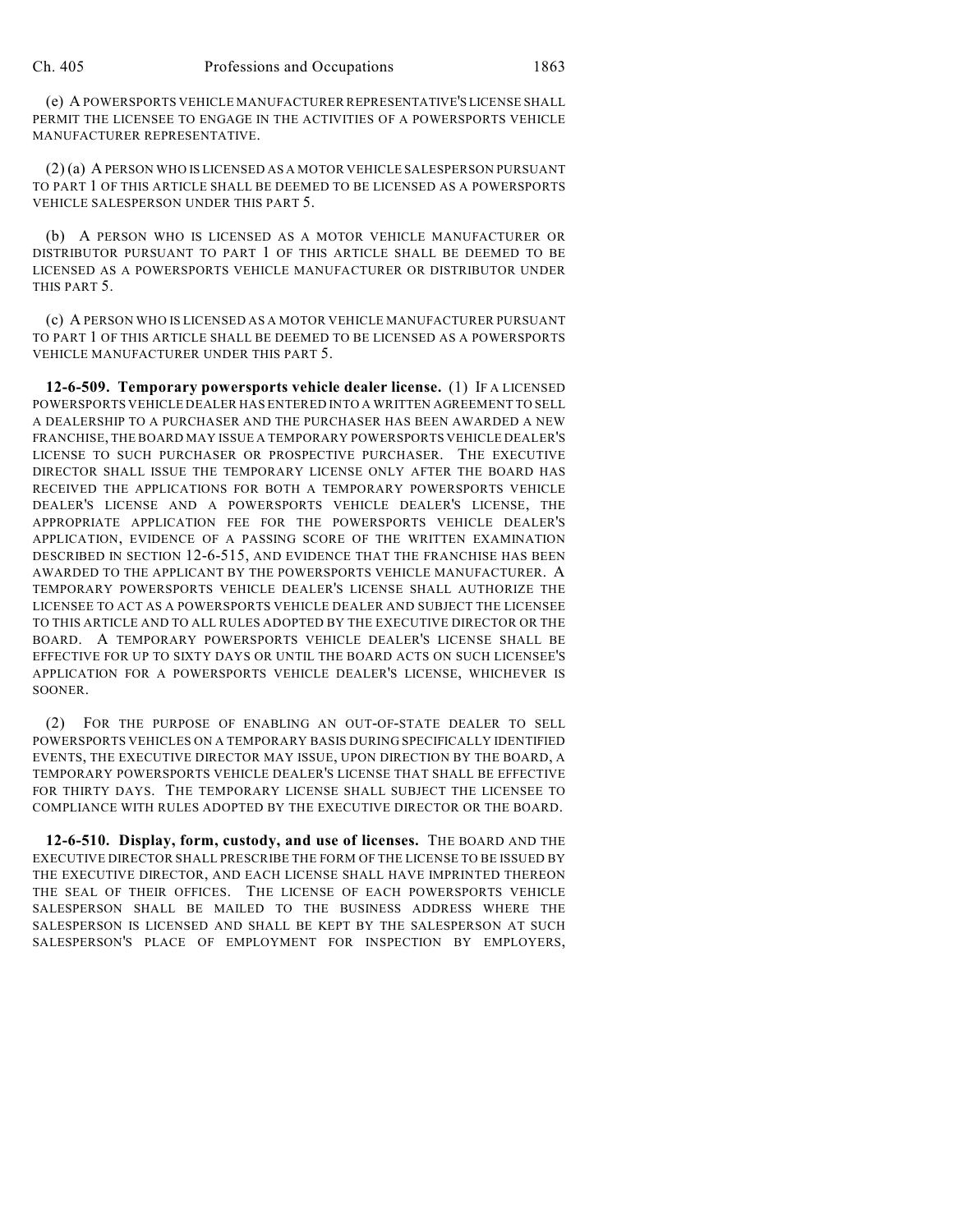(e) A POWERSPORTS VEHICLE MANUFACTURER REPRESENTATIVE'S LICENSE SHALL PERMIT THE LICENSEE TO ENGAGE IN THE ACTIVITIES OF A POWERSPORTS VEHICLE MANUFACTURER REPRESENTATIVE.

(2) (a) A PERSON WHO IS LICENSED AS A MOTOR VEHICLE SALESPERSON PURSUANT TO PART 1 OF THIS ARTICLE SHALL BE DEEMED TO BE LICENSED AS A POWERSPORTS VEHICLE SALESPERSON UNDER THIS PART 5.

(b) A PERSON WHO IS LICENSED AS A MOTOR VEHICLE MANUFACTURER OR DISTRIBUTOR PURSUANT TO PART 1 OF THIS ARTICLE SHALL BE DEEMED TO BE LICENSED AS A POWERSPORTS VEHICLE MANUFACTURER OR DISTRIBUTOR UNDER THIS PART 5.

(c) A PERSON WHO IS LICENSED AS A MOTOR VEHICLE MANUFACTURER PURSUANT TO PART 1 OF THIS ARTICLE SHALL BE DEEMED TO BE LICENSED AS A POWERSPORTS VEHICLE MANUFACTURER UNDER THIS PART 5.

**12-6-509. Temporary powersports vehicle dealer license.** (1) IF A LICENSED POWERSPORTS VEHICLE DEALER HAS ENTERED INTO A WRITTEN AGREEMENT TO SELL A DEALERSHIP TO A PURCHASER AND THE PURCHASER HAS BEEN AWARDED A NEW FRANCHISE, THE BOARD MAY ISSUE A TEMPORARY POWERSPORTS VEHICLE DEALER'S LICENSE TO SUCH PURCHASER OR PROSPECTIVE PURCHASER. THE EXECUTIVE DIRECTOR SHALL ISSUE THE TEMPORARY LICENSE ONLY AFTER THE BOARD HAS RECEIVED THE APPLICATIONS FOR BOTH A TEMPORARY POWERSPORTS VEHICLE DEALER'S LICENSE AND A POWERSPORTS VEHICLE DEALER'S LICENSE, THE APPROPRIATE APPLICATION FEE FOR THE POWERSPORTS VEHICLE DEALER'S APPLICATION, EVIDENCE OF A PASSING SCORE OF THE WRITTEN EXAMINATION DESCRIBED IN SECTION 12-6-515, AND EVIDENCE THAT THE FRANCHISE HAS BEEN AWARDED TO THE APPLICANT BY THE POWERSPORTS VEHICLE MANUFACTURER. A TEMPORARY POWERSPORTS VEHICLE DEALER'S LICENSE SHALL AUTHORIZE THE LICENSEE TO ACT AS A POWERSPORTS VEHICLE DEALER AND SUBJECT THE LICENSEE TO THIS ARTICLE AND TO ALL RULES ADOPTED BY THE EXECUTIVE DIRECTOR OR THE BOARD. A TEMPORARY POWERSPORTS VEHICLE DEALER'S LICENSE SHALL BE EFFECTIVE FOR UP TO SIXTY DAYS OR UNTIL THE BOARD ACTS ON SUCH LICENSEE'S APPLICATION FOR A POWERSPORTS VEHICLE DEALER'S LICENSE, WHICHEVER IS SOONER.

(2) FOR THE PURPOSE OF ENABLING AN OUT-OF-STATE DEALER TO SELL POWERSPORTS VEHICLES ON A TEMPORARY BASIS DURING SPECIFICALLY IDENTIFIED EVENTS, THE EXECUTIVE DIRECTOR MAY ISSUE, UPON DIRECTION BY THE BOARD, A TEMPORARY POWERSPORTS VEHICLE DEALER'S LICENSE THAT SHALL BE EFFECTIVE FOR THIRTY DAYS. THE TEMPORARY LICENSE SHALL SUBJECT THE LICENSEE TO COMPLIANCE WITH RULES ADOPTED BY THE EXECUTIVE DIRECTOR OR THE BOARD.

**12-6-510. Display, form, custody, and use of licenses.** THE BOARD AND THE EXECUTIVE DIRECTOR SHALL PRESCRIBE THE FORM OF THE LICENSE TO BE ISSUED BY THE EXECUTIVE DIRECTOR, AND EACH LICENSE SHALL HAVE IMPRINTED THEREON THE SEAL OF THEIR OFFICES. THE LICENSE OF EACH POWERSPORTS VEHICLE SALESPERSON SHALL BE MAILED TO THE BUSINESS ADDRESS WHERE THE SALESPERSON IS LICENSED AND SHALL BE KEPT BY THE SALESPERSON AT SUCH SALESPERSON'S PLACE OF EMPLOYMENT FOR INSPECTION BY EMPLOYERS,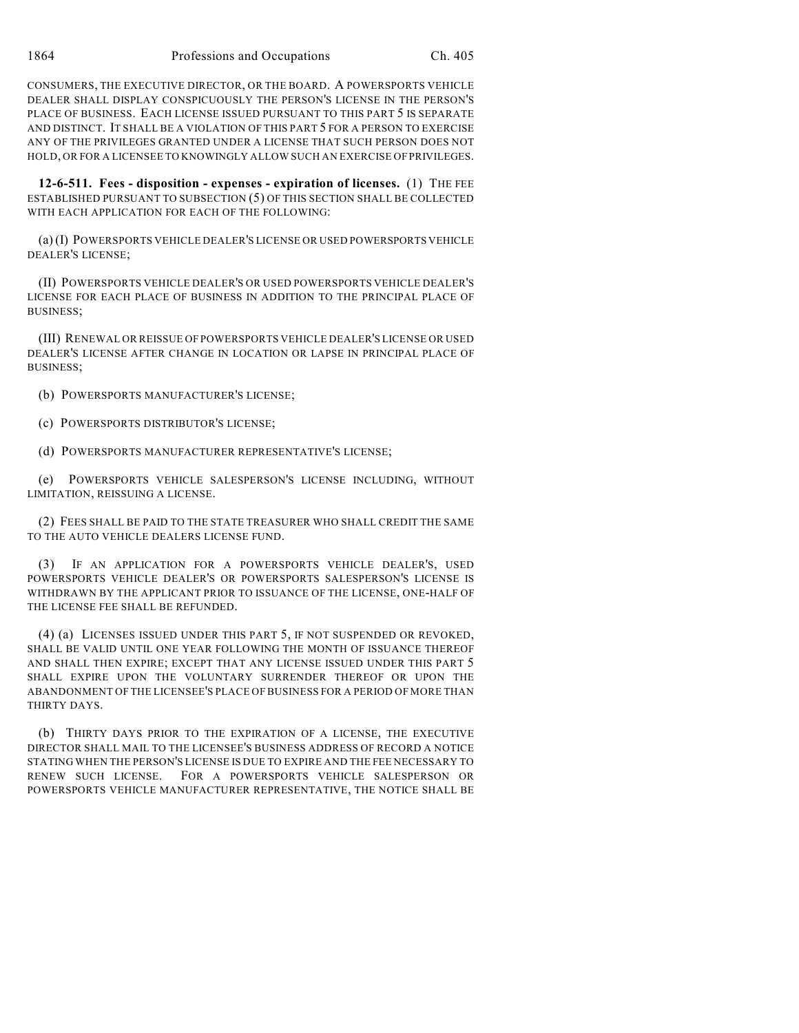CONSUMERS, THE EXECUTIVE DIRECTOR, OR THE BOARD. A POWERSPORTS VEHICLE DEALER SHALL DISPLAY CONSPICUOUSLY THE PERSON'S LICENSE IN THE PERSON'S PLACE OF BUSINESS. EACH LICENSE ISSUED PURSUANT TO THIS PART 5 IS SEPARATE AND DISTINCT. IT SHALL BE A VIOLATION OF THIS PART 5 FOR A PERSON TO EXERCISE ANY OF THE PRIVILEGES GRANTED UNDER A LICENSE THAT SUCH PERSON DOES NOT HOLD, OR FOR A LICENSEE TO KNOWINGLY ALLOW SUCH AN EXERCISE OF PRIVILEGES.

**12-6-511. Fees - disposition - expenses - expiration of licenses.** (1) THE FEE ESTABLISHED PURSUANT TO SUBSECTION (5) OF THIS SECTION SHALL BE COLLECTED WITH EACH APPLICATION FOR EACH OF THE FOLLOWING:

(a) (I) POWERSPORTS VEHICLE DEALER'S LICENSE OR USED POWERSPORTS VEHICLE DEALER'S LICENSE;

(II) POWERSPORTS VEHICLE DEALER'S OR USED POWERSPORTS VEHICLE DEALER'S LICENSE FOR EACH PLACE OF BUSINESS IN ADDITION TO THE PRINCIPAL PLACE OF BUSINESS;

(III) RENEWAL OR REISSUE OF POWERSPORTS VEHICLE DEALER'S LICENSE OR USED DEALER'S LICENSE AFTER CHANGE IN LOCATION OR LAPSE IN PRINCIPAL PLACE OF BUSINESS;

(b) POWERSPORTS MANUFACTURER'S LICENSE;

(c) POWERSPORTS DISTRIBUTOR'S LICENSE;

(d) POWERSPORTS MANUFACTURER REPRESENTATIVE'S LICENSE;

(e) POWERSPORTS VEHICLE SALESPERSON'S LICENSE INCLUDING, WITHOUT LIMITATION, REISSUING A LICENSE.

(2) FEES SHALL BE PAID TO THE STATE TREASURER WHO SHALL CREDIT THE SAME TO THE AUTO VEHICLE DEALERS LICENSE FUND.

(3) IF AN APPLICATION FOR A POWERSPORTS VEHICLE DEALER'S, USED POWERSPORTS VEHICLE DEALER'S OR POWERSPORTS SALESPERSON'S LICENSE IS WITHDRAWN BY THE APPLICANT PRIOR TO ISSUANCE OF THE LICENSE, ONE-HALF OF THE LICENSE FEE SHALL BE REFUNDED.

(4) (a) LICENSES ISSUED UNDER THIS PART 5, IF NOT SUSPENDED OR REVOKED, SHALL BE VALID UNTIL ONE YEAR FOLLOWING THE MONTH OF ISSUANCE THEREOF AND SHALL THEN EXPIRE; EXCEPT THAT ANY LICENSE ISSUED UNDER THIS PART 5 SHALL EXPIRE UPON THE VOLUNTARY SURRENDER THEREOF OR UPON THE ABANDONMENT OF THE LICENSEE'S PLACE OF BUSINESS FOR A PERIOD OF MORE THAN THIRTY DAYS.

(b) THIRTY DAYS PRIOR TO THE EXPIRATION OF A LICENSE, THE EXECUTIVE DIRECTOR SHALL MAIL TO THE LICENSEE'S BUSINESS ADDRESS OF RECORD A NOTICE STATING WHEN THE PERSON'S LICENSE IS DUE TO EXPIRE AND THE FEE NECESSARY TO RENEW SUCH LICENSE. FOR A POWERSPORTS VEHICLE SALESPERSON OR POWERSPORTS VEHICLE MANUFACTURER REPRESENTATIVE, THE NOTICE SHALL BE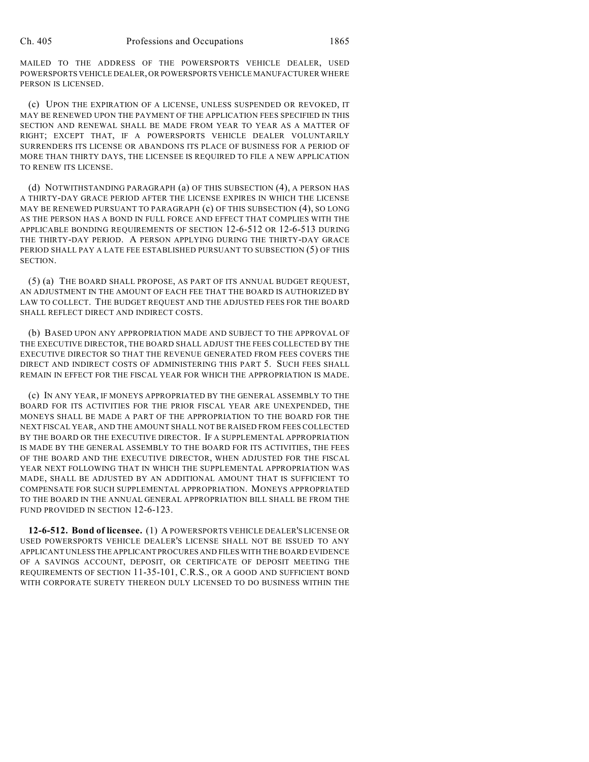MAILED TO THE ADDRESS OF THE POWERSPORTS VEHICLE DEALER, USED POWERSPORTS VEHICLE DEALER, OR POWERSPORTS VEHICLE MANUFACTURER WHERE PERSON IS LICENSED.

(c) UPON THE EXPIRATION OF A LICENSE, UNLESS SUSPENDED OR REVOKED, IT MAY BE RENEWED UPON THE PAYMENT OF THE APPLICATION FEES SPECIFIED IN THIS SECTION AND RENEWAL SHALL BE MADE FROM YEAR TO YEAR AS A MATTER OF RIGHT; EXCEPT THAT, IF A POWERSPORTS VEHICLE DEALER VOLUNTARILY SURRENDERS ITS LICENSE OR ABANDONS ITS PLACE OF BUSINESS FOR A PERIOD OF MORE THAN THIRTY DAYS, THE LICENSEE IS REQUIRED TO FILE A NEW APPLICATION TO RENEW ITS LICENSE.

(d) NOTWITHSTANDING PARAGRAPH (a) OF THIS SUBSECTION (4), A PERSON HAS A THIRTY-DAY GRACE PERIOD AFTER THE LICENSE EXPIRES IN WHICH THE LICENSE MAY BE RENEWED PURSUANT TO PARAGRAPH (c) OF THIS SUBSECTION (4), SO LONG AS THE PERSON HAS A BOND IN FULL FORCE AND EFFECT THAT COMPLIES WITH THE APPLICABLE BONDING REQUIREMENTS OF SECTION 12-6-512 OR 12-6-513 DURING THE THIRTY-DAY PERIOD. A PERSON APPLYING DURING THE THIRTY-DAY GRACE PERIOD SHALL PAY A LATE FEE ESTABLISHED PURSUANT TO SUBSECTION (5) OF THIS SECTION.

(5) (a) THE BOARD SHALL PROPOSE, AS PART OF ITS ANNUAL BUDGET REQUEST, AN ADJUSTMENT IN THE AMOUNT OF EACH FEE THAT THE BOARD IS AUTHORIZED BY LAW TO COLLECT. THE BUDGET REQUEST AND THE ADJUSTED FEES FOR THE BOARD SHALL REFLECT DIRECT AND INDIRECT COSTS.

(b) BASED UPON ANY APPROPRIATION MADE AND SUBJECT TO THE APPROVAL OF THE EXECUTIVE DIRECTOR, THE BOARD SHALL ADJUST THE FEES COLLECTED BY THE EXECUTIVE DIRECTOR SO THAT THE REVENUE GENERATED FROM FEES COVERS THE DIRECT AND INDIRECT COSTS OF ADMINISTERING THIS PART 5. SUCH FEES SHALL REMAIN IN EFFECT FOR THE FISCAL YEAR FOR WHICH THE APPROPRIATION IS MADE.

(c) IN ANY YEAR, IF MONEYS APPROPRIATED BY THE GENERAL ASSEMBLY TO THE BOARD FOR ITS ACTIVITIES FOR THE PRIOR FISCAL YEAR ARE UNEXPENDED, THE MONEYS SHALL BE MADE A PART OF THE APPROPRIATION TO THE BOARD FOR THE NEXT FISCAL YEAR, AND THE AMOUNT SHALL NOT BE RAISED FROM FEES COLLECTED BY THE BOARD OR THE EXECUTIVE DIRECTOR. IF A SUPPLEMENTAL APPROPRIATION IS MADE BY THE GENERAL ASSEMBLY TO THE BOARD FOR ITS ACTIVITIES, THE FEES OF THE BOARD AND THE EXECUTIVE DIRECTOR, WHEN ADJUSTED FOR THE FISCAL YEAR NEXT FOLLOWING THAT IN WHICH THE SUPPLEMENTAL APPROPRIATION WAS MADE, SHALL BE ADJUSTED BY AN ADDITIONAL AMOUNT THAT IS SUFFICIENT TO COMPENSATE FOR SUCH SUPPLEMENTAL APPROPRIATION. MONEYS APPROPRIATED TO THE BOARD IN THE ANNUAL GENERAL APPROPRIATION BILL SHALL BE FROM THE FUND PROVIDED IN SECTION 12-6-123.

**12-6-512. Bond of licensee.** (1) A POWERSPORTS VEHICLE DEALER'S LICENSE OR USED POWERSPORTS VEHICLE DEALER'S LICENSE SHALL NOT BE ISSUED TO ANY APPLICANT UNLESS THE APPLICANT PROCURES AND FILES WITH THE BOARD EVIDENCE OF A SAVINGS ACCOUNT, DEPOSIT, OR CERTIFICATE OF DEPOSIT MEETING THE REQUIREMENTS OF SECTION 11-35-101, C.R.S., OR A GOOD AND SUFFICIENT BOND WITH CORPORATE SURETY THEREON DULY LICENSED TO DO BUSINESS WITHIN THE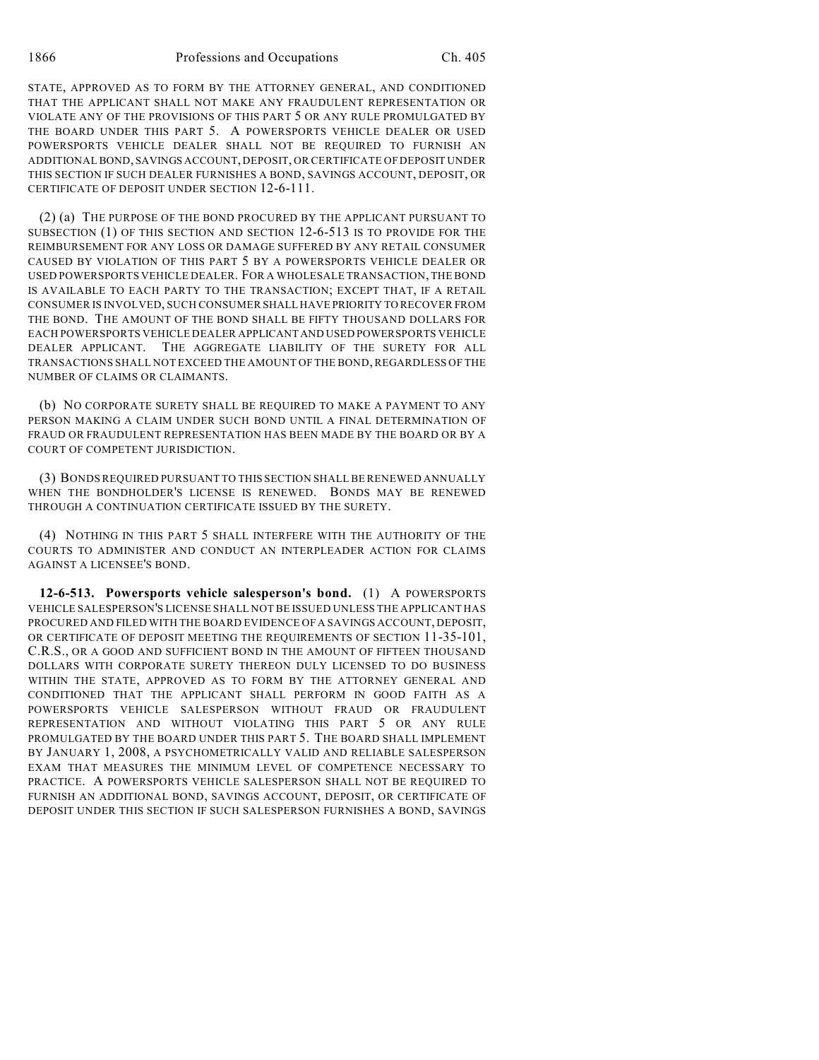STATE, APPROVED AS TO FORM BY THE ATTORNEY GENERAL, AND CONDITIONED THAT THE APPLICANT SHALL NOT MAKE ANY FRAUDULENT REPRESENTATION OR VIOLATE ANY OF THE PROVISIONS OF THIS PART 5 OR ANY RULE PROMULGATED BY THE BOARD UNDER THIS PART 5. A POWERSPORTS VEHICLE DEALER OR USED POWERSPORTS VEHICLE DEALER SHALL NOT BE REQUIRED TO FURNISH AN ADDITIONAL BOND, SAVINGS ACCOUNT, DEPOSIT, OR CERTIFICATE OF DEPOSIT UNDER THIS SECTION IF SUCH DEALER FURNISHES A BOND, SAVINGS ACCOUNT, DEPOSIT, OR CERTIFICATE OF DEPOSIT UNDER SECTION 12-6-111.

(2) (a) THE PURPOSE OF THE BOND PROCURED BY THE APPLICANT PURSUANT TO SUBSECTION (1) OF THIS SECTION AND SECTION 12-6-513 IS TO PROVIDE FOR THE REIMBURSEMENT FOR ANY LOSS OR DAMAGE SUFFERED BY ANY RETAIL CONSUMER CAUSED BY VIOLATION OF THIS PART 5 BY A POWERSPORTS VEHICLE DEALER OR USED POWERSPORTS VEHICLE DEALER. FOR A WHOLESALE TRANSACTION, THE BOND IS AVAILABLE TO EACH PARTY TO THE TRANSACTION; EXCEPT THAT, IF A RETAIL CONSUMER IS INVOLVED, SUCH CONSUMER SHALL HAVE PRIORITY TO RECOVER FROM THE BOND. THE AMOUNT OF THE BOND SHALL BE FIFTY THOUSAND DOLLARS FOR EACH POWERSPORTS VEHICLE DEALER APPLICANT AND USED POWERSPORTS VEHICLE DEALER APPLICANT. THE AGGREGATE LIABILITY OF THE SURETY FOR ALL TRANSACTIONS SHALL NOT EXCEED THE AMOUNT OF THE BOND, REGARDLESS OF THE NUMBER OF CLAIMS OR CLAIMANTS.

(b) NO CORPORATE SURETY SHALL BE REQUIRED TO MAKE A PAYMENT TO ANY PERSON MAKING A CLAIM UNDER SUCH BOND UNTIL A FINAL DETERMINATION OF FRAUD OR FRAUDULENT REPRESENTATION HAS BEEN MADE BY THE BOARD OR BY A COURT OF COMPETENT JURISDICTION.

(3) BONDS REQUIRED PURSUANT TO THIS SECTION SHALL BE RENEWED ANNUALLY WHEN THE BONDHOLDER'S LICENSE IS RENEWED. BONDS MAY BE RENEWED THROUGH A CONTINUATION CERTIFICATE ISSUED BY THE SURETY.

(4) NOTHING IN THIS PART 5 SHALL INTERFERE WITH THE AUTHORITY OF THE COURTS TO ADMINISTER AND CONDUCT AN INTERPLEADER ACTION FOR CLAIMS AGAINST A LICENSEE'S BOND.

**12-6-513. Powersports vehicle salesperson's bond.** (1) A POWERSPORTS VEHICLE SALESPERSON'S LICENSE SHALL NOT BE ISSUED UNLESS THE APPLICANT HAS PROCURED AND FILED WITH THE BOARD EVIDENCE OF A SAVINGS ACCOUNT, DEPOSIT, OR CERTIFICATE OF DEPOSIT MEETING THE REQUIREMENTS OF SECTION 11-35-101, C.R.S., OR A GOOD AND SUFFICIENT BOND IN THE AMOUNT OF FIFTEEN THOUSAND DOLLARS WITH CORPORATE SURETY THEREON DULY LICENSED TO DO BUSINESS WITHIN THE STATE, APPROVED AS TO FORM BY THE ATTORNEY GENERAL AND CONDITIONED THAT THE APPLICANT SHALL PERFORM IN GOOD FAITH AS A POWERSPORTS VEHICLE SALESPERSON WITHOUT FRAUD OR FRAUDULENT REPRESENTATION AND WITHOUT VIOLATING THIS PART 5 OR ANY RULE PROMULGATED BY THE BOARD UNDER THIS PART 5. THE BOARD SHALL IMPLEMENT BY JANUARY 1, 2008, A PSYCHOMETRICALLY VALID AND RELIABLE SALESPERSON EXAM THAT MEASURES THE MINIMUM LEVEL OF COMPETENCE NECESSARY TO PRACTICE. A POWERSPORTS VEHICLE SALESPERSON SHALL NOT BE REQUIRED TO FURNISH AN ADDITIONAL BOND, SAVINGS ACCOUNT, DEPOSIT, OR CERTIFICATE OF DEPOSIT UNDER THIS SECTION IF SUCH SALESPERSON FURNISHES A BOND, SAVINGS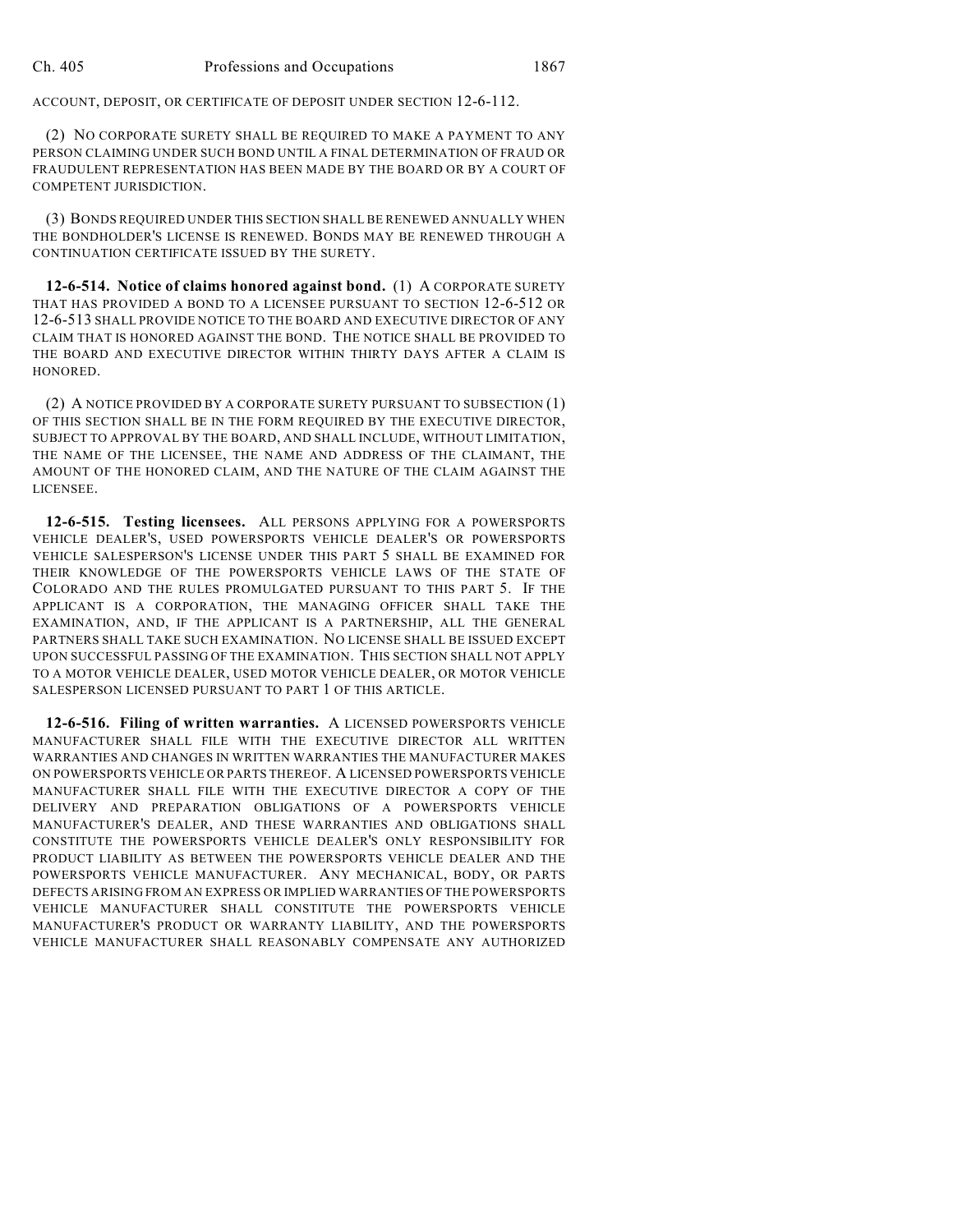ACCOUNT, DEPOSIT, OR CERTIFICATE OF DEPOSIT UNDER SECTION 12-6-112.

(2) NO CORPORATE SURETY SHALL BE REQUIRED TO MAKE A PAYMENT TO ANY PERSON CLAIMING UNDER SUCH BOND UNTIL A FINAL DETERMINATION OF FRAUD OR FRAUDULENT REPRESENTATION HAS BEEN MADE BY THE BOARD OR BY A COURT OF COMPETENT JURISDICTION.

(3) BONDS REQUIRED UNDER THIS SECTION SHALL BE RENEWED ANNUALLY WHEN THE BONDHOLDER'S LICENSE IS RENEWED. BONDS MAY BE RENEWED THROUGH A CONTINUATION CERTIFICATE ISSUED BY THE SURETY.

**12-6-514. Notice of claims honored against bond.** (1) A CORPORATE SURETY THAT HAS PROVIDED A BOND TO A LICENSEE PURSUANT TO SECTION 12-6-512 OR 12-6-513 SHALL PROVIDE NOTICE TO THE BOARD AND EXECUTIVE DIRECTOR OF ANY CLAIM THAT IS HONORED AGAINST THE BOND. THE NOTICE SHALL BE PROVIDED TO THE BOARD AND EXECUTIVE DIRECTOR WITHIN THIRTY DAYS AFTER A CLAIM IS HONORED.

(2) A NOTICE PROVIDED BY A CORPORATE SURETY PURSUANT TO SUBSECTION (1) OF THIS SECTION SHALL BE IN THE FORM REQUIRED BY THE EXECUTIVE DIRECTOR, SUBJECT TO APPROVAL BY THE BOARD, AND SHALL INCLUDE, WITHOUT LIMITATION, THE NAME OF THE LICENSEE, THE NAME AND ADDRESS OF THE CLAIMANT, THE AMOUNT OF THE HONORED CLAIM, AND THE NATURE OF THE CLAIM AGAINST THE LICENSEE.

**12-6-515. Testing licensees.** ALL PERSONS APPLYING FOR A POWERSPORTS VEHICLE DEALER'S, USED POWERSPORTS VEHICLE DEALER'S OR POWERSPORTS VEHICLE SALESPERSON'S LICENSE UNDER THIS PART 5 SHALL BE EXAMINED FOR THEIR KNOWLEDGE OF THE POWERSPORTS VEHICLE LAWS OF THE STATE OF COLORADO AND THE RULES PROMULGATED PURSUANT TO THIS PART 5. IF THE APPLICANT IS A CORPORATION, THE MANAGING OFFICER SHALL TAKE THE EXAMINATION, AND, IF THE APPLICANT IS A PARTNERSHIP, ALL THE GENERAL PARTNERS SHALL TAKE SUCH EXAMINATION. NO LICENSE SHALL BE ISSUED EXCEPT UPON SUCCESSFUL PASSING OF THE EXAMINATION. THIS SECTION SHALL NOT APPLY TO A MOTOR VEHICLE DEALER, USED MOTOR VEHICLE DEALER, OR MOTOR VEHICLE SALESPERSON LICENSED PURSUANT TO PART 1 OF THIS ARTICLE.

**12-6-516. Filing of written warranties.** A LICENSED POWERSPORTS VEHICLE MANUFACTURER SHALL FILE WITH THE EXECUTIVE DIRECTOR ALL WRITTEN WARRANTIES AND CHANGES IN WRITTEN WARRANTIES THE MANUFACTURER MAKES ON POWERSPORTS VEHICLE OR PARTS THEREOF. A LICENSED POWERSPORTS VEHICLE MANUFACTURER SHALL FILE WITH THE EXECUTIVE DIRECTOR A COPY OF THE DELIVERY AND PREPARATION OBLIGATIONS OF A POWERSPORTS VEHICLE MANUFACTURER'S DEALER, AND THESE WARRANTIES AND OBLIGATIONS SHALL CONSTITUTE THE POWERSPORTS VEHICLE DEALER'S ONLY RESPONSIBILITY FOR PRODUCT LIABILITY AS BETWEEN THE POWERSPORTS VEHICLE DEALER AND THE POWERSPORTS VEHICLE MANUFACTURER. ANY MECHANICAL, BODY, OR PARTS DEFECTS ARISING FROM AN EXPRESS OR IMPLIED WARRANTIES OF THE POWERSPORTS VEHICLE MANUFACTURER SHALL CONSTITUTE THE POWERSPORTS VEHICLE MANUFACTURER'S PRODUCT OR WARRANTY LIABILITY, AND THE POWERSPORTS VEHICLE MANUFACTURER SHALL REASONABLY COMPENSATE ANY AUTHORIZED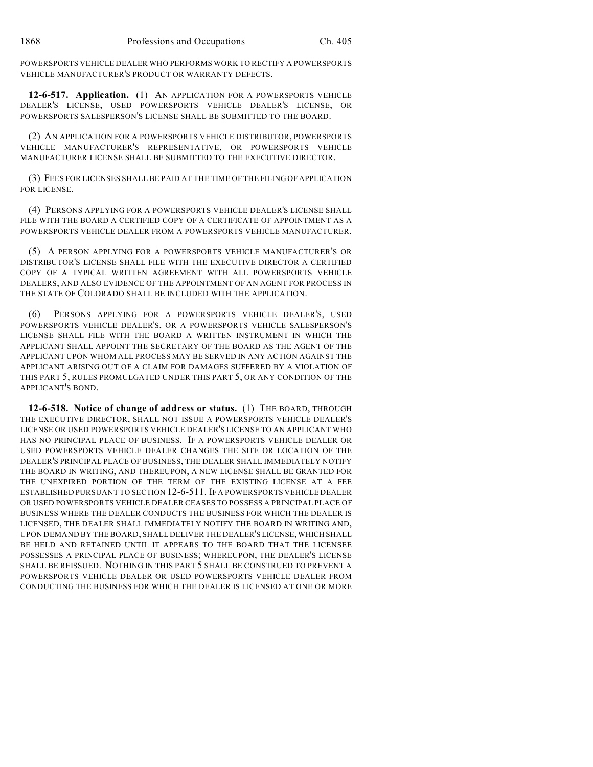POWERSPORTS VEHICLE DEALER WHO PERFORMS WORK TO RECTIFY A POWERSPORTS VEHICLE MANUFACTURER'S PRODUCT OR WARRANTY DEFECTS.

**12-6-517. Application.** (1) AN APPLICATION FOR A POWERSPORTS VEHICLE DEALER'S LICENSE, USED POWERSPORTS VEHICLE DEALER'S LICENSE, OR POWERSPORTS SALESPERSON'S LICENSE SHALL BE SUBMITTED TO THE BOARD.

(2) AN APPLICATION FOR A POWERSPORTS VEHICLE DISTRIBUTOR, POWERSPORTS VEHICLE MANUFACTURER'S REPRESENTATIVE, OR POWERSPORTS VEHICLE MANUFACTURER LICENSE SHALL BE SUBMITTED TO THE EXECUTIVE DIRECTOR.

(3) FEES FOR LICENSES SHALL BE PAID AT THE TIME OF THE FILING OF APPLICATION FOR LICENSE.

(4) PERSONS APPLYING FOR A POWERSPORTS VEHICLE DEALER'S LICENSE SHALL FILE WITH THE BOARD A CERTIFIED COPY OF A CERTIFICATE OF APPOINTMENT AS A POWERSPORTS VEHICLE DEALER FROM A POWERSPORTS VEHICLE MANUFACTURER.

(5) A PERSON APPLYING FOR A POWERSPORTS VEHICLE MANUFACTURER'S OR DISTRIBUTOR'S LICENSE SHALL FILE WITH THE EXECUTIVE DIRECTOR A CERTIFIED COPY OF A TYPICAL WRITTEN AGREEMENT WITH ALL POWERSPORTS VEHICLE DEALERS, AND ALSO EVIDENCE OF THE APPOINTMENT OF AN AGENT FOR PROCESS IN THE STATE OF COLORADO SHALL BE INCLUDED WITH THE APPLICATION.

(6) PERSONS APPLYING FOR A POWERSPORTS VEHICLE DEALER'S, USED POWERSPORTS VEHICLE DEALER'S, OR A POWERSPORTS VEHICLE SALESPERSON'S LICENSE SHALL FILE WITH THE BOARD A WRITTEN INSTRUMENT IN WHICH THE APPLICANT SHALL APPOINT THE SECRETARY OF THE BOARD AS THE AGENT OF THE APPLICANT UPON WHOM ALL PROCESS MAY BE SERVED IN ANY ACTION AGAINST THE APPLICANT ARISING OUT OF A CLAIM FOR DAMAGES SUFFERED BY A VIOLATION OF THIS PART 5, RULES PROMULGATED UNDER THIS PART 5, OR ANY CONDITION OF THE APPLICANT'S BOND.

**12-6-518. Notice of change of address or status.** (1) THE BOARD, THROUGH THE EXECUTIVE DIRECTOR, SHALL NOT ISSUE A POWERSPORTS VEHICLE DEALER'S LICENSE OR USED POWERSPORTS VEHICLE DEALER'S LICENSE TO AN APPLICANT WHO HAS NO PRINCIPAL PLACE OF BUSINESS. IF A POWERSPORTS VEHICLE DEALER OR USED POWERSPORTS VEHICLE DEALER CHANGES THE SITE OR LOCATION OF THE DEALER'S PRINCIPAL PLACE OF BUSINESS, THE DEALER SHALL IMMEDIATELY NOTIFY THE BOARD IN WRITING, AND THEREUPON, A NEW LICENSE SHALL BE GRANTED FOR THE UNEXPIRED PORTION OF THE TERM OF THE EXISTING LICENSE AT A FEE ESTABLISHED PURSUANT TO SECTION 12-6-511. IF A POWERSPORTS VEHICLE DEALER OR USED POWERSPORTS VEHICLE DEALER CEASES TO POSSESS A PRINCIPAL PLACE OF BUSINESS WHERE THE DEALER CONDUCTS THE BUSINESS FOR WHICH THE DEALER IS LICENSED, THE DEALER SHALL IMMEDIATELY NOTIFY THE BOARD IN WRITING AND, UPON DEMAND BY THE BOARD, SHALL DELIVER THE DEALER'S LICENSE, WHICH SHALL BE HELD AND RETAINED UNTIL IT APPEARS TO THE BOARD THAT THE LICENSEE POSSESSES A PRINCIPAL PLACE OF BUSINESS; WHEREUPON, THE DEALER'S LICENSE SHALL BE REISSUED. NOTHING IN THIS PART 5 SHALL BE CONSTRUED TO PREVENT A POWERSPORTS VEHICLE DEALER OR USED POWERSPORTS VEHICLE DEALER FROM CONDUCTING THE BUSINESS FOR WHICH THE DEALER IS LICENSED AT ONE OR MORE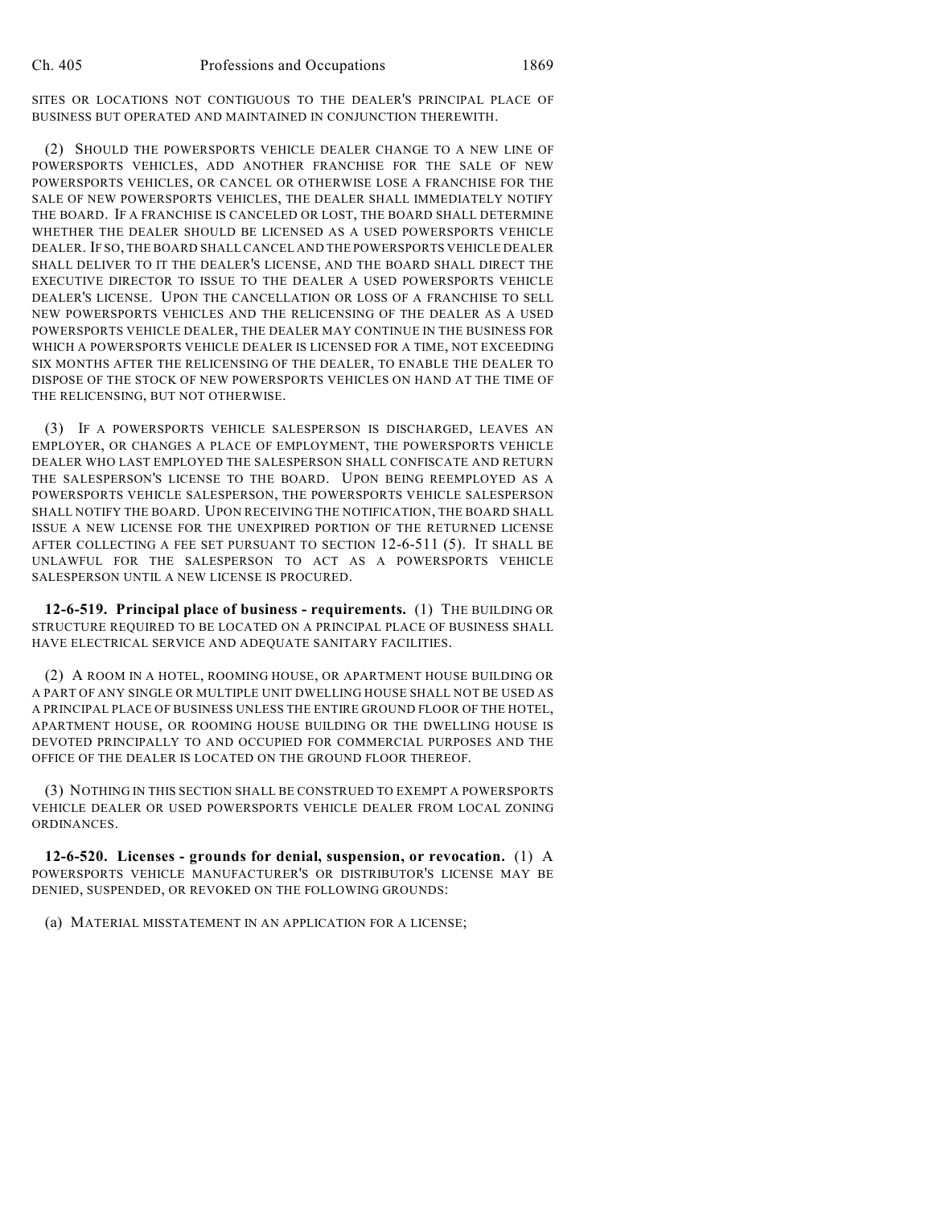SITES OR LOCATIONS NOT CONTIGUOUS TO THE DEALER'S PRINCIPAL PLACE OF BUSINESS BUT OPERATED AND MAINTAINED IN CONJUNCTION THEREWITH.

(2) SHOULD THE POWERSPORTS VEHICLE DEALER CHANGE TO A NEW LINE OF POWERSPORTS VEHICLES, ADD ANOTHER FRANCHISE FOR THE SALE OF NEW POWERSPORTS VEHICLES, OR CANCEL OR OTHERWISE LOSE A FRANCHISE FOR THE SALE OF NEW POWERSPORTS VEHICLES, THE DEALER SHALL IMMEDIATELY NOTIFY THE BOARD. IF A FRANCHISE IS CANCELED OR LOST, THE BOARD SHALL DETERMINE WHETHER THE DEALER SHOULD BE LICENSED AS A USED POWERSPORTS VEHICLE DEALER. IF SO, THE BOARD SHALL CANCEL AND THE POWERSPORTS VEHICLE DEALER SHALL DELIVER TO IT THE DEALER'S LICENSE, AND THE BOARD SHALL DIRECT THE EXECUTIVE DIRECTOR TO ISSUE TO THE DEALER A USED POWERSPORTS VEHICLE DEALER'S LICENSE. UPON THE CANCELLATION OR LOSS OF A FRANCHISE TO SELL NEW POWERSPORTS VEHICLES AND THE RELICENSING OF THE DEALER AS A USED POWERSPORTS VEHICLE DEALER, THE DEALER MAY CONTINUE IN THE BUSINESS FOR WHICH A POWERSPORTS VEHICLE DEALER IS LICENSED FOR A TIME, NOT EXCEEDING SIX MONTHS AFTER THE RELICENSING OF THE DEALER, TO ENABLE THE DEALER TO DISPOSE OF THE STOCK OF NEW POWERSPORTS VEHICLES ON HAND AT THE TIME OF THE RELICENSING, BUT NOT OTHERWISE.

(3) IF A POWERSPORTS VEHICLE SALESPERSON IS DISCHARGED, LEAVES AN EMPLOYER, OR CHANGES A PLACE OF EMPLOYMENT, THE POWERSPORTS VEHICLE DEALER WHO LAST EMPLOYED THE SALESPERSON SHALL CONFISCATE AND RETURN THE SALESPERSON'S LICENSE TO THE BOARD. UPON BEING REEMPLOYED AS A POWERSPORTS VEHICLE SALESPERSON, THE POWERSPORTS VEHICLE SALESPERSON SHALL NOTIFY THE BOARD. UPON RECEIVING THE NOTIFICATION, THE BOARD SHALL ISSUE A NEW LICENSE FOR THE UNEXPIRED PORTION OF THE RETURNED LICENSE AFTER COLLECTING A FEE SET PURSUANT TO SECTION 12-6-511 (5). IT SHALL BE UNLAWFUL FOR THE SALESPERSON TO ACT AS A POWERSPORTS VEHICLE SALESPERSON UNTIL A NEW LICENSE IS PROCURED.

**12-6-519. Principal place of business - requirements.** (1) THE BUILDING OR STRUCTURE REQUIRED TO BE LOCATED ON A PRINCIPAL PLACE OF BUSINESS SHALL HAVE ELECTRICAL SERVICE AND ADEQUATE SANITARY FACILITIES.

(2) A ROOM IN A HOTEL, ROOMING HOUSE, OR APARTMENT HOUSE BUILDING OR A PART OF ANY SINGLE OR MULTIPLE UNIT DWELLING HOUSE SHALL NOT BE USED AS A PRINCIPAL PLACE OF BUSINESS UNLESS THE ENTIRE GROUND FLOOR OF THE HOTEL, APARTMENT HOUSE, OR ROOMING HOUSE BUILDING OR THE DWELLING HOUSE IS DEVOTED PRINCIPALLY TO AND OCCUPIED FOR COMMERCIAL PURPOSES AND THE OFFICE OF THE DEALER IS LOCATED ON THE GROUND FLOOR THEREOF.

(3) NOTHING IN THIS SECTION SHALL BE CONSTRUED TO EXEMPT A POWERSPORTS VEHICLE DEALER OR USED POWERSPORTS VEHICLE DEALER FROM LOCAL ZONING ORDINANCES.

**12-6-520. Licenses - grounds for denial, suspension, or revocation.** (1) A POWERSPORTS VEHICLE MANUFACTURER'S OR DISTRIBUTOR'S LICENSE MAY BE DENIED, SUSPENDED, OR REVOKED ON THE FOLLOWING GROUNDS:

(a) MATERIAL MISSTATEMENT IN AN APPLICATION FOR A LICENSE;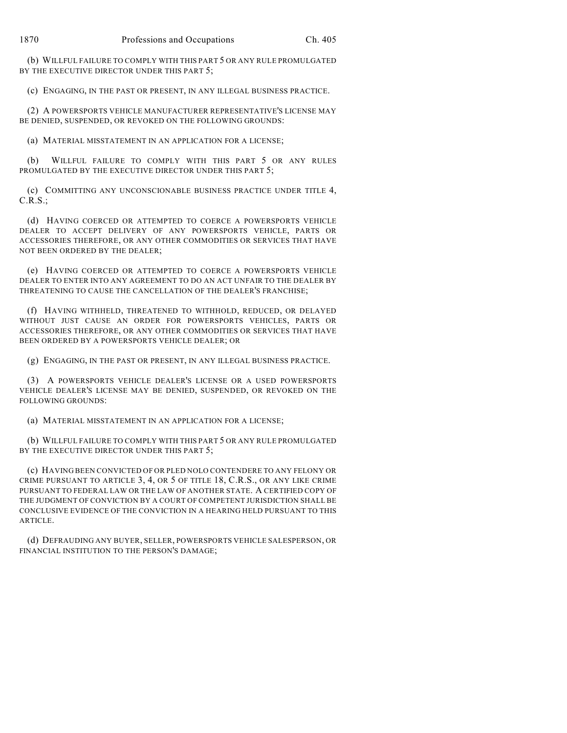(b) WILLFUL FAILURE TO COMPLY WITH THIS PART 5 OR ANY RULE PROMULGATED BY THE EXECUTIVE DIRECTOR UNDER THIS PART 5;

(c) ENGAGING, IN THE PAST OR PRESENT, IN ANY ILLEGAL BUSINESS PRACTICE.

(2) A POWERSPORTS VEHICLE MANUFACTURER REPRESENTATIVE'S LICENSE MAY BE DENIED, SUSPENDED, OR REVOKED ON THE FOLLOWING GROUNDS:

(a) MATERIAL MISSTATEMENT IN AN APPLICATION FOR A LICENSE;

(b) WILLFUL FAILURE TO COMPLY WITH THIS PART 5 OR ANY RULES PROMULGATED BY THE EXECUTIVE DIRECTOR UNDER THIS PART 5;

(c) COMMITTING ANY UNCONSCIONABLE BUSINESS PRACTICE UNDER TITLE 4, C.R.S.;

(d) HAVING COERCED OR ATTEMPTED TO COERCE A POWERSPORTS VEHICLE DEALER TO ACCEPT DELIVERY OF ANY POWERSPORTS VEHICLE, PARTS OR ACCESSORIES THEREFORE, OR ANY OTHER COMMODITIES OR SERVICES THAT HAVE NOT BEEN ORDERED BY THE DEALER;

(e) HAVING COERCED OR ATTEMPTED TO COERCE A POWERSPORTS VEHICLE DEALER TO ENTER INTO ANY AGREEMENT TO DO AN ACT UNFAIR TO THE DEALER BY THREATENING TO CAUSE THE CANCELLATION OF THE DEALER'S FRANCHISE;

(f) HAVING WITHHELD, THREATENED TO WITHHOLD, REDUCED, OR DELAYED WITHOUT JUST CAUSE AN ORDER FOR POWERSPORTS VEHICLES, PARTS OR ACCESSORIES THEREFORE, OR ANY OTHER COMMODITIES OR SERVICES THAT HAVE BEEN ORDERED BY A POWERSPORTS VEHICLE DEALER; OR

(g) ENGAGING, IN THE PAST OR PRESENT, IN ANY ILLEGAL BUSINESS PRACTICE.

(3) A POWERSPORTS VEHICLE DEALER'S LICENSE OR A USED POWERSPORTS VEHICLE DEALER'S LICENSE MAY BE DENIED, SUSPENDED, OR REVOKED ON THE FOLLOWING GROUNDS:

(a) MATERIAL MISSTATEMENT IN AN APPLICATION FOR A LICENSE;

(b) WILLFUL FAILURE TO COMPLY WITH THIS PART 5 OR ANY RULE PROMULGATED BY THE EXECUTIVE DIRECTOR UNDER THIS PART 5;

(c) HAVING BEEN CONVICTED OF OR PLED NOLO CONTENDERE TO ANY FELONY OR CRIME PURSUANT TO ARTICLE 3, 4, OR 5 OF TITLE 18, C.R.S., OR ANY LIKE CRIME PURSUANT TO FEDERAL LAW OR THE LAW OF ANOTHER STATE. A CERTIFIED COPY OF THE JUDGMENT OF CONVICTION BY A COURT OF COMPETENT JURISDICTION SHALL BE CONCLUSIVE EVIDENCE OF THE CONVICTION IN A HEARING HELD PURSUANT TO THIS ARTICLE.

(d) DEFRAUDING ANY BUYER, SELLER, POWERSPORTS VEHICLE SALESPERSON, OR FINANCIAL INSTITUTION TO THE PERSON'S DAMAGE;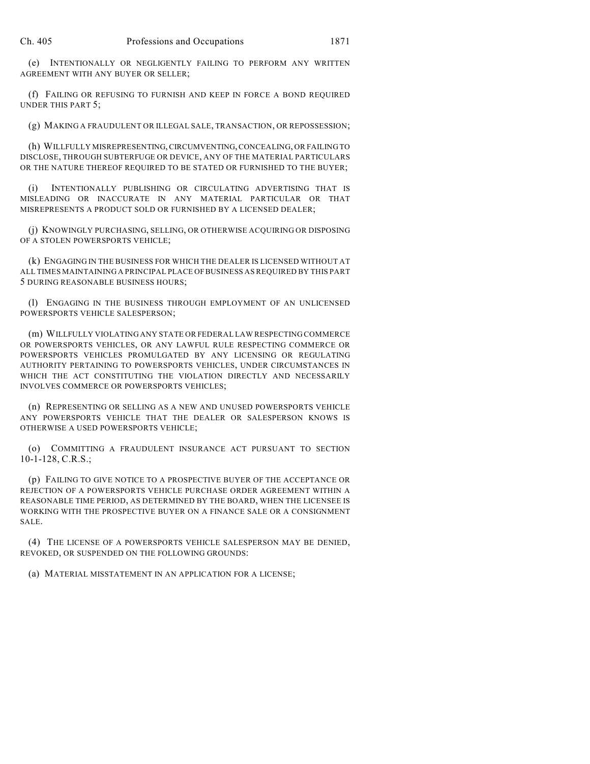(e) INTENTIONALLY OR NEGLIGENTLY FAILING TO PERFORM ANY WRITTEN AGREEMENT WITH ANY BUYER OR SELLER;

(f) FAILING OR REFUSING TO FURNISH AND KEEP IN FORCE A BOND REQUIRED UNDER THIS PART 5;

(g) MAKING A FRAUDULENT OR ILLEGAL SALE, TRANSACTION, OR REPOSSESSION;

(h) WILLFULLY MISREPRESENTING, CIRCUMVENTING, CONCEALING, OR FAILING TO DISCLOSE, THROUGH SUBTERFUGE OR DEVICE, ANY OF THE MATERIAL PARTICULARS OR THE NATURE THEREOF REQUIRED TO BE STATED OR FURNISHED TO THE BUYER;

(i) INTENTIONALLY PUBLISHING OR CIRCULATING ADVERTISING THAT IS MISLEADING OR INACCURATE IN ANY MATERIAL PARTICULAR OR THAT MISREPRESENTS A PRODUCT SOLD OR FURNISHED BY A LICENSED DEALER;

(j) KNOWINGLY PURCHASING, SELLING, OR OTHERWISE ACQUIRING OR DISPOSING OF A STOLEN POWERSPORTS VEHICLE;

(k) ENGAGING IN THE BUSINESS FOR WHICH THE DEALER IS LICENSED WITHOUT AT ALL TIMES MAINTAINING A PRINCIPAL PLACE OF BUSINESS AS REQUIRED BY THIS PART 5 DURING REASONABLE BUSINESS HOURS;

(l) ENGAGING IN THE BUSINESS THROUGH EMPLOYMENT OF AN UNLICENSED POWERSPORTS VEHICLE SALESPERSON;

(m) WILLFULLY VIOLATING ANY STATE OR FEDERAL LAW RESPECTING COMMERCE OR POWERSPORTS VEHICLES, OR ANY LAWFUL RULE RESPECTING COMMERCE OR POWERSPORTS VEHICLES PROMULGATED BY ANY LICENSING OR REGULATING AUTHORITY PERTAINING TO POWERSPORTS VEHICLES, UNDER CIRCUMSTANCES IN WHICH THE ACT CONSTITUTING THE VIOLATION DIRECTLY AND NECESSARILY INVOLVES COMMERCE OR POWERSPORTS VEHICLES;

(n) REPRESENTING OR SELLING AS A NEW AND UNUSED POWERSPORTS VEHICLE ANY POWERSPORTS VEHICLE THAT THE DEALER OR SALESPERSON KNOWS IS OTHERWISE A USED POWERSPORTS VEHICLE;

(o) COMMITTING A FRAUDULENT INSURANCE ACT PURSUANT TO SECTION 10-1-128, C.R.S.;

(p) FAILING TO GIVE NOTICE TO A PROSPECTIVE BUYER OF THE ACCEPTANCE OR REJECTION OF A POWERSPORTS VEHICLE PURCHASE ORDER AGREEMENT WITHIN A REASONABLE TIME PERIOD, AS DETERMINED BY THE BOARD, WHEN THE LICENSEE IS WORKING WITH THE PROSPECTIVE BUYER ON A FINANCE SALE OR A CONSIGNMENT SALE.

(4) THE LICENSE OF A POWERSPORTS VEHICLE SALESPERSON MAY BE DENIED, REVOKED, OR SUSPENDED ON THE FOLLOWING GROUNDS:

(a) MATERIAL MISSTATEMENT IN AN APPLICATION FOR A LICENSE;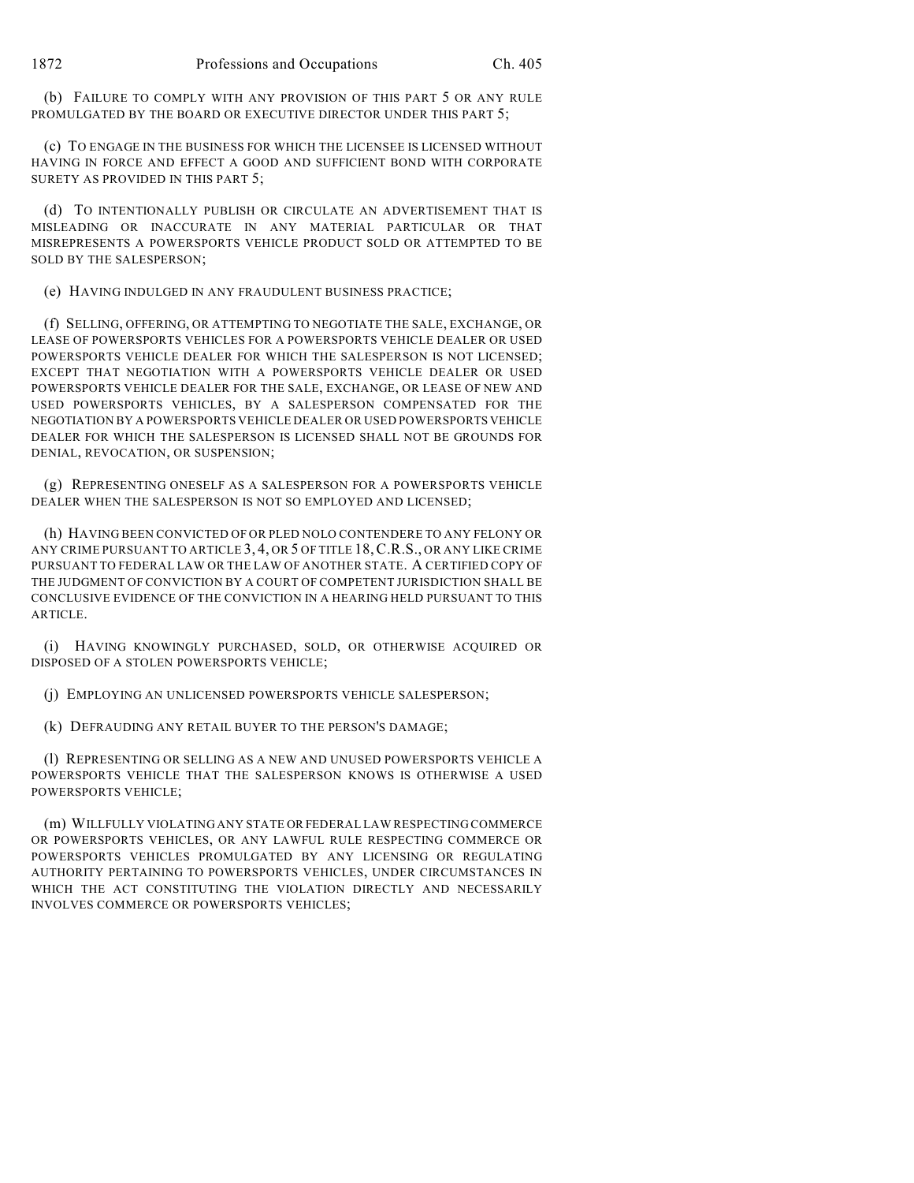(b) FAILURE TO COMPLY WITH ANY PROVISION OF THIS PART 5 OR ANY RULE PROMULGATED BY THE BOARD OR EXECUTIVE DIRECTOR UNDER THIS PART 5;

(c) TO ENGAGE IN THE BUSINESS FOR WHICH THE LICENSEE IS LICENSED WITHOUT HAVING IN FORCE AND EFFECT A GOOD AND SUFFICIENT BOND WITH CORPORATE SURETY AS PROVIDED IN THIS PART 5;

(d) TO INTENTIONALLY PUBLISH OR CIRCULATE AN ADVERTISEMENT THAT IS MISLEADING OR INACCURATE IN ANY MATERIAL PARTICULAR OR THAT MISREPRESENTS A POWERSPORTS VEHICLE PRODUCT SOLD OR ATTEMPTED TO BE SOLD BY THE SALESPERSON;

(e) HAVING INDULGED IN ANY FRAUDULENT BUSINESS PRACTICE;

(f) SELLING, OFFERING, OR ATTEMPTING TO NEGOTIATE THE SALE, EXCHANGE, OR LEASE OF POWERSPORTS VEHICLES FOR A POWERSPORTS VEHICLE DEALER OR USED POWERSPORTS VEHICLE DEALER FOR WHICH THE SALESPERSON IS NOT LICENSED; EXCEPT THAT NEGOTIATION WITH A POWERSPORTS VEHICLE DEALER OR USED POWERSPORTS VEHICLE DEALER FOR THE SALE, EXCHANGE, OR LEASE OF NEW AND USED POWERSPORTS VEHICLES, BY A SALESPERSON COMPENSATED FOR THE NEGOTIATION BY A POWERSPORTS VEHICLE DEALER OR USED POWERSPORTS VEHICLE DEALER FOR WHICH THE SALESPERSON IS LICENSED SHALL NOT BE GROUNDS FOR DENIAL, REVOCATION, OR SUSPENSION;

(g) REPRESENTING ONESELF AS A SALESPERSON FOR A POWERSPORTS VEHICLE DEALER WHEN THE SALESPERSON IS NOT SO EMPLOYED AND LICENSED;

(h) HAVING BEEN CONVICTED OF OR PLED NOLO CONTENDERE TO ANY FELONY OR ANY CRIME PURSUANT TO ARTICLE 3, 4, OR 5 OF TITLE 18, C.R.S., OR ANY LIKE CRIME PURSUANT TO FEDERAL LAW OR THE LAW OF ANOTHER STATE. A CERTIFIED COPY OF THE JUDGMENT OF CONVICTION BY A COURT OF COMPETENT JURISDICTION SHALL BE CONCLUSIVE EVIDENCE OF THE CONVICTION IN A HEARING HELD PURSUANT TO THIS ARTICLE.

(i) HAVING KNOWINGLY PURCHASED, SOLD, OR OTHERWISE ACQUIRED OR DISPOSED OF A STOLEN POWERSPORTS VEHICLE;

(j) EMPLOYING AN UNLICENSED POWERSPORTS VEHICLE SALESPERSON;

(k) DEFRAUDING ANY RETAIL BUYER TO THE PERSON'S DAMAGE;

(l) REPRESENTING OR SELLING AS A NEW AND UNUSED POWERSPORTS VEHICLE A POWERSPORTS VEHICLE THAT THE SALESPERSON KNOWS IS OTHERWISE A USED POWERSPORTS VEHICLE;

(m) WILLFULLY VIOLATING ANY STATE OR FEDERAL LAW RESPECTING COMMERCE OR POWERSPORTS VEHICLES, OR ANY LAWFUL RULE RESPECTING COMMERCE OR POWERSPORTS VEHICLES PROMULGATED BY ANY LICENSING OR REGULATING AUTHORITY PERTAINING TO POWERSPORTS VEHICLES, UNDER CIRCUMSTANCES IN WHICH THE ACT CONSTITUTING THE VIOLATION DIRECTLY AND NECESSARILY INVOLVES COMMERCE OR POWERSPORTS VEHICLES;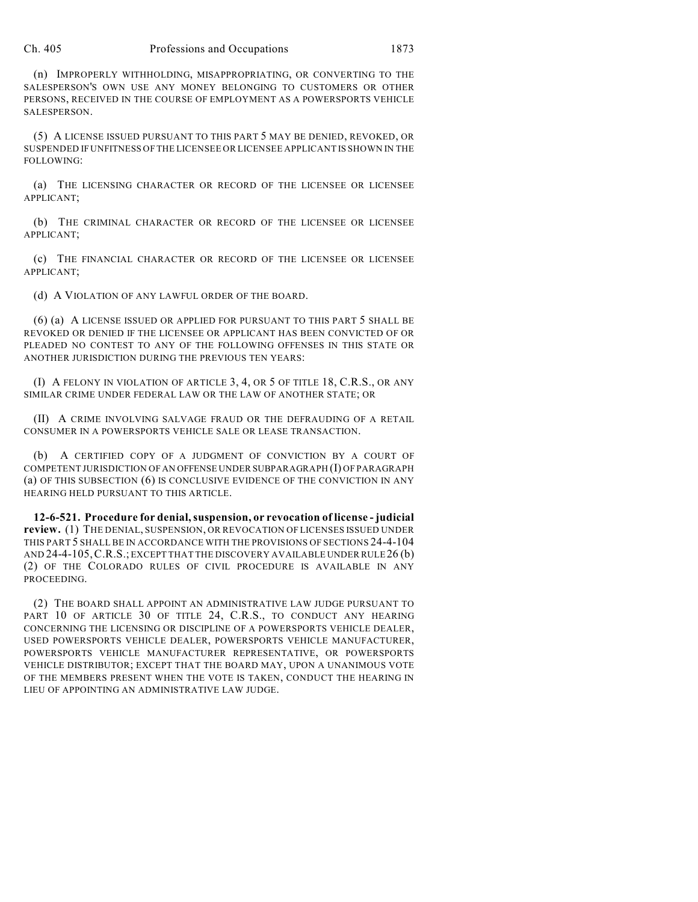(n) IMPROPERLY WITHHOLDING, MISAPPROPRIATING, OR CONVERTING TO THE SALESPERSON'S OWN USE ANY MONEY BELONGING TO CUSTOMERS OR OTHER PERSONS, RECEIVED IN THE COURSE OF EMPLOYMENT AS A POWERSPORTS VEHICLE SALESPERSON.

(5) A LICENSE ISSUED PURSUANT TO THIS PART 5 MAY BE DENIED, REVOKED, OR SUSPENDED IF UNFITNESS OF THE LICENSEE OR LICENSEE APPLICANT IS SHOWN IN THE FOLLOWING:

(a) THE LICENSING CHARACTER OR RECORD OF THE LICENSEE OR LICENSEE APPLICANT;

(b) THE CRIMINAL CHARACTER OR RECORD OF THE LICENSEE OR LICENSEE APPLICANT;

(c) THE FINANCIAL CHARACTER OR RECORD OF THE LICENSEE OR LICENSEE APPLICANT;

(d) A VIOLATION OF ANY LAWFUL ORDER OF THE BOARD.

(6) (a) A LICENSE ISSUED OR APPLIED FOR PURSUANT TO THIS PART 5 SHALL BE REVOKED OR DENIED IF THE LICENSEE OR APPLICANT HAS BEEN CONVICTED OF OR PLEADED NO CONTEST TO ANY OF THE FOLLOWING OFFENSES IN THIS STATE OR ANOTHER JURISDICTION DURING THE PREVIOUS TEN YEARS:

(I) A FELONY IN VIOLATION OF ARTICLE 3, 4, OR 5 OF TITLE 18, C.R.S., OR ANY SIMILAR CRIME UNDER FEDERAL LAW OR THE LAW OF ANOTHER STATE; OR

(II) A CRIME INVOLVING SALVAGE FRAUD OR THE DEFRAUDING OF A RETAIL CONSUMER IN A POWERSPORTS VEHICLE SALE OR LEASE TRANSACTION.

(b) A CERTIFIED COPY OF A JUDGMENT OF CONVICTION BY A COURT OF COMPETENT JURISDICTION OF AN OFFENSE UNDER SUBPARAGRAPH (I) OF PARAGRAPH (a) OF THIS SUBSECTION (6) IS CONCLUSIVE EVIDENCE OF THE CONVICTION IN ANY HEARING HELD PURSUANT TO THIS ARTICLE.

**12-6-521. Procedure for denial, suspension, or revocation of license - judicial review.** (1) THE DENIAL, SUSPENSION, OR REVOCATION OF LICENSES ISSUED UNDER THIS PART 5 SHALL BE IN ACCORDANCE WITH THE PROVISIONS OF SECTIONS 24-4-104 AND 24-4-105, C.R.S.; EXCEPT THAT THE DISCOVERY AVAILABLE UNDER RULE 26 (b) (2) OF THE COLORADO RULES OF CIVIL PROCEDURE IS AVAILABLE IN ANY PROCEEDING.

(2) THE BOARD SHALL APPOINT AN ADMINISTRATIVE LAW JUDGE PURSUANT TO PART 10 OF ARTICLE 30 OF TITLE 24, C.R.S., TO CONDUCT ANY HEARING CONCERNING THE LICENSING OR DISCIPLINE OF A POWERSPORTS VEHICLE DEALER, USED POWERSPORTS VEHICLE DEALER, POWERSPORTS VEHICLE MANUFACTURER, POWERSPORTS VEHICLE MANUFACTURER REPRESENTATIVE, OR POWERSPORTS VEHICLE DISTRIBUTOR; EXCEPT THAT THE BOARD MAY, UPON A UNANIMOUS VOTE OF THE MEMBERS PRESENT WHEN THE VOTE IS TAKEN, CONDUCT THE HEARING IN LIEU OF APPOINTING AN ADMINISTRATIVE LAW JUDGE.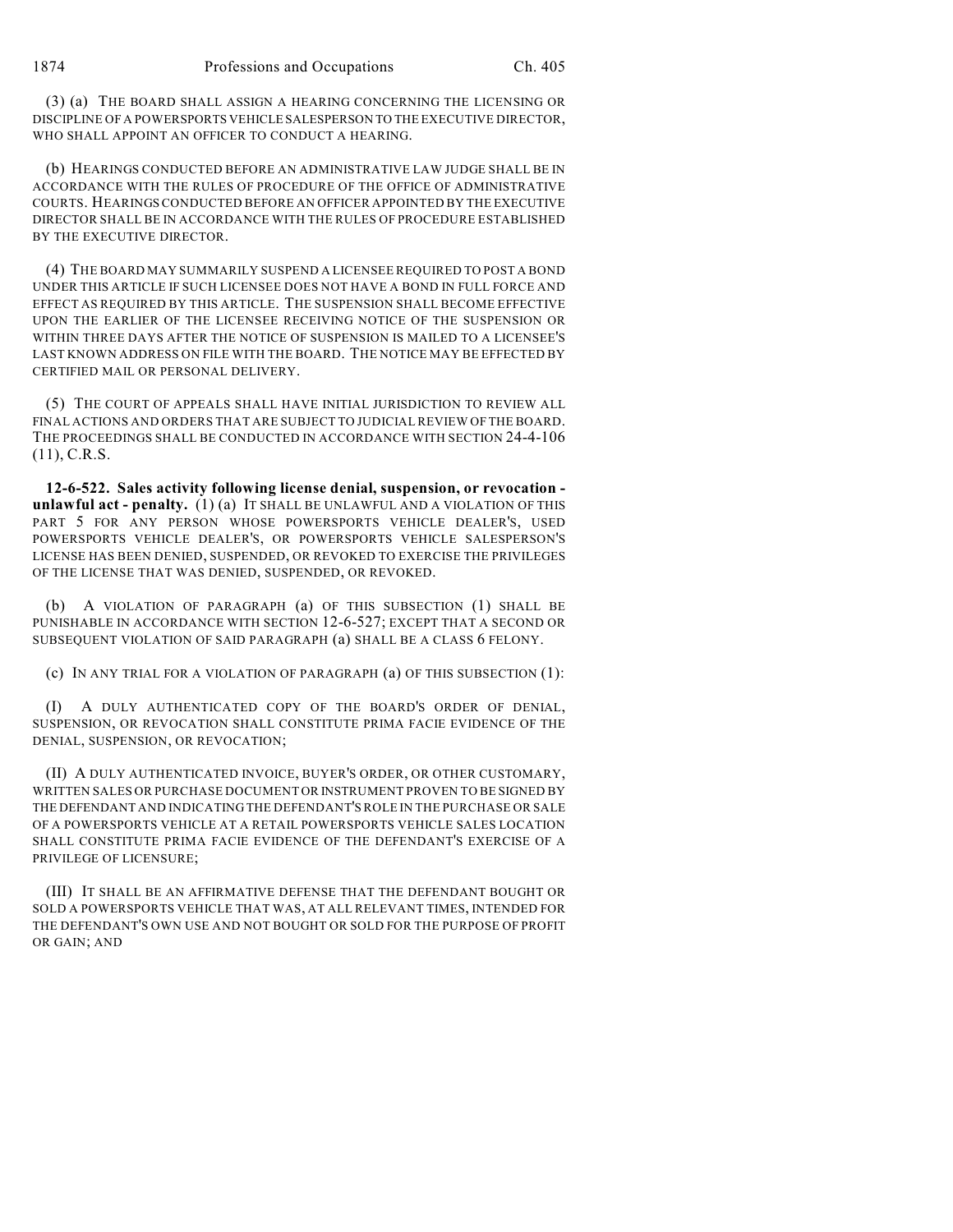(3) (a) THE BOARD SHALL ASSIGN A HEARING CONCERNING THE LICENSING OR DISCIPLINE OF A POWERSPORTS VEHICLE SALESPERSON TO THE EXECUTIVE DIRECTOR, WHO SHALL APPOINT AN OFFICER TO CONDUCT A HEARING.

(b) HEARINGS CONDUCTED BEFORE AN ADMINISTRATIVE LAW JUDGE SHALL BE IN ACCORDANCE WITH THE RULES OF PROCEDURE OF THE OFFICE OF ADMINISTRATIVE COURTS. HEARINGS CONDUCTED BEFORE AN OFFICER APPOINTED BY THE EXECUTIVE DIRECTOR SHALL BE IN ACCORDANCE WITH THE RULES OF PROCEDURE ESTABLISHED BY THE EXECUTIVE DIRECTOR.

(4) THE BOARD MAY SUMMARILY SUSPEND A LICENSEE REQUIRED TO POST A BOND UNDER THIS ARTICLE IF SUCH LICENSEE DOES NOT HAVE A BOND IN FULL FORCE AND EFFECT AS REQUIRED BY THIS ARTICLE. THE SUSPENSION SHALL BECOME EFFECTIVE UPON THE EARLIER OF THE LICENSEE RECEIVING NOTICE OF THE SUSPENSION OR WITHIN THREE DAYS AFTER THE NOTICE OF SUSPENSION IS MAILED TO A LICENSEE'S LAST KNOWN ADDRESS ON FILE WITH THE BOARD. THE NOTICE MAY BE EFFECTED BY CERTIFIED MAIL OR PERSONAL DELIVERY.

(5) THE COURT OF APPEALS SHALL HAVE INITIAL JURISDICTION TO REVIEW ALL FINAL ACTIONS AND ORDERS THAT ARE SUBJECT TO JUDICIAL REVIEW OF THE BOARD. THE PROCEEDINGS SHALL BE CONDUCTED IN ACCORDANCE WITH SECTION 24-4-106 (11), C.R.S.

**12-6-522. Sales activity following license denial, suspension, or revocation - unlawful act - penalty.** (1) (a) IT SHALL BE UNLAWFUL AND A VIOLATION OF THIS PART 5 FOR ANY PERSON WHOSE POWERSPORTS VEHICLE DEALER'S, USED POWERSPORTS VEHICLE DEALER'S, OR POWERSPORTS VEHICLE SALESPERSON'S LICENSE HAS BEEN DENIED, SUSPENDED, OR REVOKED TO EXERCISE THE PRIVILEGES OF THE LICENSE THAT WAS DENIED, SUSPENDED, OR REVOKED.

(b) A VIOLATION OF PARAGRAPH (a) OF THIS SUBSECTION (1) SHALL BE PUNISHABLE IN ACCORDANCE WITH SECTION 12-6-527; EXCEPT THAT A SECOND OR SUBSEQUENT VIOLATION OF SAID PARAGRAPH (a) SHALL BE A CLASS 6 FELONY.

(c) IN ANY TRIAL FOR A VIOLATION OF PARAGRAPH (a) OF THIS SUBSECTION (1):

(I) A DULY AUTHENTICATED COPY OF THE BOARD'S ORDER OF DENIAL, SUSPENSION, OR REVOCATION SHALL CONSTITUTE PRIMA FACIE EVIDENCE OF THE DENIAL, SUSPENSION, OR REVOCATION;

(II) A DULY AUTHENTICATED INVOICE, BUYER'S ORDER, OR OTHER CUSTOMARY, WRITTEN SALES OR PURCHASE DOCUMENT OR INSTRUMENT PROVEN TO BE SIGNED BY THE DEFENDANT AND INDICATING THE DEFENDANT'S ROLE IN THE PURCHASE OR SALE OF A POWERSPORTS VEHICLE AT A RETAIL POWERSPORTS VEHICLE SALES LOCATION SHALL CONSTITUTE PRIMA FACIE EVIDENCE OF THE DEFENDANT'S EXERCISE OF A PRIVILEGE OF LICENSURE;

(III) IT SHALL BE AN AFFIRMATIVE DEFENSE THAT THE DEFENDANT BOUGHT OR SOLD A POWERSPORTS VEHICLE THAT WAS, AT ALL RELEVANT TIMES, INTENDED FOR THE DEFENDANT'S OWN USE AND NOT BOUGHT OR SOLD FOR THE PURPOSE OF PROFIT OR GAIN; AND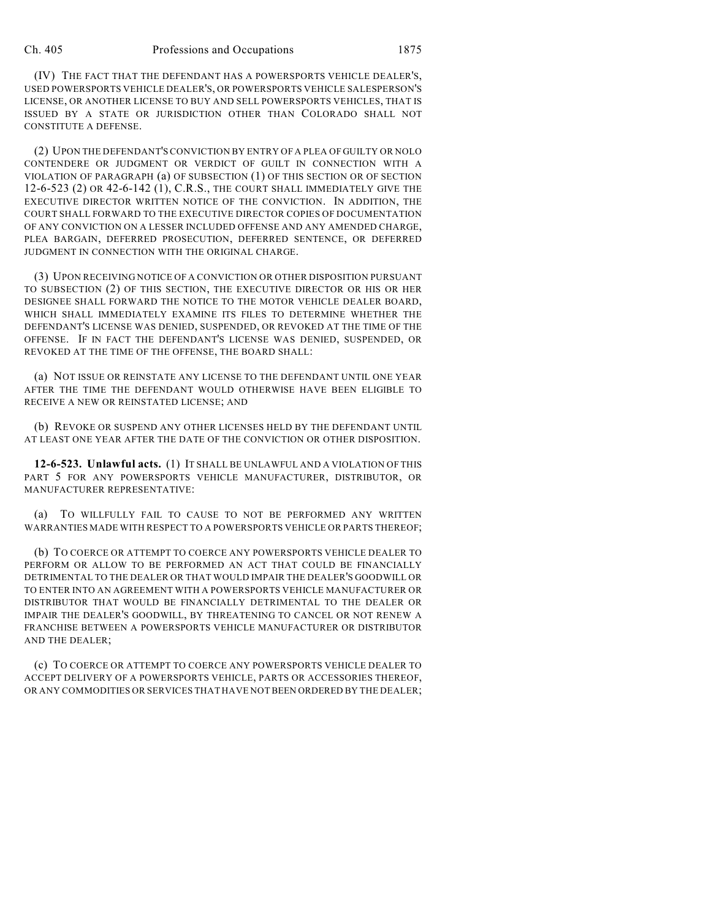(IV) THE FACT THAT THE DEFENDANT HAS A POWERSPORTS VEHICLE DEALER'S, USED POWERSPORTS VEHICLE DEALER'S, OR POWERSPORTS VEHICLE SALESPERSON'S LICENSE, OR ANOTHER LICENSE TO BUY AND SELL POWERSPORTS VEHICLES, THAT IS ISSUED BY A STATE OR JURISDICTION OTHER THAN COLORADO SHALL NOT CONSTITUTE A DEFENSE.

(2) UPON THE DEFENDANT'S CONVICTION BY ENTRY OF A PLEA OF GUILTY OR NOLO CONTENDERE OR JUDGMENT OR VERDICT OF GUILT IN CONNECTION WITH A VIOLATION OF PARAGRAPH (a) OF SUBSECTION (1) OF THIS SECTION OR OF SECTION 12-6-523 (2) OR 42-6-142 (1), C.R.S., THE COURT SHALL IMMEDIATELY GIVE THE EXECUTIVE DIRECTOR WRITTEN NOTICE OF THE CONVICTION. IN ADDITION, THE COURT SHALL FORWARD TO THE EXECUTIVE DIRECTOR COPIES OF DOCUMENTATION OF ANY CONVICTION ON A LESSER INCLUDED OFFENSE AND ANY AMENDED CHARGE, PLEA BARGAIN, DEFERRED PROSECUTION, DEFERRED SENTENCE, OR DEFERRED JUDGMENT IN CONNECTION WITH THE ORIGINAL CHARGE.

(3) UPON RECEIVING NOTICE OF A CONVICTION OR OTHER DISPOSITION PURSUANT TO SUBSECTION (2) OF THIS SECTION, THE EXECUTIVE DIRECTOR OR HIS OR HER DESIGNEE SHALL FORWARD THE NOTICE TO THE MOTOR VEHICLE DEALER BOARD, WHICH SHALL IMMEDIATELY EXAMINE ITS FILES TO DETERMINE WHETHER THE DEFENDANT'S LICENSE WAS DENIED, SUSPENDED, OR REVOKED AT THE TIME OF THE OFFENSE. IF IN FACT THE DEFENDANT'S LICENSE WAS DENIED, SUSPENDED, OR REVOKED AT THE TIME OF THE OFFENSE, THE BOARD SHALL:

(a) NOT ISSUE OR REINSTATE ANY LICENSE TO THE DEFENDANT UNTIL ONE YEAR AFTER THE TIME THE DEFENDANT WOULD OTHERWISE HAVE BEEN ELIGIBLE TO RECEIVE A NEW OR REINSTATED LICENSE; AND

(b) REVOKE OR SUSPEND ANY OTHER LICENSES HELD BY THE DEFENDANT UNTIL AT LEAST ONE YEAR AFTER THE DATE OF THE CONVICTION OR OTHER DISPOSITION.

**12-6-523. Unlawful acts.** (1) IT SHALL BE UNLAWFUL AND A VIOLATION OF THIS PART 5 FOR ANY POWERSPORTS VEHICLE MANUFACTURER, DISTRIBUTOR, OR MANUFACTURER REPRESENTATIVE:

(a) TO WILLFULLY FAIL TO CAUSE TO NOT BE PERFORMED ANY WRITTEN WARRANTIES MADE WITH RESPECT TO A POWERSPORTS VEHICLE OR PARTS THEREOF;

(b) TO COERCE OR ATTEMPT TO COERCE ANY POWERSPORTS VEHICLE DEALER TO PERFORM OR ALLOW TO BE PERFORMED AN ACT THAT COULD BE FINANCIALLY DETRIMENTAL TO THE DEALER OR THAT WOULD IMPAIR THE DEALER'S GOODWILL OR TO ENTER INTO AN AGREEMENT WITH A POWERSPORTS VEHICLE MANUFACTURER OR DISTRIBUTOR THAT WOULD BE FINANCIALLY DETRIMENTAL TO THE DEALER OR IMPAIR THE DEALER'S GOODWILL, BY THREATENING TO CANCEL OR NOT RENEW A FRANCHISE BETWEEN A POWERSPORTS VEHICLE MANUFACTURER OR DISTRIBUTOR AND THE DEALER;

(c) TO COERCE OR ATTEMPT TO COERCE ANY POWERSPORTS VEHICLE DEALER TO ACCEPT DELIVERY OF A POWERSPORTS VEHICLE, PARTS OR ACCESSORIES THEREOF, OR ANY COMMODITIES OR SERVICES THAT HAVE NOT BEEN ORDERED BY THE DEALER;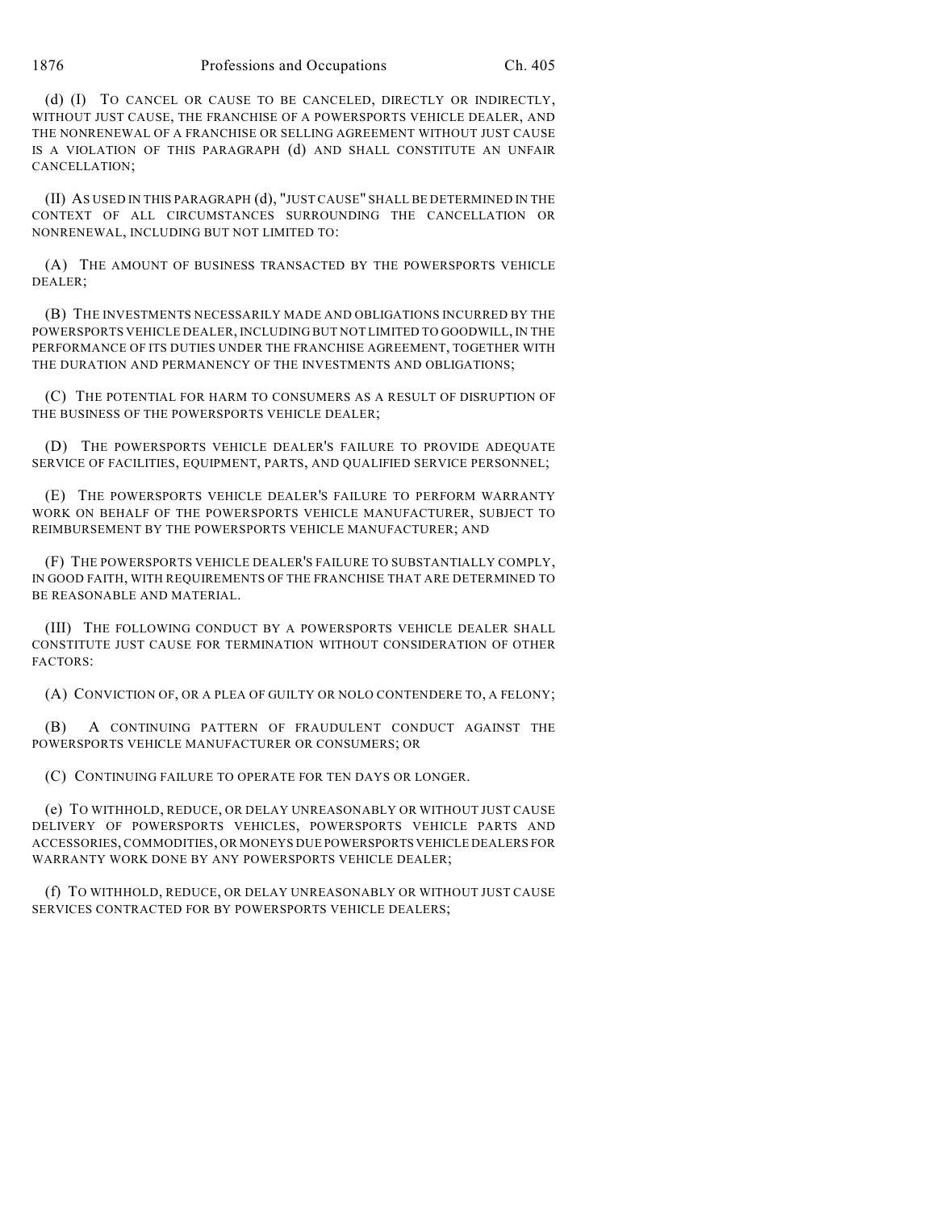(d) (I) TO CANCEL OR CAUSE TO BE CANCELED, DIRECTLY OR INDIRECTLY, WITHOUT JUST CAUSE, THE FRANCHISE OF A POWERSPORTS VEHICLE DEALER, AND THE NONRENEWAL OF A FRANCHISE OR SELLING AGREEMENT WITHOUT JUST CAUSE IS A VIOLATION OF THIS PARAGRAPH (d) AND SHALL CONSTITUTE AN UNFAIR CANCELLATION;

(II) AS USED IN THIS PARAGRAPH (d), "JUST CAUSE" SHALL BE DETERMINED IN THE CONTEXT OF ALL CIRCUMSTANCES SURROUNDING THE CANCELLATION OR NONRENEWAL, INCLUDING BUT NOT LIMITED TO:

(A) THE AMOUNT OF BUSINESS TRANSACTED BY THE POWERSPORTS VEHICLE DEALER;

(B) THE INVESTMENTS NECESSARILY MADE AND OBLIGATIONS INCURRED BY THE POWERSPORTS VEHICLE DEALER, INCLUDING BUT NOT LIMITED TO GOODWILL, IN THE PERFORMANCE OF ITS DUTIES UNDER THE FRANCHISE AGREEMENT, TOGETHER WITH THE DURATION AND PERMANENCY OF THE INVESTMENTS AND OBLIGATIONS;

(C) THE POTENTIAL FOR HARM TO CONSUMERS AS A RESULT OF DISRUPTION OF THE BUSINESS OF THE POWERSPORTS VEHICLE DEALER;

(D) THE POWERSPORTS VEHICLE DEALER'S FAILURE TO PROVIDE ADEQUATE SERVICE OF FACILITIES, EQUIPMENT, PARTS, AND QUALIFIED SERVICE PERSONNEL;

(E) THE POWERSPORTS VEHICLE DEALER'S FAILURE TO PERFORM WARRANTY WORK ON BEHALF OF THE POWERSPORTS VEHICLE MANUFACTURER, SUBJECT TO REIMBURSEMENT BY THE POWERSPORTS VEHICLE MANUFACTURER; AND

(F) THE POWERSPORTS VEHICLE DEALER'S FAILURE TO SUBSTANTIALLY COMPLY, IN GOOD FAITH, WITH REQUIREMENTS OF THE FRANCHISE THAT ARE DETERMINED TO BE REASONABLE AND MATERIAL.

(III) THE FOLLOWING CONDUCT BY A POWERSPORTS VEHICLE DEALER SHALL CONSTITUTE JUST CAUSE FOR TERMINATION WITHOUT CONSIDERATION OF OTHER FACTORS:

(A) CONVICTION OF, OR A PLEA OF GUILTY OR NOLO CONTENDERE TO, A FELONY;

(B) A CONTINUING PATTERN OF FRAUDULENT CONDUCT AGAINST THE POWERSPORTS VEHICLE MANUFACTURER OR CONSUMERS; OR

(C) CONTINUING FAILURE TO OPERATE FOR TEN DAYS OR LONGER.

(e) TO WITHHOLD, REDUCE, OR DELAY UNREASONABLY OR WITHOUT JUST CAUSE DELIVERY OF POWERSPORTS VEHICLES, POWERSPORTS VEHICLE PARTS AND ACCESSORIES, COMMODITIES, OR MONEYS DUE POWERSPORTS VEHICLE DEALERS FOR WARRANTY WORK DONE BY ANY POWERSPORTS VEHICLE DEALER;

(f) TO WITHHOLD, REDUCE, OR DELAY UNREASONABLY OR WITHOUT JUST CAUSE SERVICES CONTRACTED FOR BY POWERSPORTS VEHICLE DEALERS;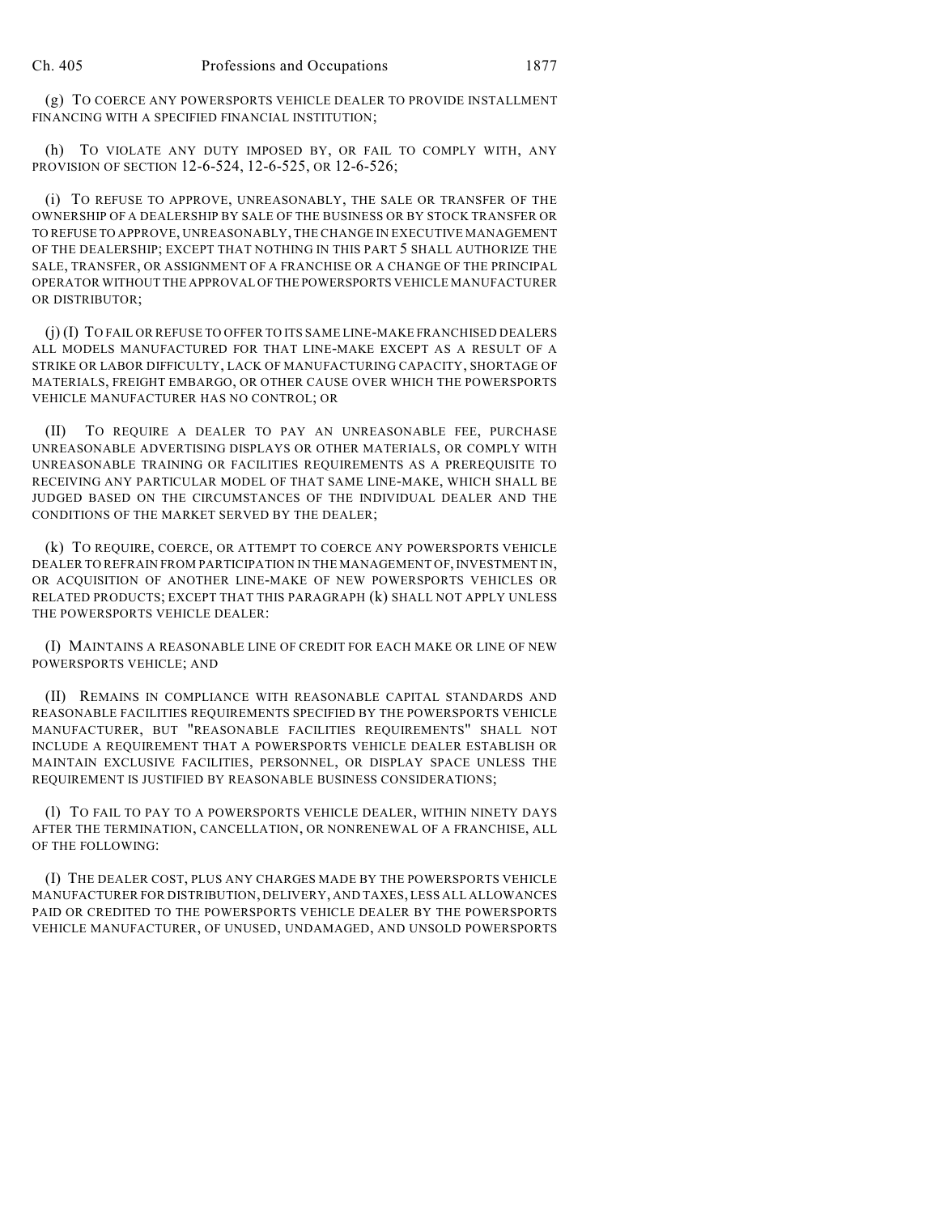(g) TO COERCE ANY POWERSPORTS VEHICLE DEALER TO PROVIDE INSTALLMENT FINANCING WITH A SPECIFIED FINANCIAL INSTITUTION;

(h) TO VIOLATE ANY DUTY IMPOSED BY, OR FAIL TO COMPLY WITH, ANY PROVISION OF SECTION 12-6-524, 12-6-525, OR 12-6-526;

(i) TO REFUSE TO APPROVE, UNREASONABLY, THE SALE OR TRANSFER OF THE OWNERSHIP OF A DEALERSHIP BY SALE OF THE BUSINESS OR BY STOCK TRANSFER OR TO REFUSE TO APPROVE, UNREASONABLY, THE CHANGE IN EXECUTIVE MANAGEMENT OF THE DEALERSHIP; EXCEPT THAT NOTHING IN THIS PART 5 SHALL AUTHORIZE THE SALE, TRANSFER, OR ASSIGNMENT OF A FRANCHISE OR A CHANGE OF THE PRINCIPAL OPERATOR WITHOUT THE APPROVAL OF THE POWERSPORTS VEHICLE MANUFACTURER OR DISTRIBUTOR;

(j) (I) TO FAIL OR REFUSE TO OFFER TO ITS SAME LINE-MAKE FRANCHISED DEALERS ALL MODELS MANUFACTURED FOR THAT LINE-MAKE EXCEPT AS A RESULT OF A STRIKE OR LABOR DIFFICULTY, LACK OF MANUFACTURING CAPACITY, SHORTAGE OF MATERIALS, FREIGHT EMBARGO, OR OTHER CAUSE OVER WHICH THE POWERSPORTS VEHICLE MANUFACTURER HAS NO CONTROL; OR

(II) TO REQUIRE A DEALER TO PAY AN UNREASONABLE FEE, PURCHASE UNREASONABLE ADVERTISING DISPLAYS OR OTHER MATERIALS, OR COMPLY WITH UNREASONABLE TRAINING OR FACILITIES REQUIREMENTS AS A PREREQUISITE TO RECEIVING ANY PARTICULAR MODEL OF THAT SAME LINE-MAKE, WHICH SHALL BE JUDGED BASED ON THE CIRCUMSTANCES OF THE INDIVIDUAL DEALER AND THE CONDITIONS OF THE MARKET SERVED BY THE DEALER;

(k) TO REQUIRE, COERCE, OR ATTEMPT TO COERCE ANY POWERSPORTS VEHICLE DEALER TO REFRAIN FROM PARTICIPATION IN THE MANAGEMENT OF, INVESTMENT IN, OR ACQUISITION OF ANOTHER LINE-MAKE OF NEW POWERSPORTS VEHICLES OR RELATED PRODUCTS; EXCEPT THAT THIS PARAGRAPH (k) SHALL NOT APPLY UNLESS THE POWERSPORTS VEHICLE DEALER:

(I) MAINTAINS A REASONABLE LINE OF CREDIT FOR EACH MAKE OR LINE OF NEW POWERSPORTS VEHICLE; AND

(II) REMAINS IN COMPLIANCE WITH REASONABLE CAPITAL STANDARDS AND REASONABLE FACILITIES REQUIREMENTS SPECIFIED BY THE POWERSPORTS VEHICLE MANUFACTURER, BUT "REASONABLE FACILITIES REQUIREMENTS" SHALL NOT INCLUDE A REQUIREMENT THAT A POWERSPORTS VEHICLE DEALER ESTABLISH OR MAINTAIN EXCLUSIVE FACILITIES, PERSONNEL, OR DISPLAY SPACE UNLESS THE REQUIREMENT IS JUSTIFIED BY REASONABLE BUSINESS CONSIDERATIONS;

(l) TO FAIL TO PAY TO A POWERSPORTS VEHICLE DEALER, WITHIN NINETY DAYS AFTER THE TERMINATION, CANCELLATION, OR NONRENEWAL OF A FRANCHISE, ALL OF THE FOLLOWING:

(I) THE DEALER COST, PLUS ANY CHARGES MADE BY THE POWERSPORTS VEHICLE MANUFACTURER FOR DISTRIBUTION, DELIVERY, AND TAXES, LESS ALL ALLOWANCES PAID OR CREDITED TO THE POWERSPORTS VEHICLE DEALER BY THE POWERSPORTS VEHICLE MANUFACTURER, OF UNUSED, UNDAMAGED, AND UNSOLD POWERSPORTS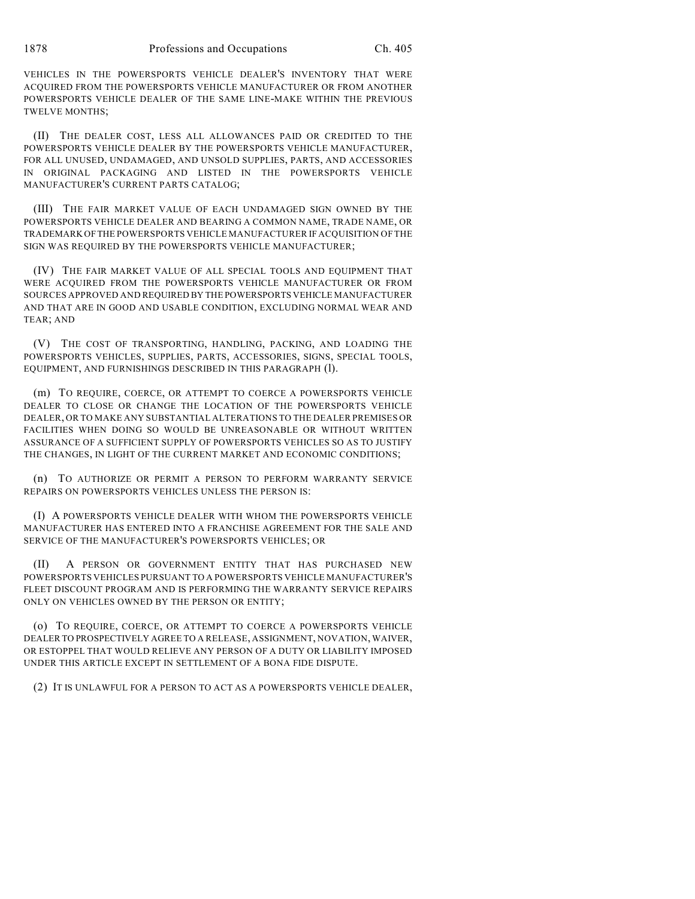VEHICLES IN THE POWERSPORTS VEHICLE DEALER'S INVENTORY THAT WERE ACQUIRED FROM THE POWERSPORTS VEHICLE MANUFACTURER OR FROM ANOTHER POWERSPORTS VEHICLE DEALER OF THE SAME LINE-MAKE WITHIN THE PREVIOUS TWELVE MONTHS;

(II) THE DEALER COST, LESS ALL ALLOWANCES PAID OR CREDITED TO THE POWERSPORTS VEHICLE DEALER BY THE POWERSPORTS VEHICLE MANUFACTURER, FOR ALL UNUSED, UNDAMAGED, AND UNSOLD SUPPLIES, PARTS, AND ACCESSORIES IN ORIGINAL PACKAGING AND LISTED IN THE POWERSPORTS VEHICLE MANUFACTURER'S CURRENT PARTS CATALOG;

(III) THE FAIR MARKET VALUE OF EACH UNDAMAGED SIGN OWNED BY THE POWERSPORTS VEHICLE DEALER AND BEARING A COMMON NAME, TRADE NAME, OR TRADEMARK OF THE POWERSPORTS VEHICLE MANUFACTURER IF ACQUISITION OF THE SIGN WAS REQUIRED BY THE POWERSPORTS VEHICLE MANUFACTURER;

(IV) THE FAIR MARKET VALUE OF ALL SPECIAL TOOLS AND EQUIPMENT THAT WERE ACQUIRED FROM THE POWERSPORTS VEHICLE MANUFACTURER OR FROM SOURCES APPROVED AND REQUIRED BY THE POWERSPORTS VEHICLE MANUFACTURER AND THAT ARE IN GOOD AND USABLE CONDITION, EXCLUDING NORMAL WEAR AND TEAR; AND

(V) THE COST OF TRANSPORTING, HANDLING, PACKING, AND LOADING THE POWERSPORTS VEHICLES, SUPPLIES, PARTS, ACCESSORIES, SIGNS, SPECIAL TOOLS, EQUIPMENT, AND FURNISHINGS DESCRIBED IN THIS PARAGRAPH (l).

(m) TO REQUIRE, COERCE, OR ATTEMPT TO COERCE A POWERSPORTS VEHICLE DEALER TO CLOSE OR CHANGE THE LOCATION OF THE POWERSPORTS VEHICLE DEALER, OR TO MAKE ANY SUBSTANTIAL ALTERATIONS TO THE DEALER PREMISES OR FACILITIES WHEN DOING SO WOULD BE UNREASONABLE OR WITHOUT WRITTEN ASSURANCE OF A SUFFICIENT SUPPLY OF POWERSPORTS VEHICLES SO AS TO JUSTIFY THE CHANGES, IN LIGHT OF THE CURRENT MARKET AND ECONOMIC CONDITIONS;

(n) TO AUTHORIZE OR PERMIT A PERSON TO PERFORM WARRANTY SERVICE REPAIRS ON POWERSPORTS VEHICLES UNLESS THE PERSON IS:

(I) A POWERSPORTS VEHICLE DEALER WITH WHOM THE POWERSPORTS VEHICLE MANUFACTURER HAS ENTERED INTO A FRANCHISE AGREEMENT FOR THE SALE AND SERVICE OF THE MANUFACTURER'S POWERSPORTS VEHICLES; OR

(II) A PERSON OR GOVERNMENT ENTITY THAT HAS PURCHASED NEW POWERSPORTS VEHICLES PURSUANT TO A POWERSPORTS VEHICLE MANUFACTURER'S FLEET DISCOUNT PROGRAM AND IS PERFORMING THE WARRANTY SERVICE REPAIRS ONLY ON VEHICLES OWNED BY THE PERSON OR ENTITY;

(o) TO REQUIRE, COERCE, OR ATTEMPT TO COERCE A POWERSPORTS VEHICLE DEALER TO PROSPECTIVELY AGREE TO A RELEASE, ASSIGNMENT, NOVATION, WAIVER, OR ESTOPPEL THAT WOULD RELIEVE ANY PERSON OF A DUTY OR LIABILITY IMPOSED UNDER THIS ARTICLE EXCEPT IN SETTLEMENT OF A BONA FIDE DISPUTE.

(2) IT IS UNLAWFUL FOR A PERSON TO ACT AS A POWERSPORTS VEHICLE DEALER,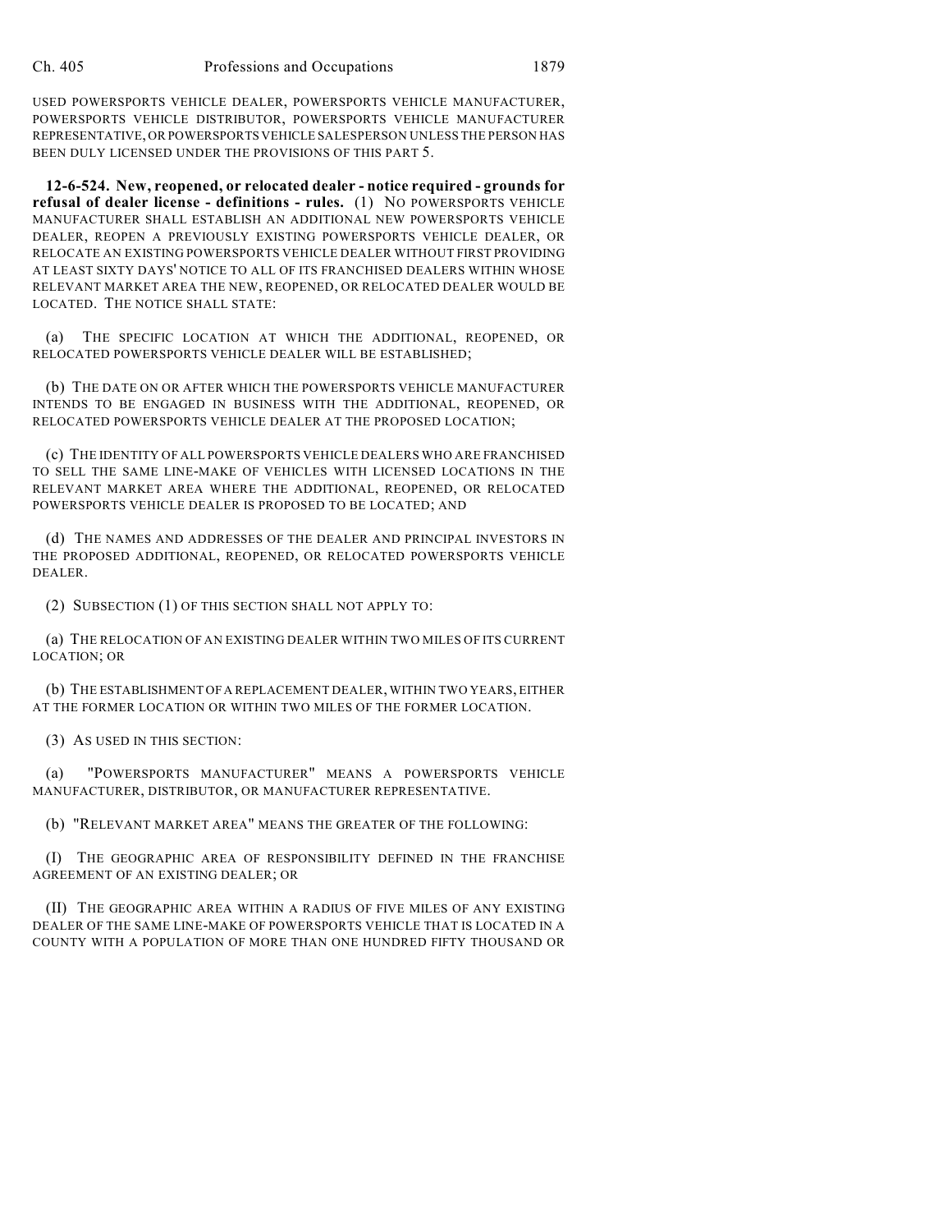USED POWERSPORTS VEHICLE DEALER, POWERSPORTS VEHICLE MANUFACTURER, POWERSPORTS VEHICLE DISTRIBUTOR, POWERSPORTS VEHICLE MANUFACTURER REPRESENTATIVE, OR POWERSPORTS VEHICLE SALESPERSON UNLESS THE PERSON HAS BEEN DULY LICENSED UNDER THE PROVISIONS OF THIS PART 5.

**12-6-524. New, reopened, or relocated dealer - notice required - grounds for refusal of dealer license - definitions - rules.** (1) NO POWERSPORTS VEHICLE MANUFACTURER SHALL ESTABLISH AN ADDITIONAL NEW POWERSPORTS VEHICLE DEALER, REOPEN A PREVIOUSLY EXISTING POWERSPORTS VEHICLE DEALER, OR RELOCATE AN EXISTING POWERSPORTS VEHICLE DEALER WITHOUT FIRST PROVIDING AT LEAST SIXTY DAYS' NOTICE TO ALL OF ITS FRANCHISED DEALERS WITHIN WHOSE RELEVANT MARKET AREA THE NEW, REOPENED, OR RELOCATED DEALER WOULD BE LOCATED. THE NOTICE SHALL STATE:

(a) THE SPECIFIC LOCATION AT WHICH THE ADDITIONAL, REOPENED, OR RELOCATED POWERSPORTS VEHICLE DEALER WILL BE ESTABLISHED;

(b) THE DATE ON OR AFTER WHICH THE POWERSPORTS VEHICLE MANUFACTURER INTENDS TO BE ENGAGED IN BUSINESS WITH THE ADDITIONAL, REOPENED, OR RELOCATED POWERSPORTS VEHICLE DEALER AT THE PROPOSED LOCATION;

(c) THE IDENTITY OF ALL POWERSPORTS VEHICLE DEALERS WHO ARE FRANCHISED TO SELL THE SAME LINE-MAKE OF VEHICLES WITH LICENSED LOCATIONS IN THE RELEVANT MARKET AREA WHERE THE ADDITIONAL, REOPENED, OR RELOCATED POWERSPORTS VEHICLE DEALER IS PROPOSED TO BE LOCATED; AND

(d) THE NAMES AND ADDRESSES OF THE DEALER AND PRINCIPAL INVESTORS IN THE PROPOSED ADDITIONAL, REOPENED, OR RELOCATED POWERSPORTS VEHICLE DEALER.

(2) SUBSECTION (1) OF THIS SECTION SHALL NOT APPLY TO:

(a) THE RELOCATION OF AN EXISTING DEALER WITHIN TWO MILES OF ITS CURRENT LOCATION; OR

(b) THE ESTABLISHMENT OF A REPLACEMENT DEALER, WITHIN TWO YEARS, EITHER AT THE FORMER LOCATION OR WITHIN TWO MILES OF THE FORMER LOCATION.

(3) AS USED IN THIS SECTION:

(a) "POWERSPORTS MANUFACTURER" MEANS A POWERSPORTS VEHICLE MANUFACTURER, DISTRIBUTOR, OR MANUFACTURER REPRESENTATIVE.

(b) "RELEVANT MARKET AREA" MEANS THE GREATER OF THE FOLLOWING:

(I) THE GEOGRAPHIC AREA OF RESPONSIBILITY DEFINED IN THE FRANCHISE AGREEMENT OF AN EXISTING DEALER; OR

(II) THE GEOGRAPHIC AREA WITHIN A RADIUS OF FIVE MILES OF ANY EXISTING DEALER OF THE SAME LINE-MAKE OF POWERSPORTS VEHICLE THAT IS LOCATED IN A COUNTY WITH A POPULATION OF MORE THAN ONE HUNDRED FIFTY THOUSAND OR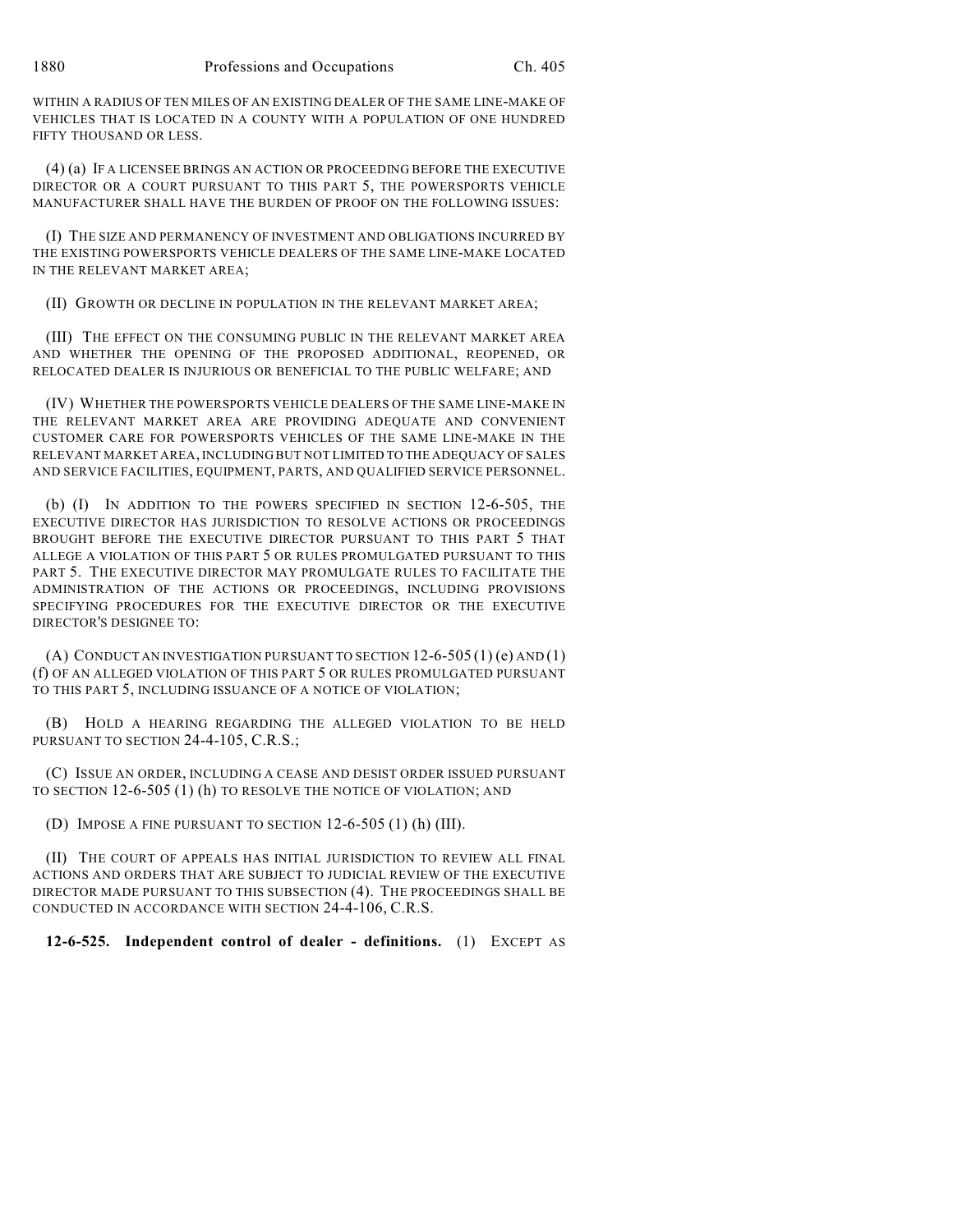WITHIN A RADIUS OF TEN MILES OF AN EXISTING DEALER OF THE SAME LINE-MAKE OF VEHICLES THAT IS LOCATED IN A COUNTY WITH A POPULATION OF ONE HUNDRED FIFTY THOUSAND OR LESS.

(4) (a) IF A LICENSEE BRINGS AN ACTION OR PROCEEDING BEFORE THE EXECUTIVE DIRECTOR OR A COURT PURSUANT TO THIS PART 5, THE POWERSPORTS VEHICLE MANUFACTURER SHALL HAVE THE BURDEN OF PROOF ON THE FOLLOWING ISSUES:

(I) THE SIZE AND PERMANENCY OF INVESTMENT AND OBLIGATIONS INCURRED BY THE EXISTING POWERSPORTS VEHICLE DEALERS OF THE SAME LINE-MAKE LOCATED IN THE RELEVANT MARKET AREA;

(II) GROWTH OR DECLINE IN POPULATION IN THE RELEVANT MARKET AREA;

(III) THE EFFECT ON THE CONSUMING PUBLIC IN THE RELEVANT MARKET AREA AND WHETHER THE OPENING OF THE PROPOSED ADDITIONAL, REOPENED, OR RELOCATED DEALER IS INJURIOUS OR BENEFICIAL TO THE PUBLIC WELFARE; AND

(IV) WHETHER THE POWERSPORTS VEHICLE DEALERS OF THE SAME LINE-MAKE IN THE RELEVANT MARKET AREA ARE PROVIDING ADEQUATE AND CONVENIENT CUSTOMER CARE FOR POWERSPORTS VEHICLES OF THE SAME LINE-MAKE IN THE RELEVANT MARKET AREA, INCLUDING BUT NOT LIMITED TO THE ADEQUACY OF SALES AND SERVICE FACILITIES, EQUIPMENT, PARTS, AND QUALIFIED SERVICE PERSONNEL.

(b) (I) IN ADDITION TO THE POWERS SPECIFIED IN SECTION 12-6-505, THE EXECUTIVE DIRECTOR HAS JURISDICTION TO RESOLVE ACTIONS OR PROCEEDINGS BROUGHT BEFORE THE EXECUTIVE DIRECTOR PURSUANT TO THIS PART 5 THAT ALLEGE A VIOLATION OF THIS PART 5 OR RULES PROMULGATED PURSUANT TO THIS PART 5. THE EXECUTIVE DIRECTOR MAY PROMULGATE RULES TO FACILITATE THE ADMINISTRATION OF THE ACTIONS OR PROCEEDINGS, INCLUDING PROVISIONS SPECIFYING PROCEDURES FOR THE EXECUTIVE DIRECTOR OR THE EXECUTIVE DIRECTOR'S DESIGNEE TO:

(A) CONDUCT AN INVESTIGATION PURSUANT TO SECTION 12-6-505 (1) (e) AND (1) (f) OF AN ALLEGED VIOLATION OF THIS PART 5 OR RULES PROMULGATED PURSUANT TO THIS PART 5, INCLUDING ISSUANCE OF A NOTICE OF VIOLATION;

(B) HOLD A HEARING REGARDING THE ALLEGED VIOLATION TO BE HELD PURSUANT TO SECTION 24-4-105, C.R.S.;

(C) ISSUE AN ORDER, INCLUDING A CEASE AND DESIST ORDER ISSUED PURSUANT TO SECTION 12-6-505 (1) (h) TO RESOLVE THE NOTICE OF VIOLATION; AND

(D) IMPOSE A FINE PURSUANT TO SECTION 12-6-505 (1) (h) (III).

(II) THE COURT OF APPEALS HAS INITIAL JURISDICTION TO REVIEW ALL FINAL ACTIONS AND ORDERS THAT ARE SUBJECT TO JUDICIAL REVIEW OF THE EXECUTIVE DIRECTOR MADE PURSUANT TO THIS SUBSECTION (4). THE PROCEEDINGS SHALL BE CONDUCTED IN ACCORDANCE WITH SECTION 24-4-106, C.R.S.

**12-6-525. Independent control of dealer - definitions.** (1) EXCEPT AS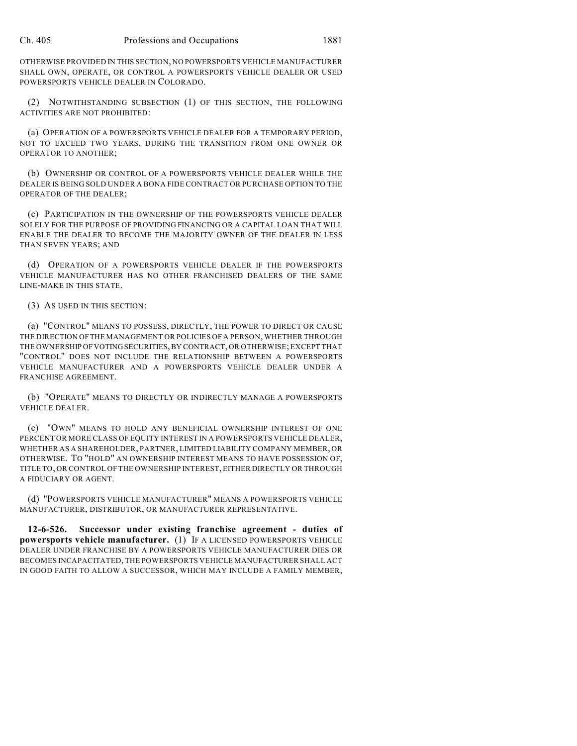OTHERWISE PROVIDED IN THIS SECTION, NO POWERSPORTS VEHICLE MANUFACTURER SHALL OWN, OPERATE, OR CONTROL A POWERSPORTS VEHICLE DEALER OR USED POWERSPORTS VEHICLE DEALER IN COLORADO.

(2) NOTWITHSTANDING SUBSECTION (1) OF THIS SECTION, THE FOLLOWING ACTIVITIES ARE NOT PROHIBITED:

(a) OPERATION OF A POWERSPORTS VEHICLE DEALER FOR A TEMPORARY PERIOD, NOT TO EXCEED TWO YEARS, DURING THE TRANSITION FROM ONE OWNER OR OPERATOR TO ANOTHER;

(b) OWNERSHIP OR CONTROL OF A POWERSPORTS VEHICLE DEALER WHILE THE DEALER IS BEING SOLD UNDER A BONA FIDE CONTRACT OR PURCHASE OPTION TO THE OPERATOR OF THE DEALER;

(c) PARTICIPATION IN THE OWNERSHIP OF THE POWERSPORTS VEHICLE DEALER SOLELY FOR THE PURPOSE OF PROVIDING FINANCING OR A CAPITAL LOAN THAT WILL ENABLE THE DEALER TO BECOME THE MAJORITY OWNER OF THE DEALER IN LESS THAN SEVEN YEARS; AND

(d) OPERATION OF A POWERSPORTS VEHICLE DEALER IF THE POWERSPORTS VEHICLE MANUFACTURER HAS NO OTHER FRANCHISED DEALERS OF THE SAME LINE-MAKE IN THIS STATE.

(3) AS USED IN THIS SECTION:

(a) "CONTROL" MEANS TO POSSESS, DIRECTLY, THE POWER TO DIRECT OR CAUSE THE DIRECTION OF THE MANAGEMENT OR POLICIES OF A PERSON, WHETHER THROUGH THE OWNERSHIP OF VOTING SECURITIES, BY CONTRACT, OR OTHERWISE; EXCEPT THAT "CONTROL" DOES NOT INCLUDE THE RELATIONSHIP BETWEEN A POWERSPORTS VEHICLE MANUFACTURER AND A POWERSPORTS VEHICLE DEALER UNDER A FRANCHISE AGREEMENT.

(b) "OPERATE" MEANS TO DIRECTLY OR INDIRECTLY MANAGE A POWERSPORTS VEHICLE DEALER.

(c) "OWN" MEANS TO HOLD ANY BENEFICIAL OWNERSHIP INTEREST OF ONE PERCENT OR MORE CLASS OF EQUITY INTEREST IN A POWERSPORTS VEHICLE DEALER, WHETHER AS A SHAREHOLDER, PARTNER, LIMITED LIABILITY COMPANY MEMBER, OR OTHERWISE. TO "HOLD" AN OWNERSHIP INTEREST MEANS TO HAVE POSSESSION OF, TITLE TO, OR CONTROL OF THE OWNERSHIP INTEREST, EITHER DIRECTLY OR THROUGH A FIDUCIARY OR AGENT.

(d) "POWERSPORTS VEHICLE MANUFACTURER" MEANS A POWERSPORTS VEHICLE MANUFACTURER, DISTRIBUTOR, OR MANUFACTURER REPRESENTATIVE.

**12-6-526. Successor under existing franchise agreement - duties of powersports vehicle manufacturer.** (1) IF A LICENSED POWERSPORTS VEHICLE DEALER UNDER FRANCHISE BY A POWERSPORTS VEHICLE MANUFACTURER DIES OR BECOMES INCAPACITATED, THE POWERSPORTS VEHICLE MANUFACTURER SHALL ACT IN GOOD FAITH TO ALLOW A SUCCESSOR, WHICH MAY INCLUDE A FAMILY MEMBER,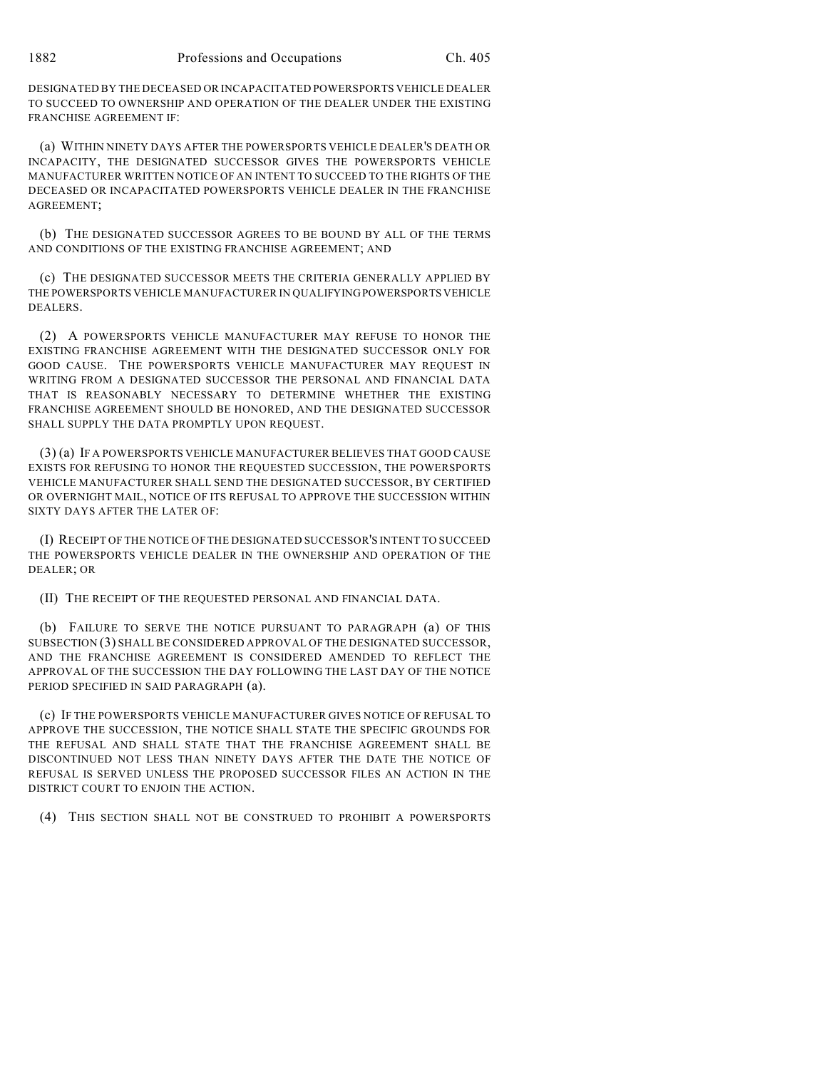DESIGNATED BY THE DECEASED OR INCAPACITATED POWERSPORTS VEHICLE DEALER TO SUCCEED TO OWNERSHIP AND OPERATION OF THE DEALER UNDER THE EXISTING FRANCHISE AGREEMENT IF:

(a) WITHIN NINETY DAYS AFTER THE POWERSPORTS VEHICLE DEALER'S DEATH OR INCAPACITY, THE DESIGNATED SUCCESSOR GIVES THE POWERSPORTS VEHICLE MANUFACTURER WRITTEN NOTICE OF AN INTENT TO SUCCEED TO THE RIGHTS OF THE DECEASED OR INCAPACITATED POWERSPORTS VEHICLE DEALER IN THE FRANCHISE AGREEMENT;

(b) THE DESIGNATED SUCCESSOR AGREES TO BE BOUND BY ALL OF THE TERMS AND CONDITIONS OF THE EXISTING FRANCHISE AGREEMENT; AND

(c) THE DESIGNATED SUCCESSOR MEETS THE CRITERIA GENERALLY APPLIED BY THE POWERSPORTS VEHICLE MANUFACTURER IN QUALIFYING POWERSPORTS VEHICLE DEALERS.

(2) A POWERSPORTS VEHICLE MANUFACTURER MAY REFUSE TO HONOR THE EXISTING FRANCHISE AGREEMENT WITH THE DESIGNATED SUCCESSOR ONLY FOR GOOD CAUSE. THE POWERSPORTS VEHICLE MANUFACTURER MAY REQUEST IN WRITING FROM A DESIGNATED SUCCESSOR THE PERSONAL AND FINANCIAL DATA THAT IS REASONABLY NECESSARY TO DETERMINE WHETHER THE EXISTING FRANCHISE AGREEMENT SHOULD BE HONORED, AND THE DESIGNATED SUCCESSOR SHALL SUPPLY THE DATA PROMPTLY UPON REQUEST.

(3) (a) IF A POWERSPORTS VEHICLE MANUFACTURER BELIEVES THAT GOOD CAUSE EXISTS FOR REFUSING TO HONOR THE REQUESTED SUCCESSION, THE POWERSPORTS VEHICLE MANUFACTURER SHALL SEND THE DESIGNATED SUCCESSOR, BY CERTIFIED OR OVERNIGHT MAIL, NOTICE OF ITS REFUSAL TO APPROVE THE SUCCESSION WITHIN SIXTY DAYS AFTER THE LATER OF:

(I) RECEIPT OF THE NOTICE OF THE DESIGNATED SUCCESSOR'S INTENT TO SUCCEED THE POWERSPORTS VEHICLE DEALER IN THE OWNERSHIP AND OPERATION OF THE DEALER; OR

(II) THE RECEIPT OF THE REQUESTED PERSONAL AND FINANCIAL DATA.

(b) FAILURE TO SERVE THE NOTICE PURSUANT TO PARAGRAPH (a) OF THIS SUBSECTION (3) SHALL BE CONSIDERED APPROVAL OF THE DESIGNATED SUCCESSOR, AND THE FRANCHISE AGREEMENT IS CONSIDERED AMENDED TO REFLECT THE APPROVAL OF THE SUCCESSION THE DAY FOLLOWING THE LAST DAY OF THE NOTICE PERIOD SPECIFIED IN SAID PARAGRAPH (a).

(c) IF THE POWERSPORTS VEHICLE MANUFACTURER GIVES NOTICE OF REFUSAL TO APPROVE THE SUCCESSION, THE NOTICE SHALL STATE THE SPECIFIC GROUNDS FOR THE REFUSAL AND SHALL STATE THAT THE FRANCHISE AGREEMENT SHALL BE DISCONTINUED NOT LESS THAN NINETY DAYS AFTER THE DATE THE NOTICE OF REFUSAL IS SERVED UNLESS THE PROPOSED SUCCESSOR FILES AN ACTION IN THE DISTRICT COURT TO ENJOIN THE ACTION.

(4) THIS SECTION SHALL NOT BE CONSTRUED TO PROHIBIT A POWERSPORTS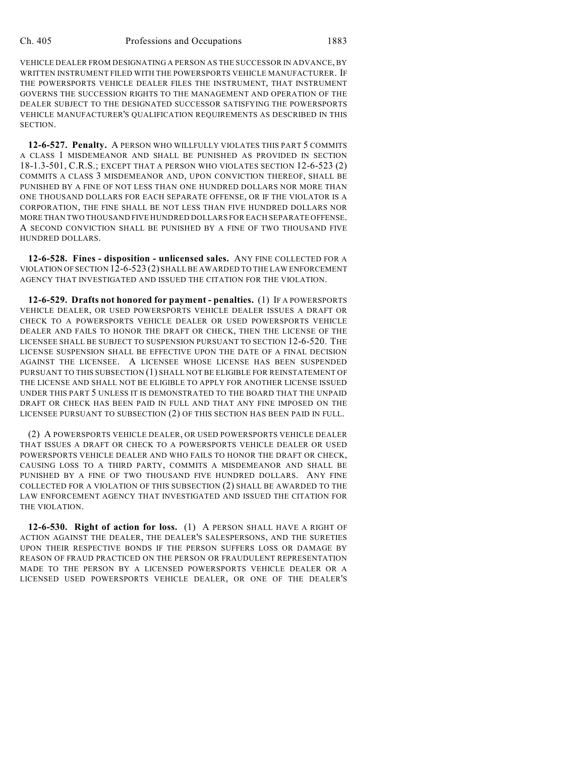VEHICLE DEALER FROM DESIGNATING A PERSON AS THE SUCCESSOR IN ADVANCE, BY WRITTEN INSTRUMENT FILED WITH THE POWERSPORTS VEHICLE MANUFACTURER. IF THE POWERSPORTS VEHICLE DEALER FILES THE INSTRUMENT, THAT INSTRUMENT GOVERNS THE SUCCESSION RIGHTS TO THE MANAGEMENT AND OPERATION OF THE DEALER SUBJECT TO THE DESIGNATED SUCCESSOR SATISFYING THE POWERSPORTS VEHICLE MANUFACTURER'S QUALIFICATION REQUIREMENTS AS DESCRIBED IN THIS SECTION.

**12-6-527. Penalty.** A PERSON WHO WILLFULLY VIOLATES THIS PART 5 COMMITS A CLASS 1 MISDEMEANOR AND SHALL BE PUNISHED AS PROVIDED IN SECTION 18-1.3-501, C.R.S.; EXCEPT THAT A PERSON WHO VIOLATES SECTION 12-6-523 (2) COMMITS A CLASS 3 MISDEMEANOR AND, UPON CONVICTION THEREOF, SHALL BE PUNISHED BY A FINE OF NOT LESS THAN ONE HUNDRED DOLLARS NOR MORE THAN ONE THOUSAND DOLLARS FOR EACH SEPARATE OFFENSE, OR IF THE VIOLATOR IS A CORPORATION, THE FINE SHALL BE NOT LESS THAN FIVE HUNDRED DOLLARS NOR MORE THAN TWO THOUSAND FIVE HUNDRED DOLLARS FOR EACH SEPARATE OFFENSE. A SECOND CONVICTION SHALL BE PUNISHED BY A FINE OF TWO THOUSAND FIVE HUNDRED DOLLARS.

**12-6-528. Fines - disposition - unlicensed sales.** ANY FINE COLLECTED FOR A VIOLATION OF SECTION 12-6-523 (2) SHALL BE AWARDED TO THE LAW ENFORCEMENT AGENCY THAT INVESTIGATED AND ISSUED THE CITATION FOR THE VIOLATION.

**12-6-529. Drafts not honored for payment - penalties.** (1) IF A POWERSPORTS VEHICLE DEALER, OR USED POWERSPORTS VEHICLE DEALER ISSUES A DRAFT OR CHECK TO A POWERSPORTS VEHICLE DEALER OR USED POWERSPORTS VEHICLE DEALER AND FAILS TO HONOR THE DRAFT OR CHECK, THEN THE LICENSE OF THE LICENSEE SHALL BE SUBJECT TO SUSPENSION PURSUANT TO SECTION 12-6-520. THE LICENSE SUSPENSION SHALL BE EFFECTIVE UPON THE DATE OF A FINAL DECISION AGAINST THE LICENSEE. A LICENSEE WHOSE LICENSE HAS BEEN SUSPENDED PURSUANT TO THIS SUBSECTION (1) SHALL NOT BE ELIGIBLE FOR REINSTATEMENT OF THE LICENSE AND SHALL NOT BE ELIGIBLE TO APPLY FOR ANOTHER LICENSE ISSUED UNDER THIS PART 5 UNLESS IT IS DEMONSTRATED TO THE BOARD THAT THE UNPAID DRAFT OR CHECK HAS BEEN PAID IN FULL AND THAT ANY FINE IMPOSED ON THE LICENSEE PURSUANT TO SUBSECTION (2) OF THIS SECTION HAS BEEN PAID IN FULL.

(2) A POWERSPORTS VEHICLE DEALER, OR USED POWERSPORTS VEHICLE DEALER THAT ISSUES A DRAFT OR CHECK TO A POWERSPORTS VEHICLE DEALER OR USED POWERSPORTS VEHICLE DEALER AND WHO FAILS TO HONOR THE DRAFT OR CHECK, CAUSING LOSS TO A THIRD PARTY, COMMITS A MISDEMEANOR AND SHALL BE PUNISHED BY A FINE OF TWO THOUSAND FIVE HUNDRED DOLLARS. ANY FINE COLLECTED FOR A VIOLATION OF THIS SUBSECTION (2) SHALL BE AWARDED TO THE LAW ENFORCEMENT AGENCY THAT INVESTIGATED AND ISSUED THE CITATION FOR THE VIOLATION.

**12-6-530. Right of action for loss.** (1) A PERSON SHALL HAVE A RIGHT OF ACTION AGAINST THE DEALER, THE DEALER'S SALESPERSONS, AND THE SURETIES UPON THEIR RESPECTIVE BONDS IF THE PERSON SUFFERS LOSS OR DAMAGE BY REASON OF FRAUD PRACTICED ON THE PERSON OR FRAUDULENT REPRESENTATION MADE TO THE PERSON BY A LICENSED POWERSPORTS VEHICLE DEALER OR A LICENSED USED POWERSPORTS VEHICLE DEALER, OR ONE OF THE DEALER'S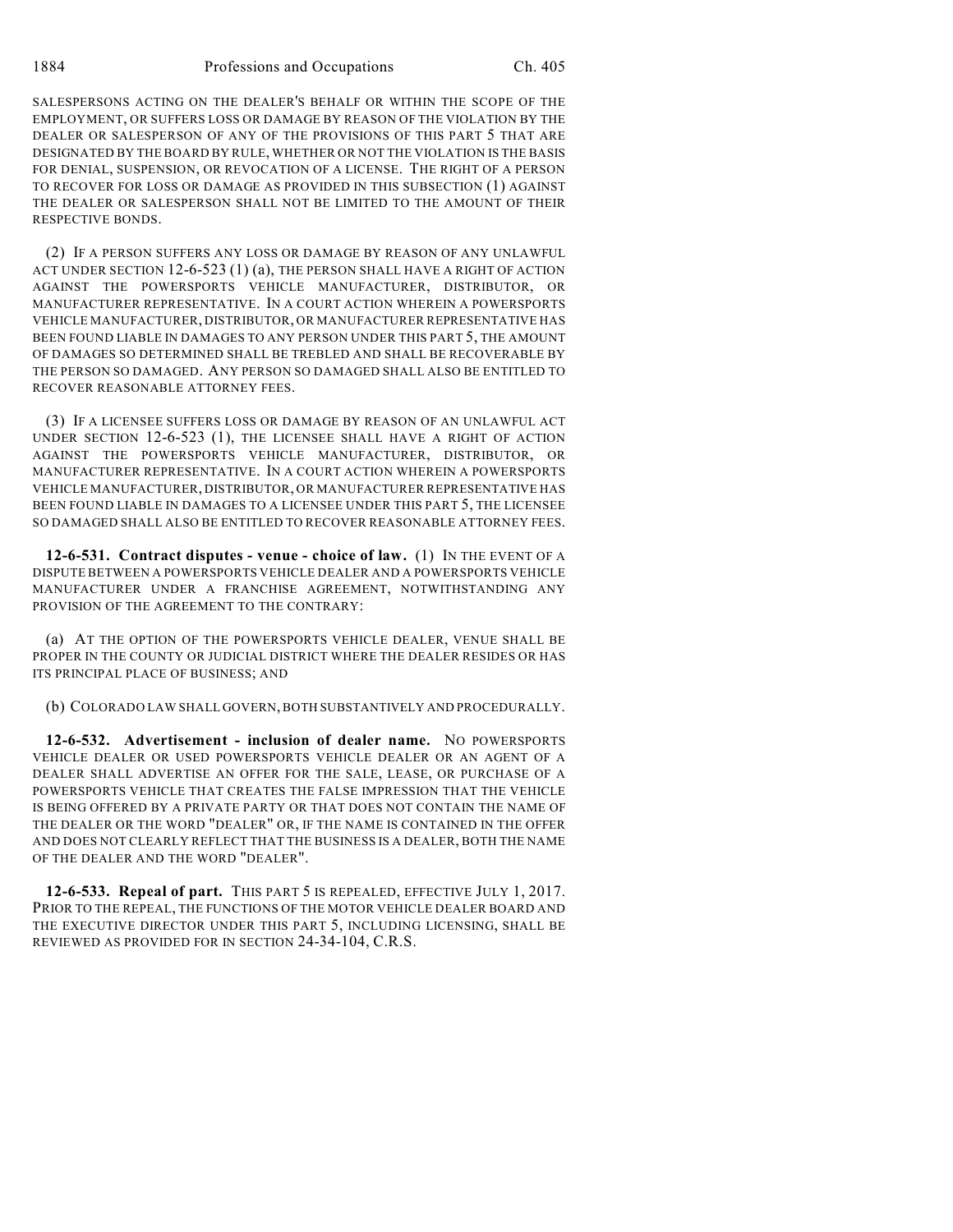SALESPERSONS ACTING ON THE DEALER'S BEHALF OR WITHIN THE SCOPE OF THE EMPLOYMENT, OR SUFFERS LOSS OR DAMAGE BY REASON OF THE VIOLATION BY THE DEALER OR SALESPERSON OF ANY OF THE PROVISIONS OF THIS PART 5 THAT ARE DESIGNATED BY THE BOARD BY RULE, WHETHER OR NOT THE VIOLATION IS THE BASIS FOR DENIAL, SUSPENSION, OR REVOCATION OF A LICENSE. THE RIGHT OF A PERSON TO RECOVER FOR LOSS OR DAMAGE AS PROVIDED IN THIS SUBSECTION (1) AGAINST THE DEALER OR SALESPERSON SHALL NOT BE LIMITED TO THE AMOUNT OF THEIR RESPECTIVE BONDS.

(2) IF A PERSON SUFFERS ANY LOSS OR DAMAGE BY REASON OF ANY UNLAWFUL ACT UNDER SECTION 12-6-523 (1) (a), THE PERSON SHALL HAVE A RIGHT OF ACTION AGAINST THE POWERSPORTS VEHICLE MANUFACTURER, DISTRIBUTOR, OR MANUFACTURER REPRESENTATIVE. IN A COURT ACTION WHEREIN A POWERSPORTS VEHICLE MANUFACTURER, DISTRIBUTOR, OR MANUFACTURER REPRESENTATIVE HAS BEEN FOUND LIABLE IN DAMAGES TO ANY PERSON UNDER THIS PART 5, THE AMOUNT OF DAMAGES SO DETERMINED SHALL BE TREBLED AND SHALL BE RECOVERABLE BY THE PERSON SO DAMAGED. ANY PERSON SO DAMAGED SHALL ALSO BE ENTITLED TO RECOVER REASONABLE ATTORNEY FEES.

(3) IF A LICENSEE SUFFERS LOSS OR DAMAGE BY REASON OF AN UNLAWFUL ACT UNDER SECTION 12-6-523 (1), THE LICENSEE SHALL HAVE A RIGHT OF ACTION AGAINST THE POWERSPORTS VEHICLE MANUFACTURER, DISTRIBUTOR, OR MANUFACTURER REPRESENTATIVE. IN A COURT ACTION WHEREIN A POWERSPORTS VEHICLE MANUFACTURER, DISTRIBUTOR, OR MANUFACTURER REPRESENTATIVE HAS BEEN FOUND LIABLE IN DAMAGES TO A LICENSEE UNDER THIS PART 5, THE LICENSEE SO DAMAGED SHALL ALSO BE ENTITLED TO RECOVER REASONABLE ATTORNEY FEES.

**12-6-531. Contract disputes - venue - choice of law.** (1) IN THE EVENT OF A DISPUTE BETWEEN A POWERSPORTS VEHICLE DEALER AND A POWERSPORTS VEHICLE MANUFACTURER UNDER A FRANCHISE AGREEMENT, NOTWITHSTANDING ANY PROVISION OF THE AGREEMENT TO THE CONTRARY:

(a) AT THE OPTION OF THE POWERSPORTS VEHICLE DEALER, VENUE SHALL BE PROPER IN THE COUNTY OR JUDICIAL DISTRICT WHERE THE DEALER RESIDES OR HAS ITS PRINCIPAL PLACE OF BUSINESS; AND

(b) COLORADO LAW SHALL GOVERN, BOTH SUBSTANTIVELY AND PROCEDURALLY.

**12-6-532. Advertisement - inclusion of dealer name.** NO POWERSPORTS VEHICLE DEALER OR USED POWERSPORTS VEHICLE DEALER OR AN AGENT OF A DEALER SHALL ADVERTISE AN OFFER FOR THE SALE, LEASE, OR PURCHASE OF A POWERSPORTS VEHICLE THAT CREATES THE FALSE IMPRESSION THAT THE VEHICLE IS BEING OFFERED BY A PRIVATE PARTY OR THAT DOES NOT CONTAIN THE NAME OF THE DEALER OR THE WORD "DEALER" OR, IF THE NAME IS CONTAINED IN THE OFFER AND DOES NOT CLEARLY REFLECT THAT THE BUSINESS IS A DEALER, BOTH THE NAME OF THE DEALER AND THE WORD "DEALER".

**12-6-533. Repeal of part.** THIS PART 5 IS REPEALED, EFFECTIVE JULY 1, 2017. PRIOR TO THE REPEAL, THE FUNCTIONS OF THE MOTOR VEHICLE DEALER BOARD AND THE EXECUTIVE DIRECTOR UNDER THIS PART 5, INCLUDING LICENSING, SHALL BE REVIEWED AS PROVIDED FOR IN SECTION 24-34-104, C.R.S.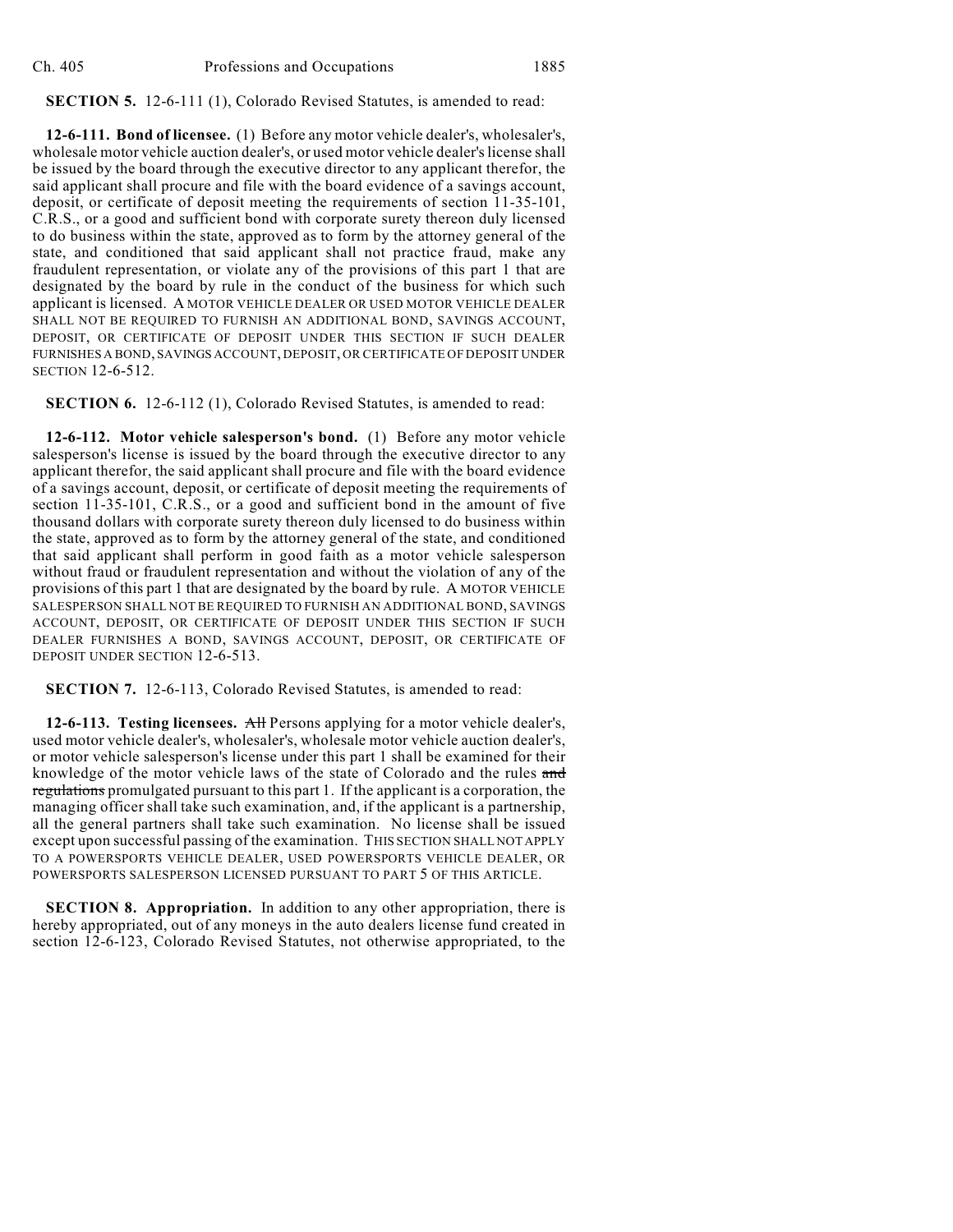**SECTION 5.** 12-6-111 (1), Colorado Revised Statutes, is amended to read:

**12-6-111. Bond of licensee.** (1) Before any motor vehicle dealer's, wholesaler's, wholesale motor vehicle auction dealer's, or used motor vehicle dealer's license shall be issued by the board through the executive director to any applicant therefor, the said applicant shall procure and file with the board evidence of a savings account, deposit, or certificate of deposit meeting the requirements of section 11-35-101, C.R.S., or a good and sufficient bond with corporate surety thereon duly licensed to do business within the state, approved as to form by the attorney general of the state, and conditioned that said applicant shall not practice fraud, make any fraudulent representation, or violate any of the provisions of this part 1 that are designated by the board by rule in the conduct of the business for which such applicant is licensed. A MOTOR VEHICLE DEALER OR USED MOTOR VEHICLE DEALER SHALL NOT BE REQUIRED TO FURNISH AN ADDITIONAL BOND, SAVINGS ACCOUNT, DEPOSIT, OR CERTIFICATE OF DEPOSIT UNDER THIS SECTION IF SUCH DEALER FURNISHES A BOND, SAVINGS ACCOUNT, DEPOSIT, OR CERTIFICATE OF DEPOSIT UNDER SECTION 12-6-512.

**SECTION 6.** 12-6-112 (1), Colorado Revised Statutes, is amended to read:

**12-6-112. Motor vehicle salesperson's bond.** (1) Before any motor vehicle salesperson's license is issued by the board through the executive director to any applicant therefor, the said applicant shall procure and file with the board evidence of a savings account, deposit, or certificate of deposit meeting the requirements of section 11-35-101, C.R.S., or a good and sufficient bond in the amount of five thousand dollars with corporate surety thereon duly licensed to do business within the state, approved as to form by the attorney general of the state, and conditioned that said applicant shall perform in good faith as a motor vehicle salesperson without fraud or fraudulent representation and without the violation of any of the provisions of this part 1 that are designated by the board by rule. A MOTOR VEHICLE SALESPERSON SHALL NOT BE REQUIRED TO FURNISH AN ADDITIONAL BOND, SAVINGS ACCOUNT, DEPOSIT, OR CERTIFICATE OF DEPOSIT UNDER THIS SECTION IF SUCH DEALER FURNISHES A BOND, SAVINGS ACCOUNT, DEPOSIT, OR CERTIFICATE OF DEPOSIT UNDER SECTION 12-6-513.

**SECTION 7.** 12-6-113, Colorado Revised Statutes, is amended to read:

**12-6-113. Testing licensees.** ~~All~~ Persons applying for a motor vehicle dealer's, used motor vehicle dealer's, wholesaler's, wholesale motor vehicle auction dealer's, or motor vehicle salesperson's license under this part 1 shall be examined for their knowledge of the motor vehicle laws of the state of Colorado and the rules ~~and regulations~~ promulgated pursuant to this part 1. If the applicant is a corporation, the managing officer shall take such examination, and, if the applicant is a partnership, all the general partners shall take such examination. No license shall be issued except upon successful passing of the examination. THIS SECTION SHALL NOT APPLY TO A POWERSPORTS VEHICLE DEALER, USED POWERSPORTS VEHICLE DEALER, OR POWERSPORTS SALESPERSON LICENSED PURSUANT TO PART 5 OF THIS ARTICLE.

**SECTION 8. Appropriation.** In addition to any other appropriation, there is hereby appropriated, out of any moneys in the auto dealers license fund created in section 12-6-123, Colorado Revised Statutes, not otherwise appropriated, to the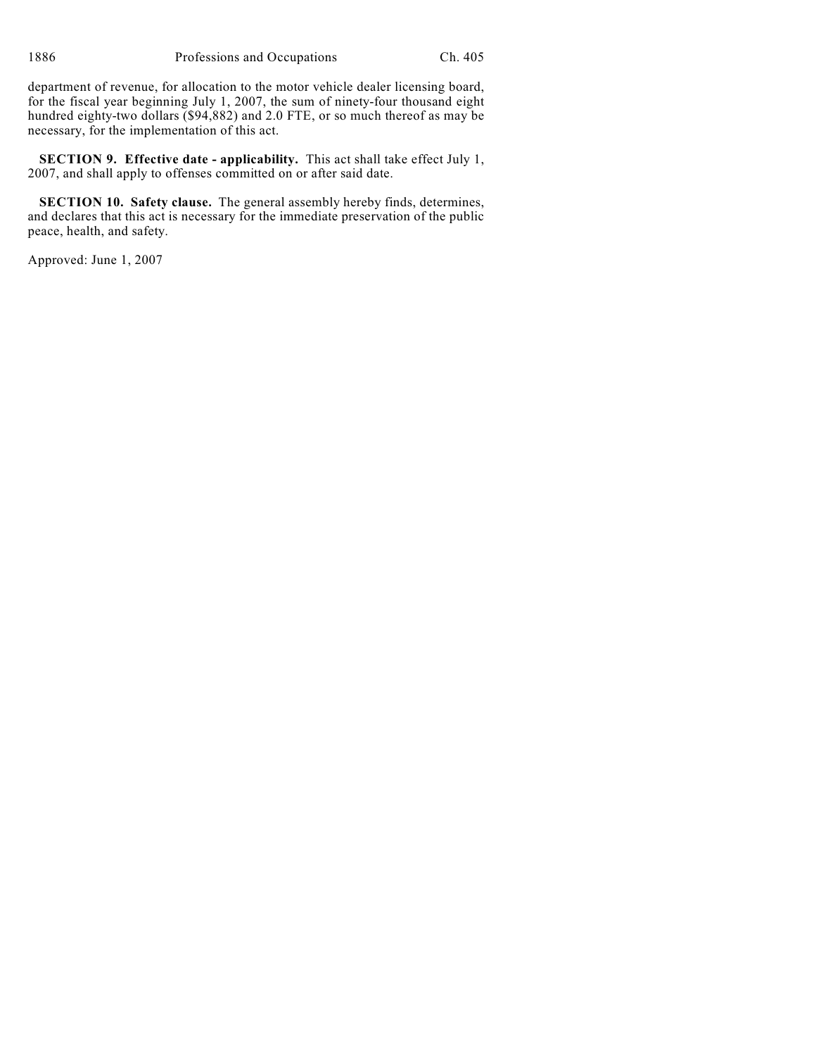department of revenue, for allocation to the motor vehicle dealer licensing board, for the fiscal year beginning July 1, 2007, the sum of ninety-four thousand eight hundred eighty-two dollars ($94,882) and 2.0 FTE, or so much thereof as may be necessary, for the implementation of this act.

**SECTION 9. Effective date - applicability.** This act shall take effect July 1, 2007, and shall apply to offenses committed on or after said date.

**SECTION 10. Safety clause.** The general assembly hereby finds, determines, and declares that this act is necessary for the immediate preservation of the public peace, health, and safety.

Approved: June 1, 2007